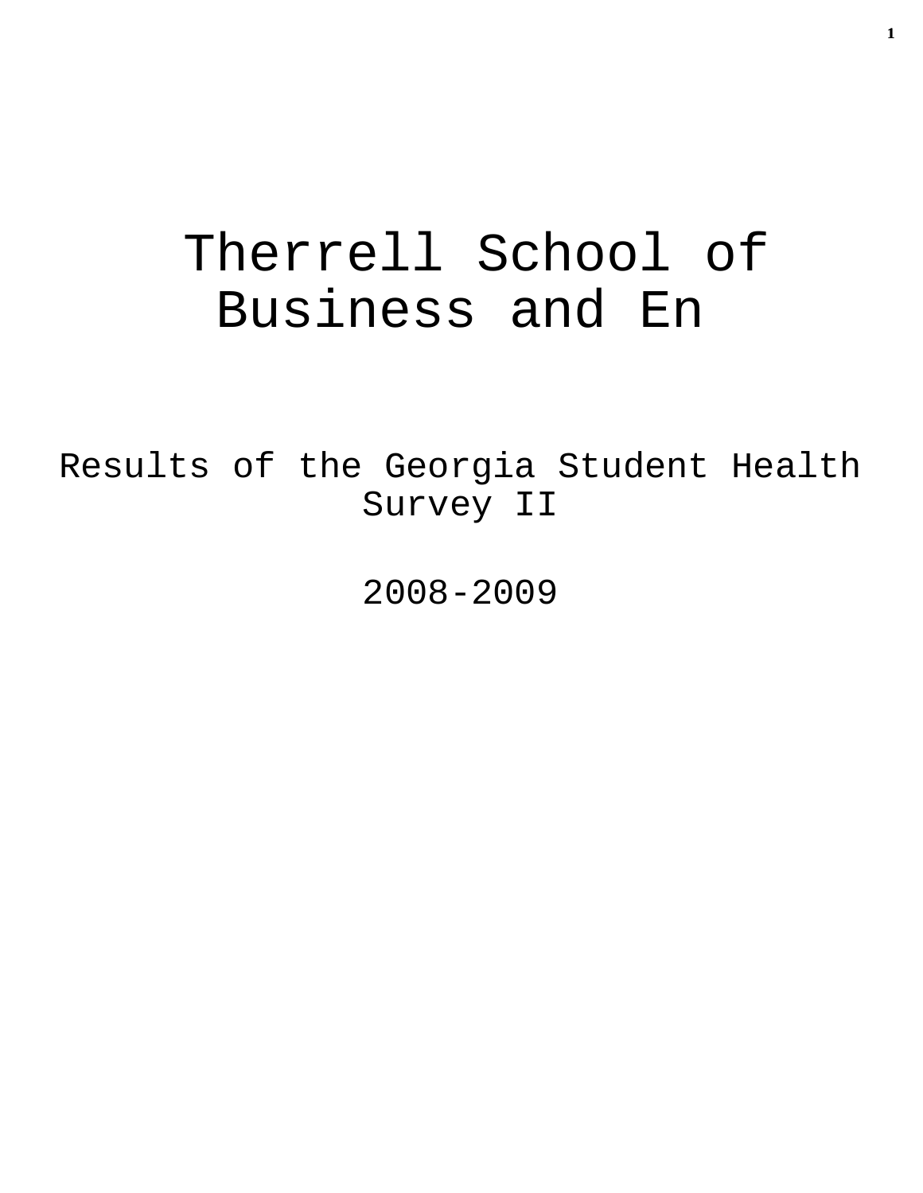# Therrell School of Business and En

Results of the Georgia Student Health Survey II

2008-2009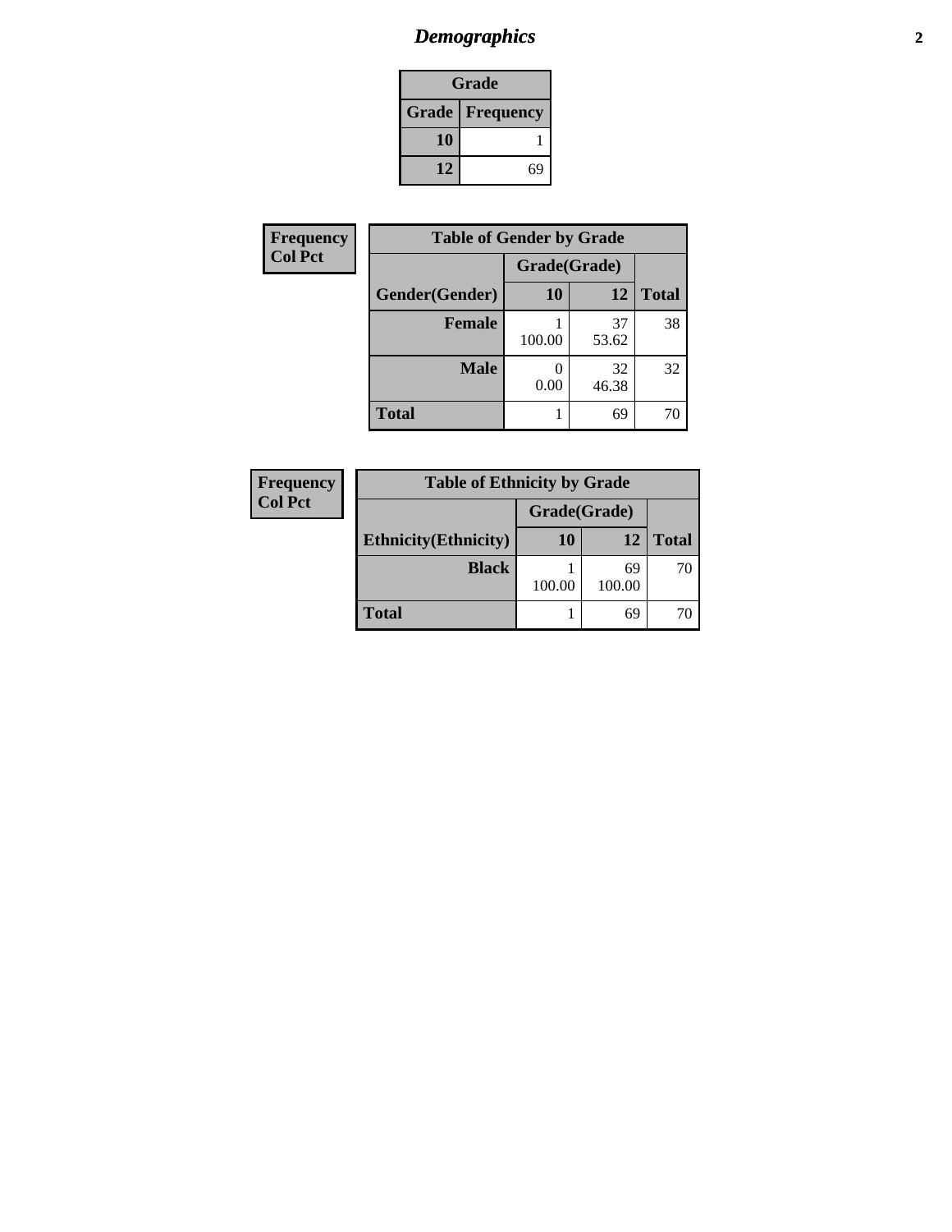# *Demographics*

| Grade | |
|---|---|
| **Grade** | **Frequency** |
| **10** | 1 |
| **12** | 69 |

| Frequency<br>Col Pct |
|---|

| Table of Gender by Grade | | | |
|---|---|---|---|
| | Grade(Grade) | | |
| **Gender(Gender)** | **10** | **12** | **Total** |
| **Female** | 1<br>100.00 | 37<br>53.62 | 38 |
| **Male** | 0<br>0.00 | 32<br>46.38 | 32 |
| **Total** | 1 | 69 | 70 |

| Frequency<br>Col Pct |
|---|

| Table of Ethnicity by Grade | | | |
|---|---|---|---|
| | Grade(Grade) | | |
| **Ethnicity(Ethnicity)** | **10** | **12** | **Total** |
| **Black** | 1<br>100.00 | 69<br>100.00 | 70 |
| **Total** | 1 | 69 | 70 |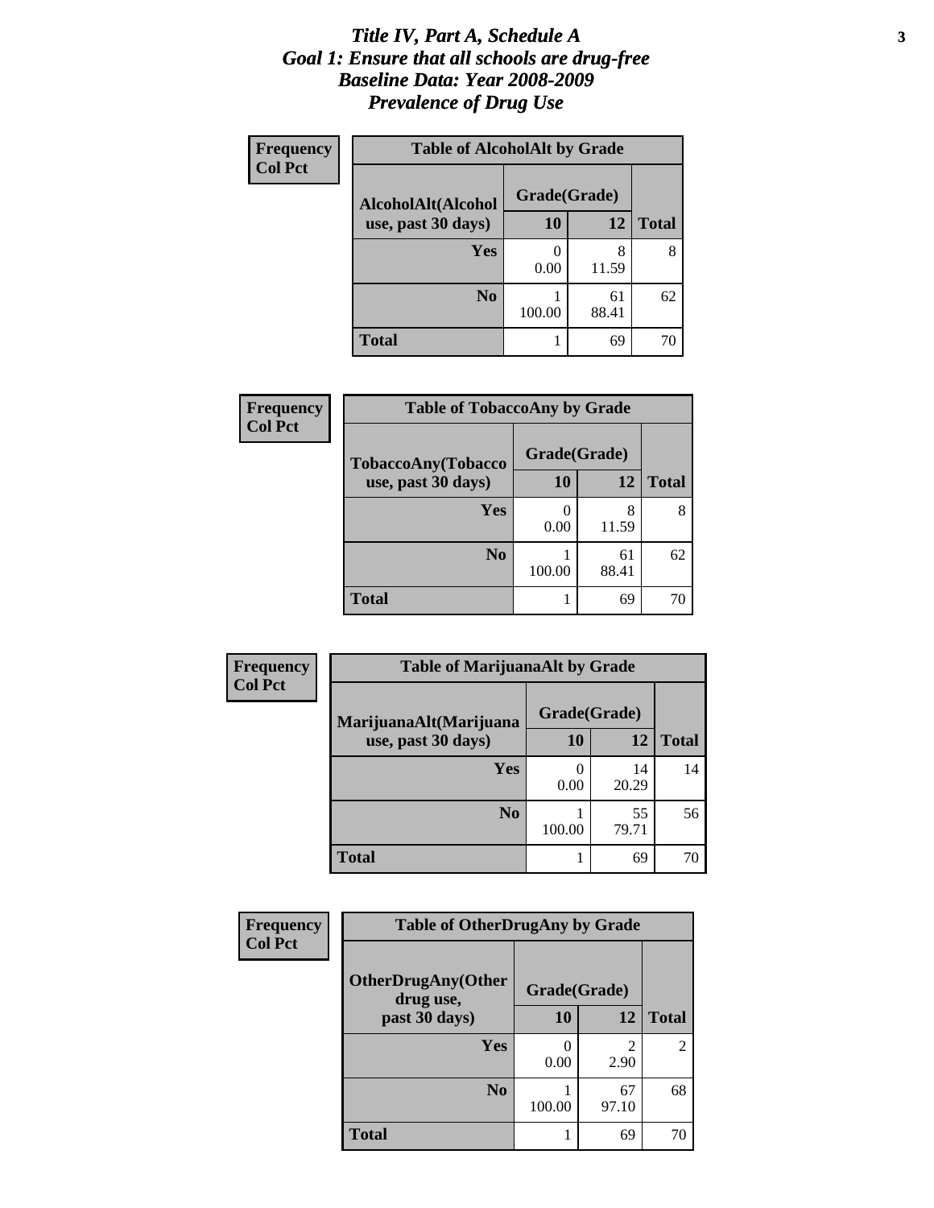# *Title IV, Part A, Schedule A*
# *Goal 1: Ensure that all schools are drug-free*
# *Baseline Data: Year 2008-2009*
# *Prevalence of Drug Use*

**Frequency**
**Col Pct**

**Table of AlcoholAlt by Grade**

| AlcoholAlt(Alcohol use, past 30 days) | Grade(Grade) 10 | 12 | Total |
|---|---|---|---|
| **Yes** | 0<br>0.00 | 8<br>11.59 | 8 |
| **No** | 1<br>100.00 | 61<br>88.41 | 62 |
| **Total** | 1 | 69 | 70 |

**Frequency**
**Col Pct**

**Table of TobaccoAny by Grade**

| TobaccoAny(Tobacco use, past 30 days) | Grade(Grade) 10 | 12 | Total |
|---|---|---|---|
| **Yes** | 0<br>0.00 | 8<br>11.59 | 8 |
| **No** | 1<br>100.00 | 61<br>88.41 | 62 |
| **Total** | 1 | 69 | 70 |

**Frequency**
**Col Pct**

**Table of MarijuanaAlt by Grade**

| MarijuanaAlt(Marijuana use, past 30 days) | Grade(Grade) 10 | 12 | Total |
|---|---|---|---|
| **Yes** | 0<br>0.00 | 14<br>20.29 | 14 |
| **No** | 1<br>100.00 | 55<br>79.71 | 56 |
| **Total** | 1 | 69 | 70 |

**Frequency**
**Col Pct**

**Table of OtherDrugAny by Grade**

| OtherDrugAny(Other drug use, past 30 days) | Grade(Grade) 10 | 12 | Total |
|---|---|---|---|
| **Yes** | 0<br>0.00 | 2<br>2.90 | 2 |
| **No** | 1<br>100.00 | 67<br>97.10 | 68 |
| **Total** | 1 | 69 | 70 |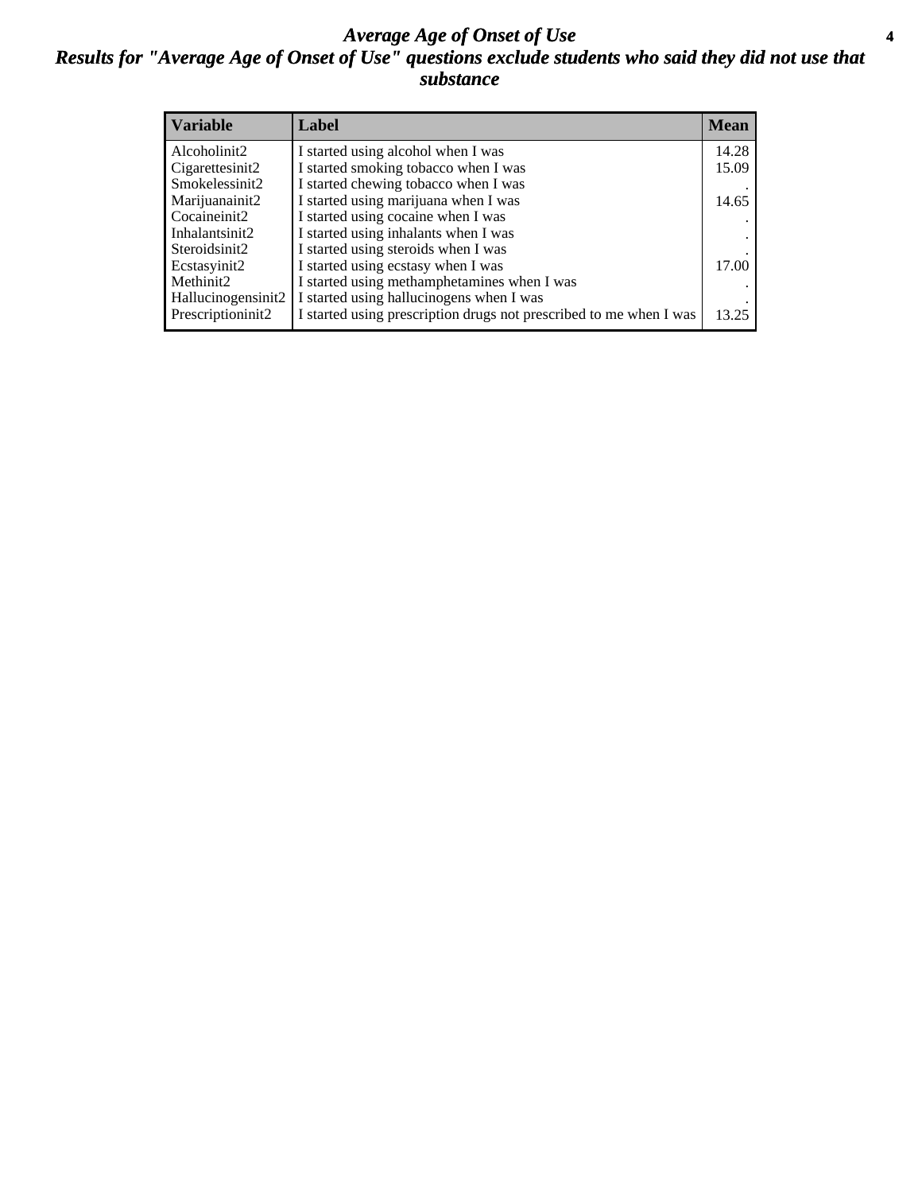# *Average Age of Onset of Use*

## *Results for "Average Age of Onset of Use" questions exclude students who said they did not use that substance*

| Variable | Label | Mean |
|---|---|---|
| Alcoholinit2 | I started using alcohol when I was | 14.28 |
| Cigarettesinit2 | I started smoking tobacco when I was | 15.09 |
| Smokelessinit2 | I started chewing tobacco when I was | . |
| Marijuanainit2 | I started using marijuana when I was | 14.65 |
| Cocaineinit2 | I started using cocaine when I was | . |
| Inhalantsinit2 | I started using inhalants when I was | . |
| Steroidsinit2 | I started using steroids when I was | . |
| Ecstasyinit2 | I started using ecstasy when I was | 17.00 |
| Methinit2 | I started using methamphetamines when I was | . |
| Hallucinogensinit2 | I started using hallucinogens when I was | . |
| Prescriptioninit2 | I started using prescription drugs not prescribed to me when I was | 13.25 |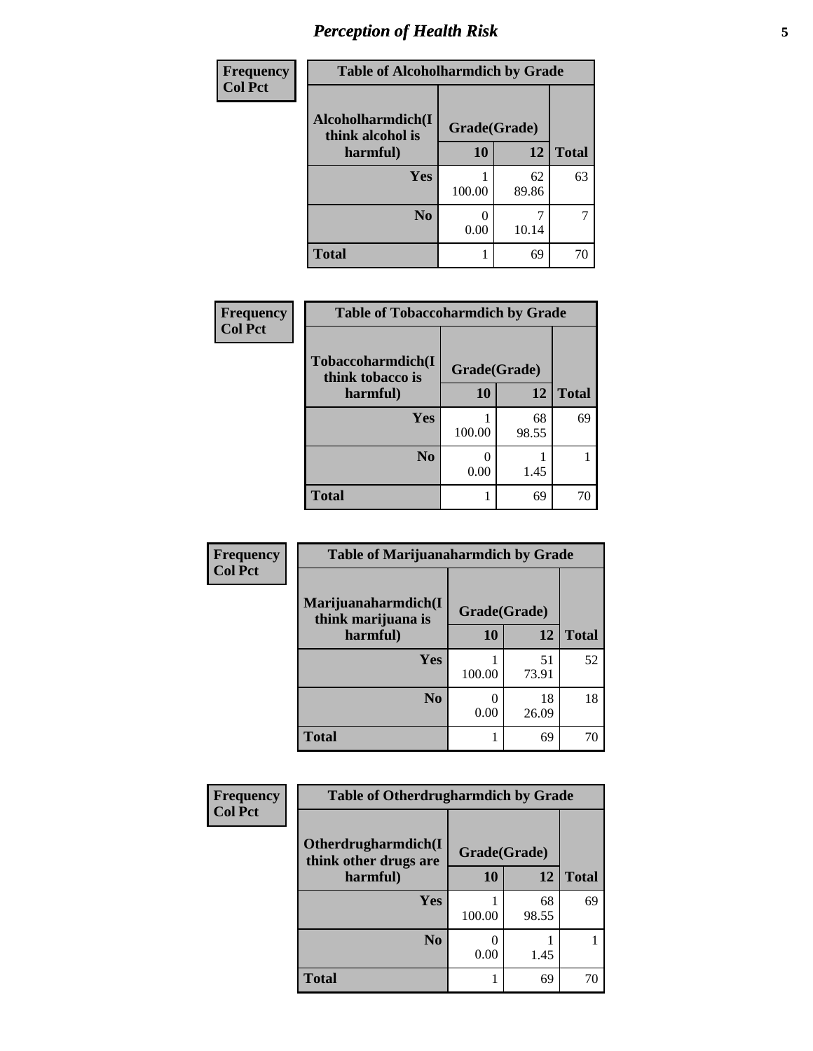## Perception of Health Risk

**Frequency**
**Col Pct**

| Table of Alcoholharmdich by Grade | | | |
|---|---|---|---|
| Alcoholharmdich(I think alcohol is harmful) | Grade(Grade) | | |
| | 10 | 12 | Total |
| Yes | 1<br>100.00 | 62<br>89.86 | 63 |
| No | 0<br>0.00 | 7<br>10.14 | 7 |
| Total | 1 | 69 | 70 |

**Frequency**
**Col Pct**

| Table of Tobaccoharmdich by Grade | | | |
|---|---|---|---|
| Tobaccoharmdich(I think tobacco is harmful) | Grade(Grade) | | |
| | 10 | 12 | Total |
| Yes | 1<br>100.00 | 68<br>98.55 | 69 |
| No | 0<br>0.00 | 1<br>1.45 | 1 |
| Total | 1 | 69 | 70 |

**Frequency**
**Col Pct**

| Table of Marijuanaharmdich by Grade | | | |
|---|---|---|---|
| Marijuanaharmdich(I think marijuana is harmful) | Grade(Grade) | | |
| | 10 | 12 | Total |
| Yes | 1<br>100.00 | 51<br>73.91 | 52 |
| No | 0<br>0.00 | 18<br>26.09 | 18 |
| Total | 1 | 69 | 70 |

**Frequency**
**Col Pct**

| Table of Otherdrugharmdich by Grade | | | |
|---|---|---|---|
| Otherdrugharmdich(I think other drugs are harmful) | Grade(Grade) | | |
| | 10 | 12 | Total |
| Yes | 1<br>100.00 | 68<br>98.55 | 69 |
| No | 0<br>0.00 | 1<br>1.45 | 1 |
| Total | 1 | 69 | 70 |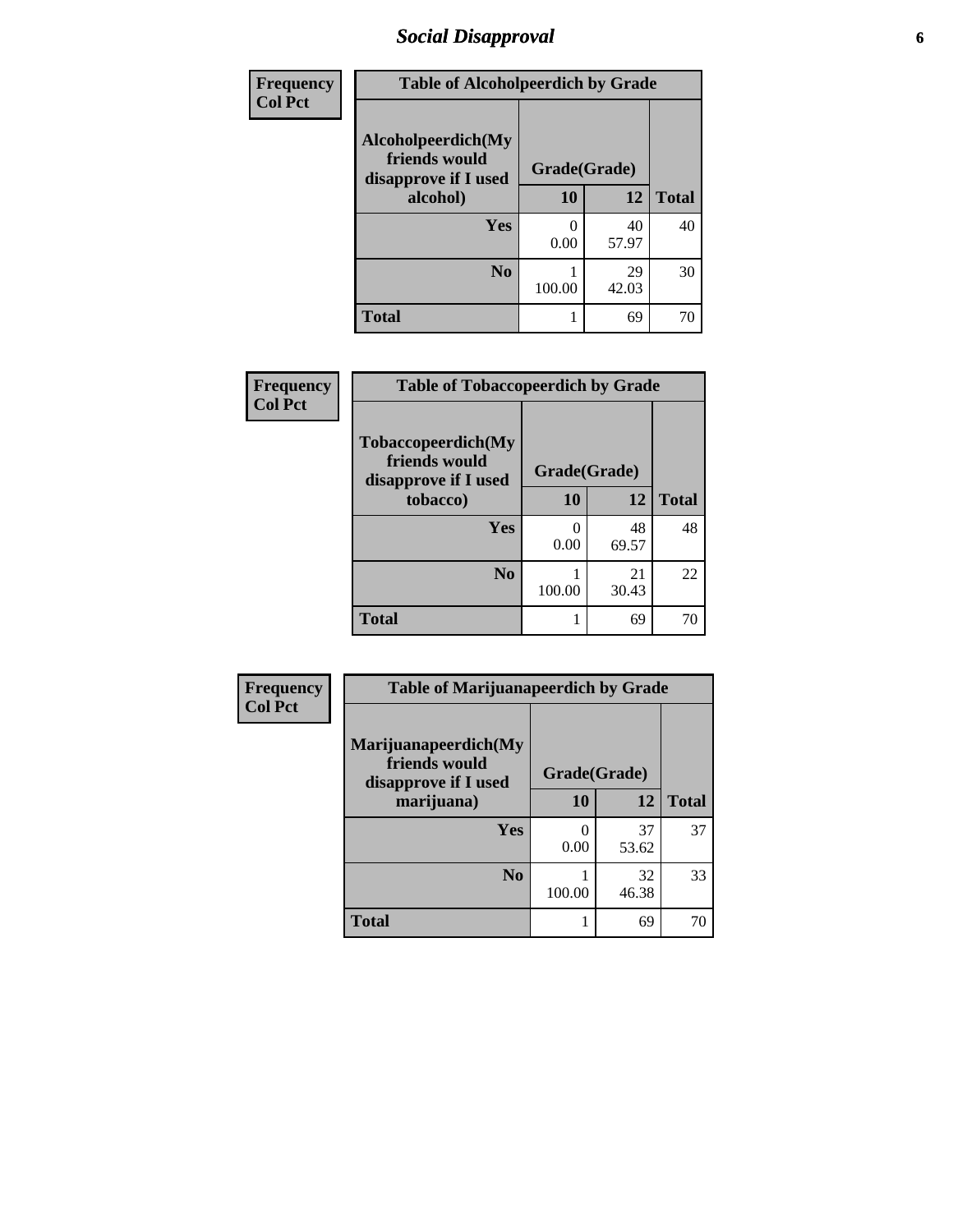# Social Disapproval

| Frequency Col Pct | | | |
|---|---|---|---|
| **Table of Alcoholpeerdich by Grade** | | | |
| **Alcoholpeerdich(My friends would disapprove if I used alcohol)** | **Grade(Grade)** | | |
| | **10** | **12** | **Total** |
| **Yes** | 0<br>0.00 | 40<br>57.97 | 40 |
| **No** | 1<br>100.00 | 29<br>42.03 | 30 |
| **Total** | 1 | 69 | 70 |

| Frequency Col Pct | | | |
|---|---|---|---|
| **Table of Tobaccopeerdich by Grade** | | | |
| **Tobaccopeerdich(My friends would disapprove if I used tobacco)** | **Grade(Grade)** | | |
| | **10** | **12** | **Total** |
| **Yes** | 0<br>0.00 | 48<br>69.57 | 48 |
| **No** | 1<br>100.00 | 21<br>30.43 | 22 |
| **Total** | 1 | 69 | 70 |

| Frequency Col Pct | | | |
|---|---|---|---|
| **Table of Marijuanapeerdich by Grade** | | | |
| **Marijuanapeerdich(My friends would disapprove if I used marijuana)** | **Grade(Grade)** | | |
| | **10** | **12** | **Total** |
| **Yes** | 0<br>0.00 | 37<br>53.62 | 37 |
| **No** | 1<br>100.00 | 32<br>46.38 | 33 |
| **Total** | 1 | 69 | 70 |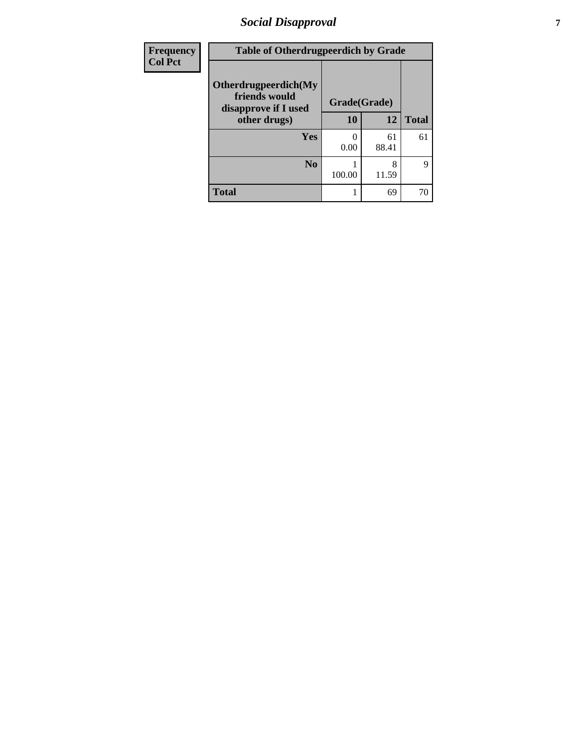| Frequency<br>Col Pct |
|---|

**Table of Otherdrugpeerdich by Grade**

| Otherdrugpeerdich(My friends would disapprove if I used other drugs) | Grade(Grade) 10 | 12 | Total |
|---|---|---|---|
| Yes | 0<br>0.00 | 61<br>88.41 | 61 |
| No | 1<br>100.00 | 8<br>11.59 | 9 |
| Total | 1 | 69 | 70 |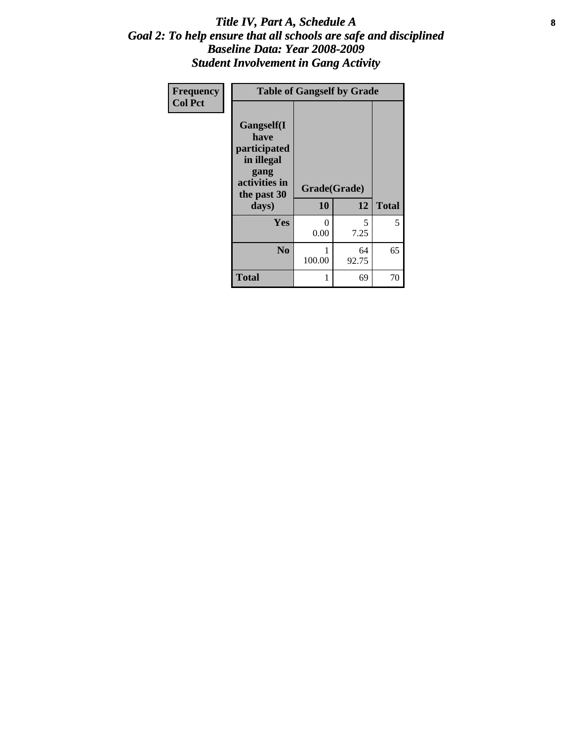# *Title IV, Part A, Schedule A*
## *Goal 2: To help ensure that all schools are safe and disciplined*
## *Baseline Data: Year 2008-2009*
## *Student Involvement in Gang Activity*

**Frequency**
**Col Pct**

| Table of Gangself by Grade | | | |
|---|---|---|---|
| **Gangself(I have participated in illegal gang activities in the past 30 days)** | **Grade(Grade)** | | |
| | **10** | **12** | **Total** |
| **Yes** | 0<br>0.00 | 5<br>7.25 | 5 |
| **No** | 1<br>100.00 | 64<br>92.75 | 65 |
| **Total** | 1 | 69 | 70 |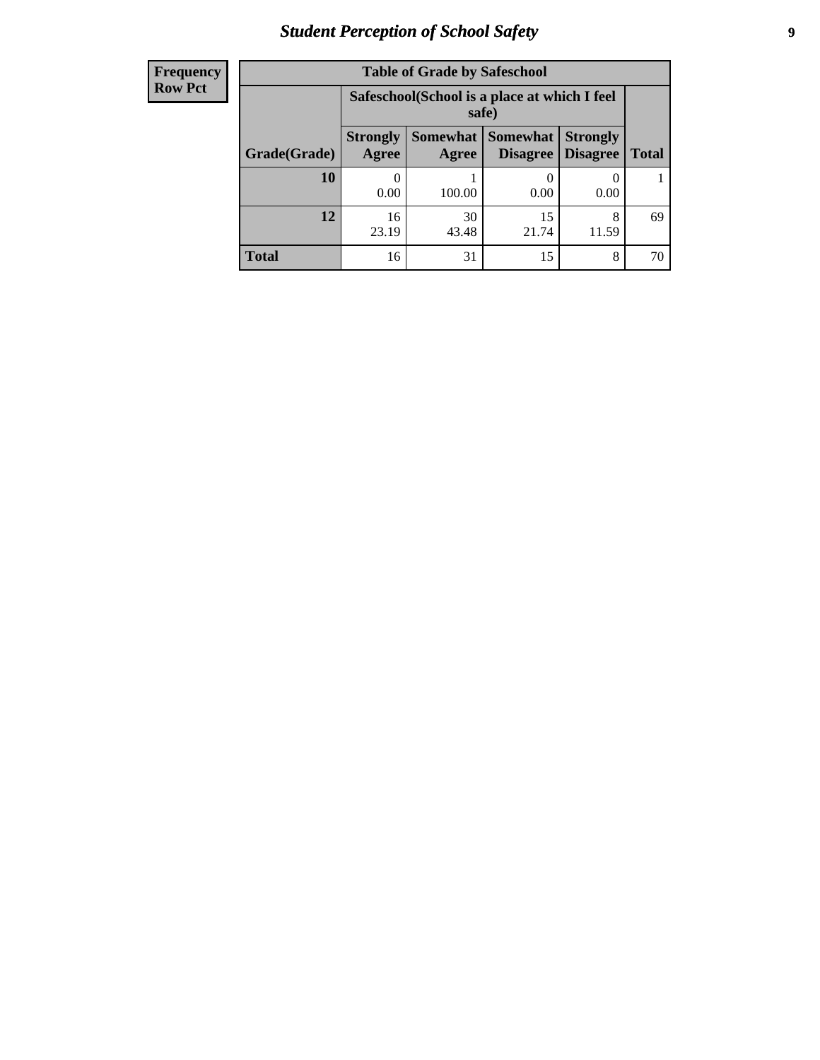| Frequency<br>Row Pct |
|---|

**Table of Grade by Safeschool**

| Grade(Grade) | Safeschool(School is a place at which I feel safe) | | | | Total |
|---|---|---|---|---|---|
| | Strongly Agree | Somewhat Agree | Somewhat Disagree | Strongly Disagree | |
| **10** | 0<br>0.00 | 1<br>100.00 | 0<br>0.00 | 0<br>0.00 | 1 |
| **12** | 16<br>23.19 | 30<br>43.48 | 15<br>21.74 | 8<br>11.59 | 69 |
| **Total** | 16 | 31 | 15 | 8 | 70 |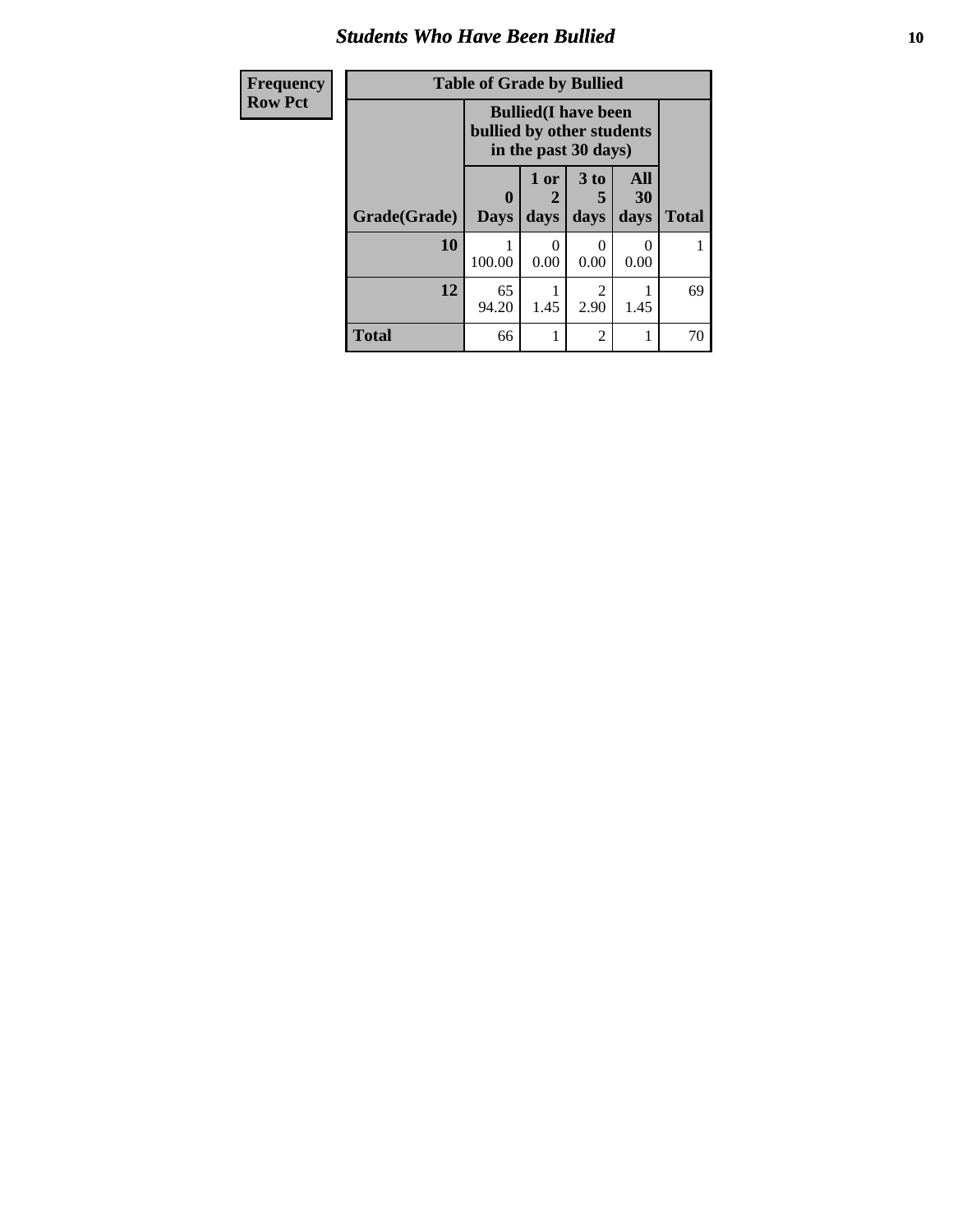# Students Who Have Been Bullied

| Frequency<br>Row Pct |
|---|

**Table of Grade by Bullied**

| Grade(Grade) | Bullied(I have been bullied by other students in the past 30 days) | | | | Total |
|---|---|---|---|---|---|
| | 0 Days | 1 or 2 days | 3 to 5 days | All 30 days | |
| **10** | 1<br>100.00 | 0<br>0.00 | 0<br>0.00 | 0<br>0.00 | 1 |
| **12** | 65<br>94.20 | 1<br>1.45 | 2<br>2.90 | 1<br>1.45 | 69 |
| **Total** | 66 | 1 | 2 | 1 | 70 |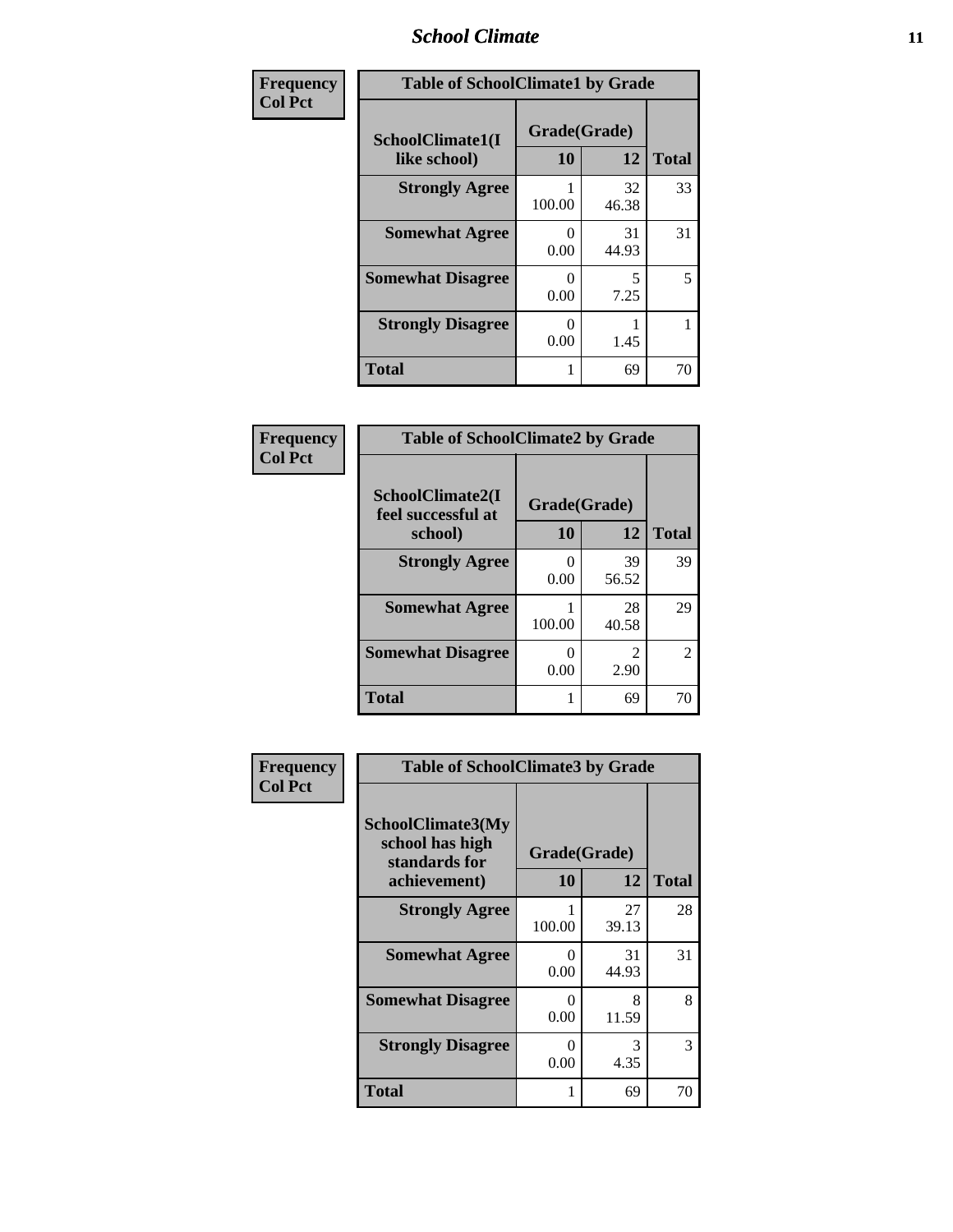## School Climate

| Frequency<br>Col Pct | Table of SchoolClimate1 by Grade | | |
|---|---|---|---|
| **SchoolClimate1(I like school)** | **Grade(Grade)** | | |
| | **10** | **12** | **Total** |
| **Strongly Agree** | 1<br>100.00 | 32<br>46.38 | 33 |
| **Somewhat Agree** | 0<br>0.00 | 31<br>44.93 | 31 |
| **Somewhat Disagree** | 0<br>0.00 | 5<br>7.25 | 5 |
| **Strongly Disagree** | 0<br>0.00 | 1<br>1.45 | 1 |
| **Total** | 1 | 69 | 70 |

| Frequency<br>Col Pct | Table of SchoolClimate2 by Grade | | |
|---|---|---|---|
| **SchoolClimate2(I feel successful at school)** | **Grade(Grade)** | | |
| | **10** | **12** | **Total** |
| **Strongly Agree** | 0<br>0.00 | 39<br>56.52 | 39 |
| **Somewhat Agree** | 1<br>100.00 | 28<br>40.58 | 29 |
| **Somewhat Disagree** | 0<br>0.00 | 2<br>2.90 | 2 |
| **Total** | 1 | 69 | 70 |

| Frequency<br>Col Pct | Table of SchoolClimate3 by Grade | | |
|---|---|---|---|
| **SchoolClimate3(My school has high standards for achievement)** | **Grade(Grade)** | | |
| | **10** | **12** | **Total** |
| **Strongly Agree** | 1<br>100.00 | 27<br>39.13 | 28 |
| **Somewhat Agree** | 0<br>0.00 | 31<br>44.93 | 31 |
| **Somewhat Disagree** | 0<br>0.00 | 8<br>11.59 | 8 |
| **Strongly Disagree** | 0<br>0.00 | 3<br>4.35 | 3 |
| **Total** | 1 | 69 | 70 |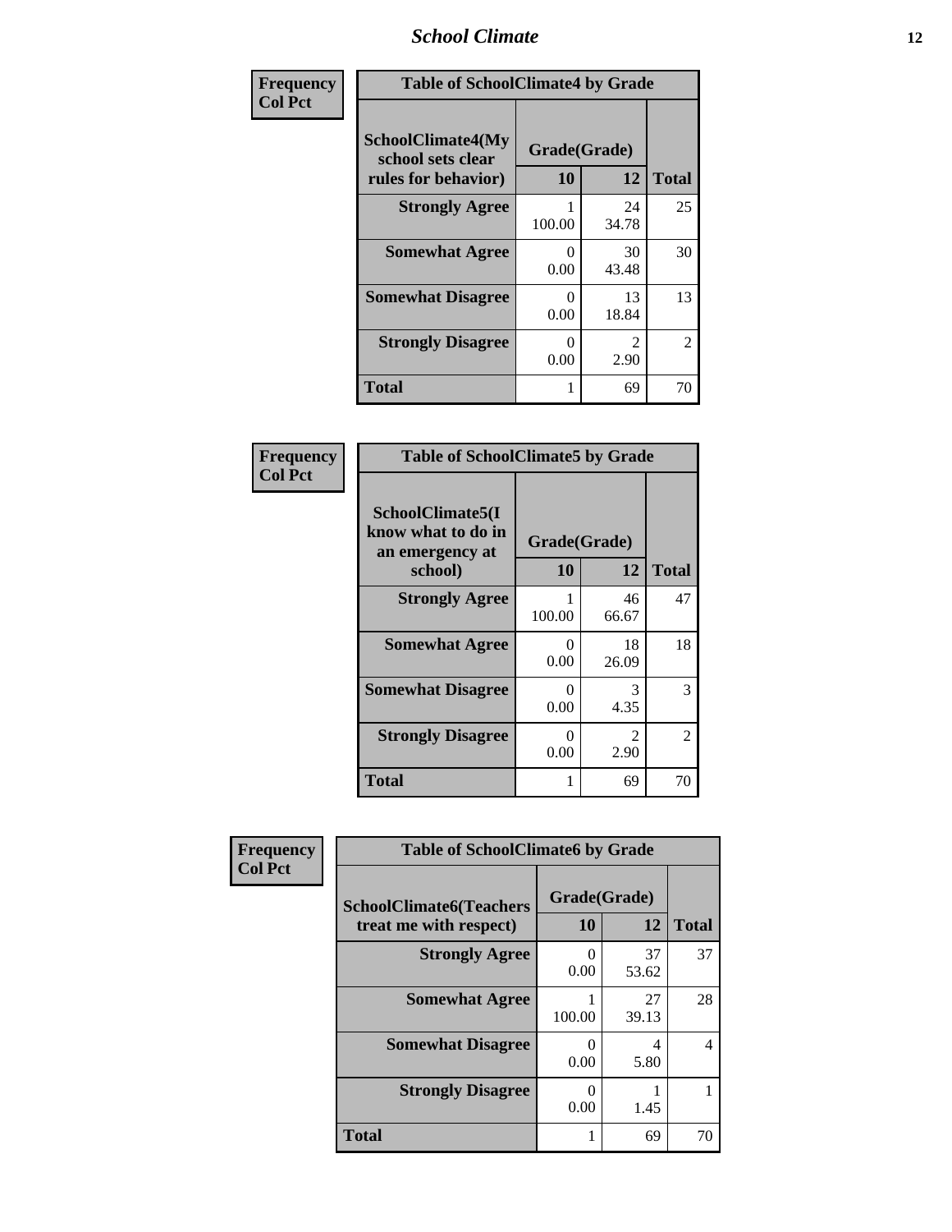| Frequency<br>Col Pct | Table of SchoolClimate4 by Grade | | |
|---|---|---|---|
| SchoolClimate4(My school sets clear rules for behavior) | Grade(Grade) | | |
| | 10 | 12 | Total |
| Strongly Agree | 1<br>100.00 | 24<br>34.78 | 25 |
| Somewhat Agree | 0<br>0.00 | 30<br>43.48 | 30 |
| Somewhat Disagree | 0<br>0.00 | 13<br>18.84 | 13 |
| Strongly Disagree | 0<br>0.00 | 2<br>2.90 | 2 |
| Total | 1 | 69 | 70 |

| Frequency<br>Col Pct | Table of SchoolClimate5 by Grade | | |
|---|---|---|---|
| SchoolClimate5(I know what to do in an emergency at school) | Grade(Grade) | | |
| | 10 | 12 | Total |
| Strongly Agree | 1<br>100.00 | 46<br>66.67 | 47 |
| Somewhat Agree | 0<br>0.00 | 18<br>26.09 | 18 |
| Somewhat Disagree | 0<br>0.00 | 3<br>4.35 | 3 |
| Strongly Disagree | 0<br>0.00 | 2<br>2.90 | 2 |
| Total | 1 | 69 | 70 |

| Frequency<br>Col Pct | Table of SchoolClimate6 by Grade | | |
|---|---|---|---|
| SchoolClimate6(Teachers treat me with respect) | Grade(Grade) | | |
| | 10 | 12 | Total |
| Strongly Agree | 0<br>0.00 | 37<br>53.62 | 37 |
| Somewhat Agree | 1<br>100.00 | 27<br>39.13 | 28 |
| Somewhat Disagree | 0<br>0.00 | 4<br>5.80 | 4 |
| Strongly Disagree | 0<br>0.00 | 1<br>1.45 | 1 |
| Total | 1 | 69 | 70 |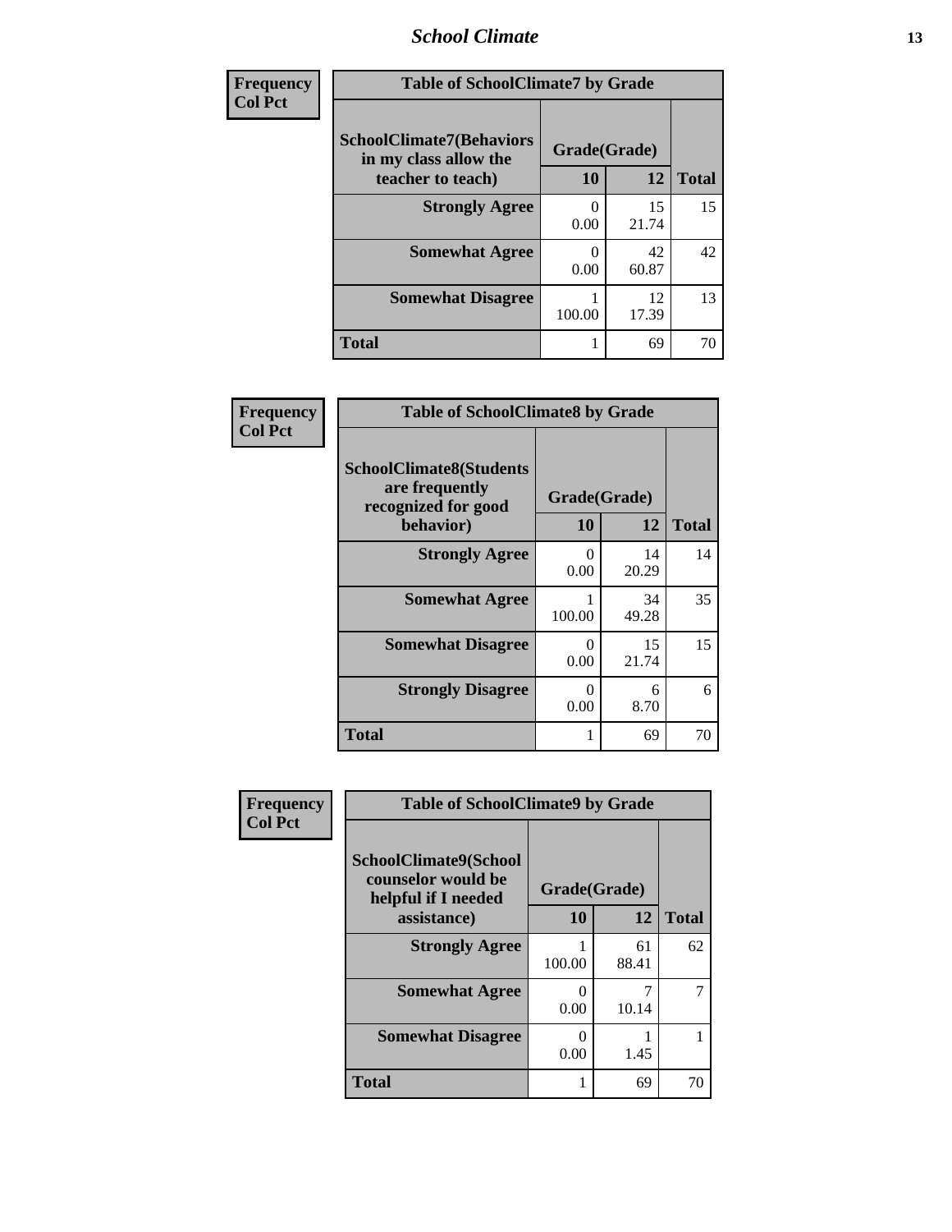| Frequency<br>Col Pct | Table of SchoolClimate7 by Grade | | |
|---|---|---|---|
| SchoolClimate7(Behaviors in my class allow the teacher to teach) | Grade(Grade) | | |
| | 10 | 12 | Total |
| Strongly Agree | 0<br>0.00 | 15<br>21.74 | 15 |
| Somewhat Agree | 0<br>0.00 | 42<br>60.87 | 42 |
| Somewhat Disagree | 1<br>100.00 | 12<br>17.39 | 13 |
| Total | 1 | 69 | 70 |

| Frequency<br>Col Pct | Table of SchoolClimate8 by Grade | | |
|---|---|---|---|
| SchoolClimate8(Students are frequently recognized for good behavior) | Grade(Grade) | | |
| | 10 | 12 | Total |
| Strongly Agree | 0<br>0.00 | 14<br>20.29 | 14 |
| Somewhat Agree | 1<br>100.00 | 34<br>49.28 | 35 |
| Somewhat Disagree | 0<br>0.00 | 15<br>21.74 | 15 |
| Strongly Disagree | 0<br>0.00 | 6<br>8.70 | 6 |
| Total | 1 | 69 | 70 |

| Frequency<br>Col Pct | Table of SchoolClimate9 by Grade | | |
|---|---|---|---|
| SchoolClimate9(School counselor would be helpful if I needed assistance) | Grade(Grade) | | |
| | 10 | 12 | Total |
| Strongly Agree | 1<br>100.00 | 61<br>88.41 | 62 |
| Somewhat Agree | 0<br>0.00 | 7<br>10.14 | 7 |
| Somewhat Disagree | 0<br>0.00 | 1<br>1.45 | 1 |
| Total | 1 | 69 | 70 |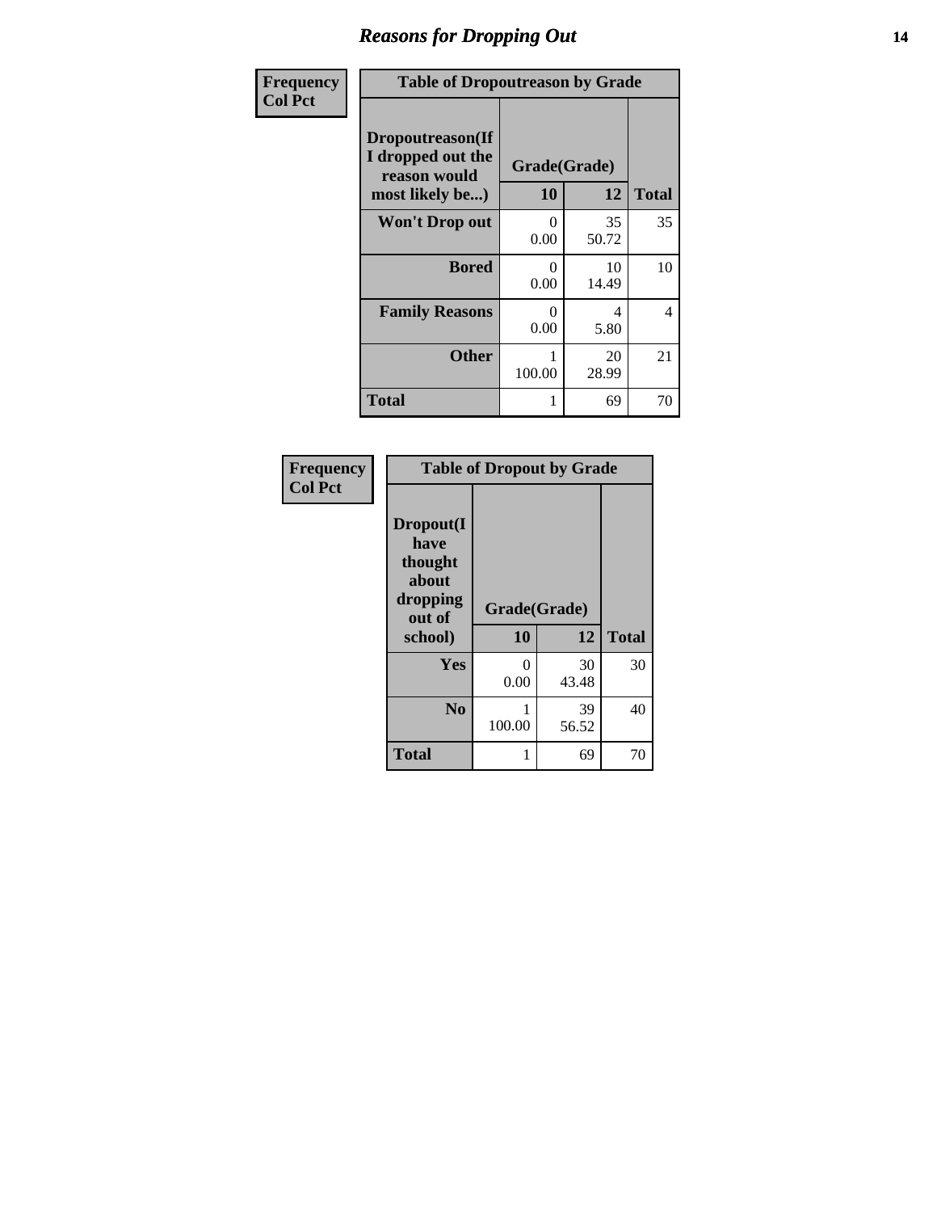## Reasons for Dropping Out

| Frequency<br>Col Pct | | | |
|---|---|---|---|

**Table of Dropoutreason by Grade**

| Dropoutreason(If I dropped out the reason would most likely be...) | Grade(Grade) 10 | 12 | Total |
|---|---|---|---|
| Won't Drop out | 0<br>0.00 | 35<br>50.72 | 35 |
| Bored | 0<br>0.00 | 10<br>14.49 | 10 |
| Family Reasons | 0<br>0.00 | 4<br>5.80 | 4 |
| Other | 1<br>100.00 | 20<br>28.99 | 21 |
| Total | 1 | 69 | 70 |

| Frequency<br>Col Pct | | | |
|---|---|---|---|

**Table of Dropout by Grade**

| Dropout(I have thought about dropping out of school) | Grade(Grade) 10 | 12 | Total |
|---|---|---|---|
| Yes | 0<br>0.00 | 30<br>43.48 | 30 |
| No | 1<br>100.00 | 39<br>56.52 | 40 |
| Total | 1 | 69 | 70 |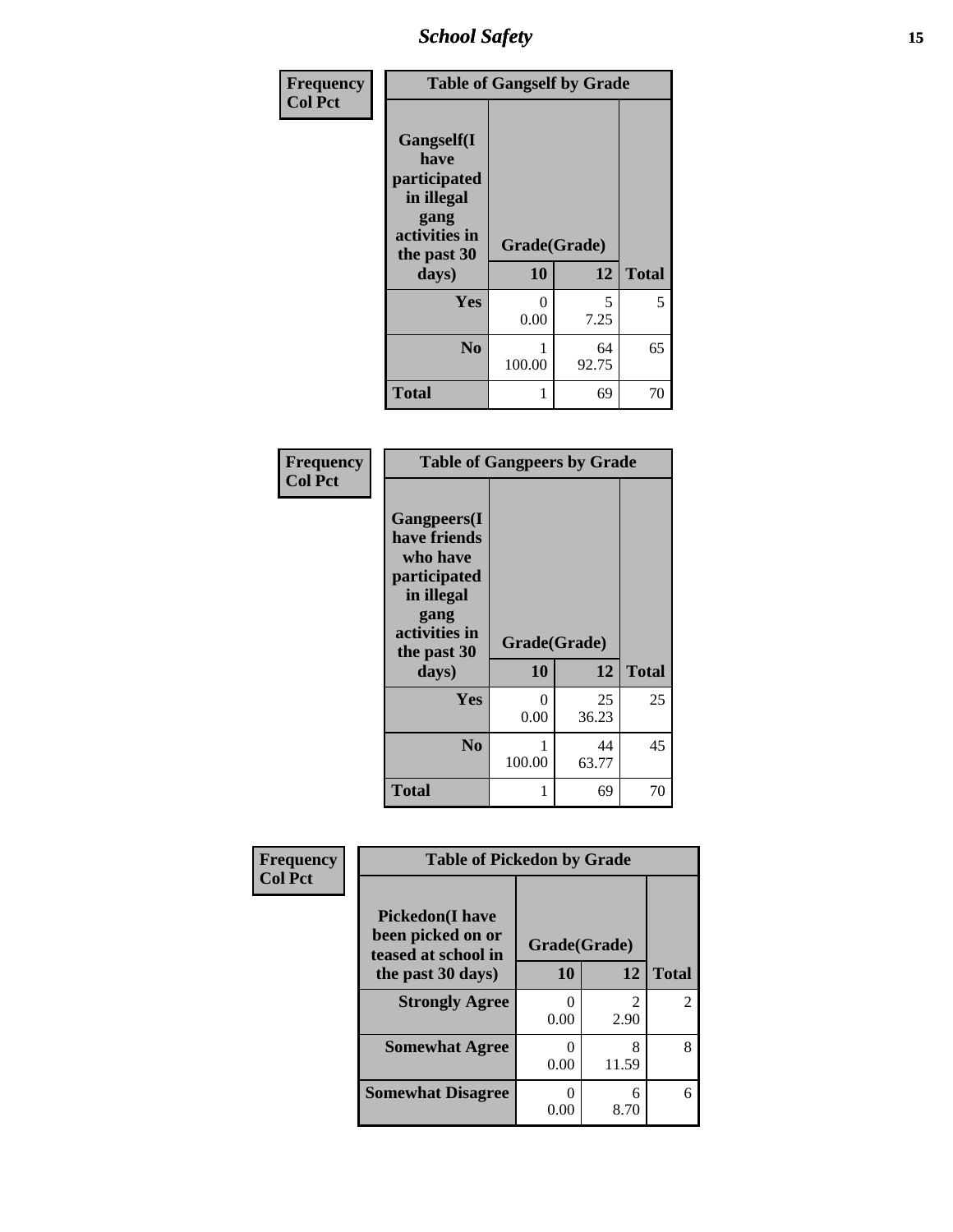| Frequency<br>Col Pct | Table of Gangself by Grade | | |
|---|---|---|---|
| Gangself(I have participated in illegal gang activities in the past 30 days) | Grade(Grade) | | |
| | 10 | 12 | Total |
| Yes | 0<br>0.00 | 5<br>7.25 | 5 |
| No | 1<br>100.00 | 64<br>92.75 | 65 |
| Total | 1 | 69 | 70 |

| Frequency<br>Col Pct | Table of Gangpeers by Grade | | |
|---|---|---|---|
| Gangpeers(I have friends who have participated in illegal gang activities in the past 30 days) | Grade(Grade) | | |
| | 10 | 12 | Total |
| Yes | 0<br>0.00 | 25<br>36.23 | 25 |
| No | 1<br>100.00 | 44<br>63.77 | 45 |
| Total | 1 | 69 | 70 |

| Frequency<br>Col Pct | Table of Pickedon by Grade | | |
|---|---|---|---|
| Pickedon(I have been picked on or teased at school in the past 30 days) | Grade(Grade) | | |
| | 10 | 12 | Total |
| Strongly Agree | 0<br>0.00 | 2<br>2.90 | 2 |
| Somewhat Agree | 0<br>0.00 | 8<br>11.59 | 8 |
| Somewhat Disagree | 0<br>0.00 | 6<br>8.70 | 6 |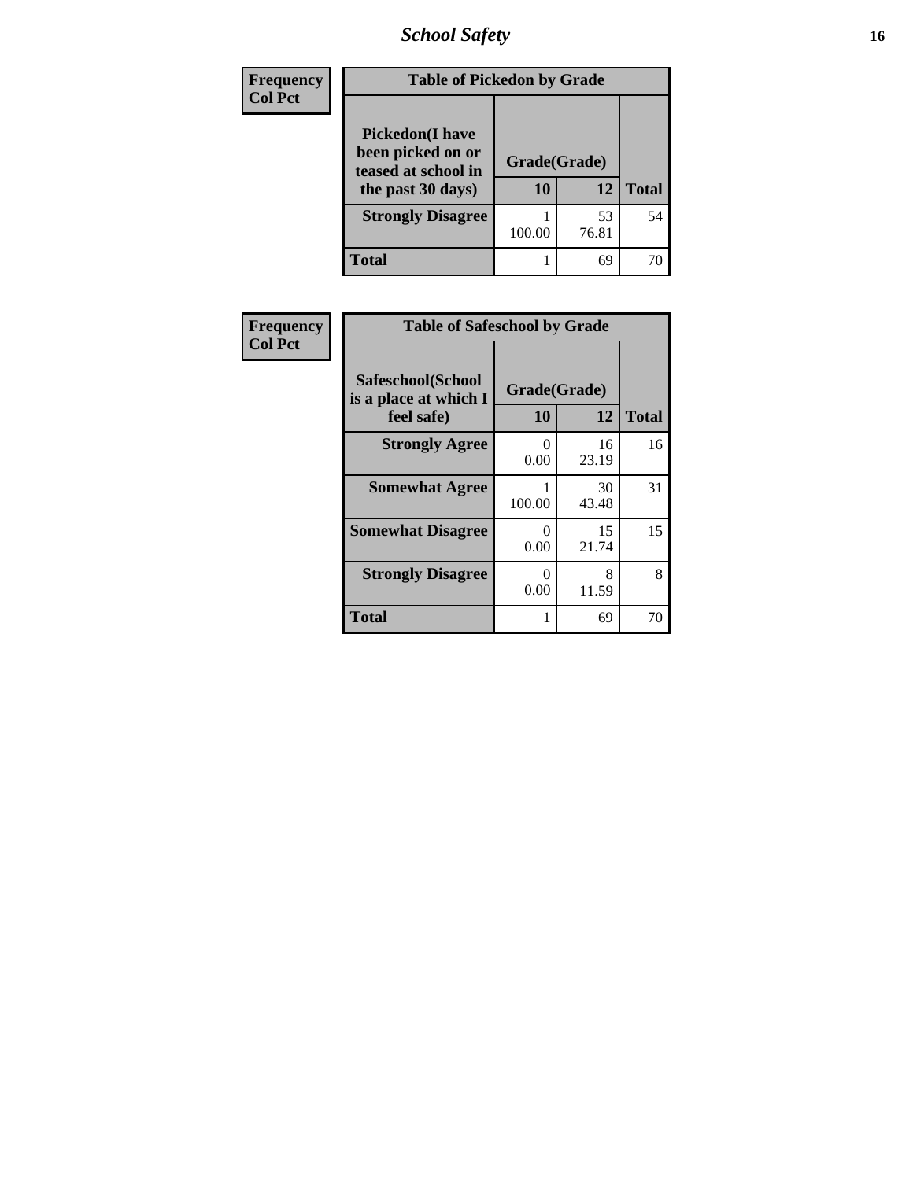Frequency
Col Pct

**Table of Pickedon by Grade**

| Pickedon(I have been picked on or teased at school in the past 30 days) | Grade(Grade) | | Total |
|---|---|---|---|
| | 10 | 12 | |
| **Strongly Disagree** | 1<br>100.00 | 53<br>76.81 | 54 |
| **Total** | 1 | 69 | 70 |

Frequency
Col Pct

**Table of Safeschool by Grade**

| Safeschool(School is a place at which I feel safe) | Grade(Grade) | | Total |
|---|---|---|---|
| | 10 | 12 | |
| **Strongly Agree** | 0<br>0.00 | 16<br>23.19 | 16 |
| **Somewhat Agree** | 1<br>100.00 | 30<br>43.48 | 31 |
| **Somewhat Disagree** | 0<br>0.00 | 15<br>21.74 | 15 |
| **Strongly Disagree** | 0<br>0.00 | 8<br>11.59 | 8 |
| **Total** | 1 | 69 | 70 |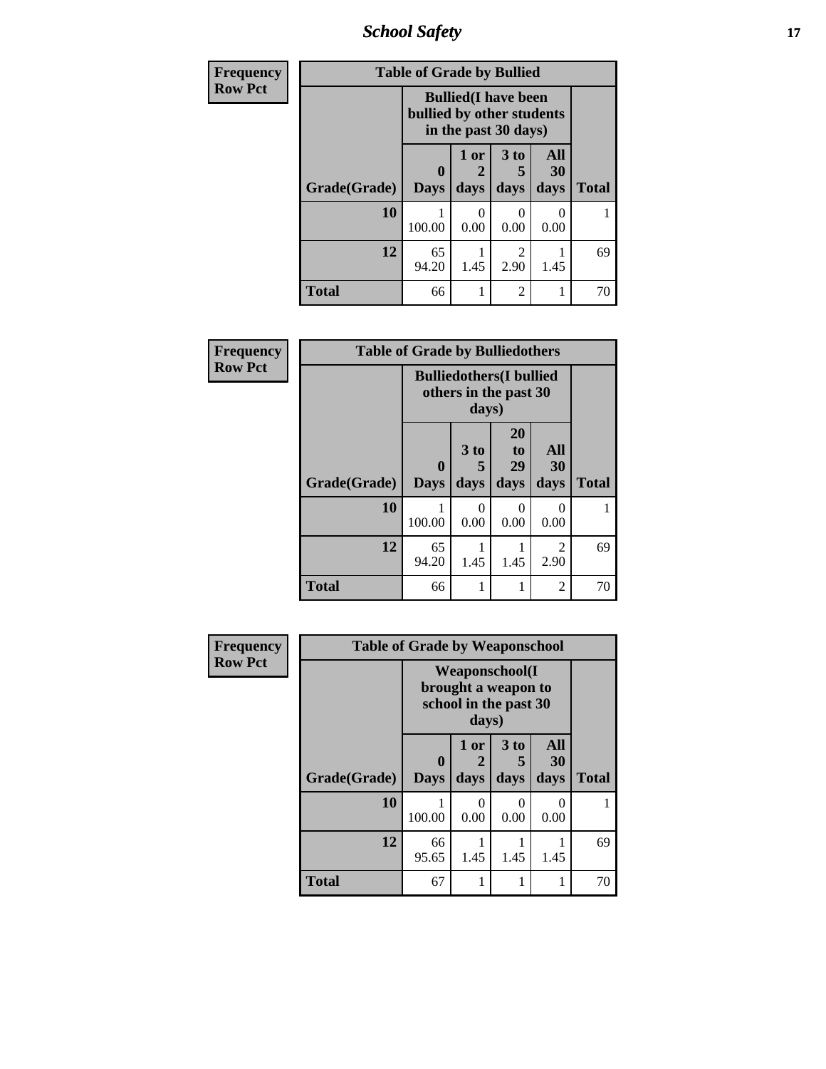**Frequency**
**Row Pct**

| Table of Grade by Bullied | | | | | |
|---|---|---|---|---|---|
| | Bullied(I have been bullied by other students in the past 30 days) | | | | |
| Grade(Grade) | 0 Days | 1 or 2 days | 3 to 5 days | All 30 days | Total |
| **10** | 1<br>100.00 | 0<br>0.00 | 0<br>0.00 | 0<br>0.00 | 1 |
| **12** | 65<br>94.20 | 1<br>1.45 | 2<br>2.90 | 1<br>1.45 | 69 |
| **Total** | 66 | 1 | 2 | 1 | 70 |

**Frequency**
**Row Pct**

| Table of Grade by Bulliedothers | | | | | |
|---|---|---|---|---|---|
| | Bulliedothers(I bullied others in the past 30 days) | | | | |
| Grade(Grade) | 0 Days | 3 to 5 days | 20 to 29 days | All 30 days | Total |
| **10** | 1<br>100.00 | 0<br>0.00 | 0<br>0.00 | 0<br>0.00 | 1 |
| **12** | 65<br>94.20 | 1<br>1.45 | 1<br>1.45 | 2<br>2.90 | 69 |
| **Total** | 66 | 1 | 1 | 2 | 70 |

**Frequency**
**Row Pct**

| Table of Grade by Weaponschool | | | | | |
|---|---|---|---|---|---|
| | Weaponschool(I brought a weapon to school in the past 30 days) | | | | |
| Grade(Grade) | 0 Days | 1 or 2 days | 3 to 5 days | All 30 days | Total |
| **10** | 1<br>100.00 | 0<br>0.00 | 0<br>0.00 | 0<br>0.00 | 1 |
| **12** | 66<br>95.65 | 1<br>1.45 | 1<br>1.45 | 1<br>1.45 | 69 |
| **Total** | 67 | 1 | 1 | 1 | 70 |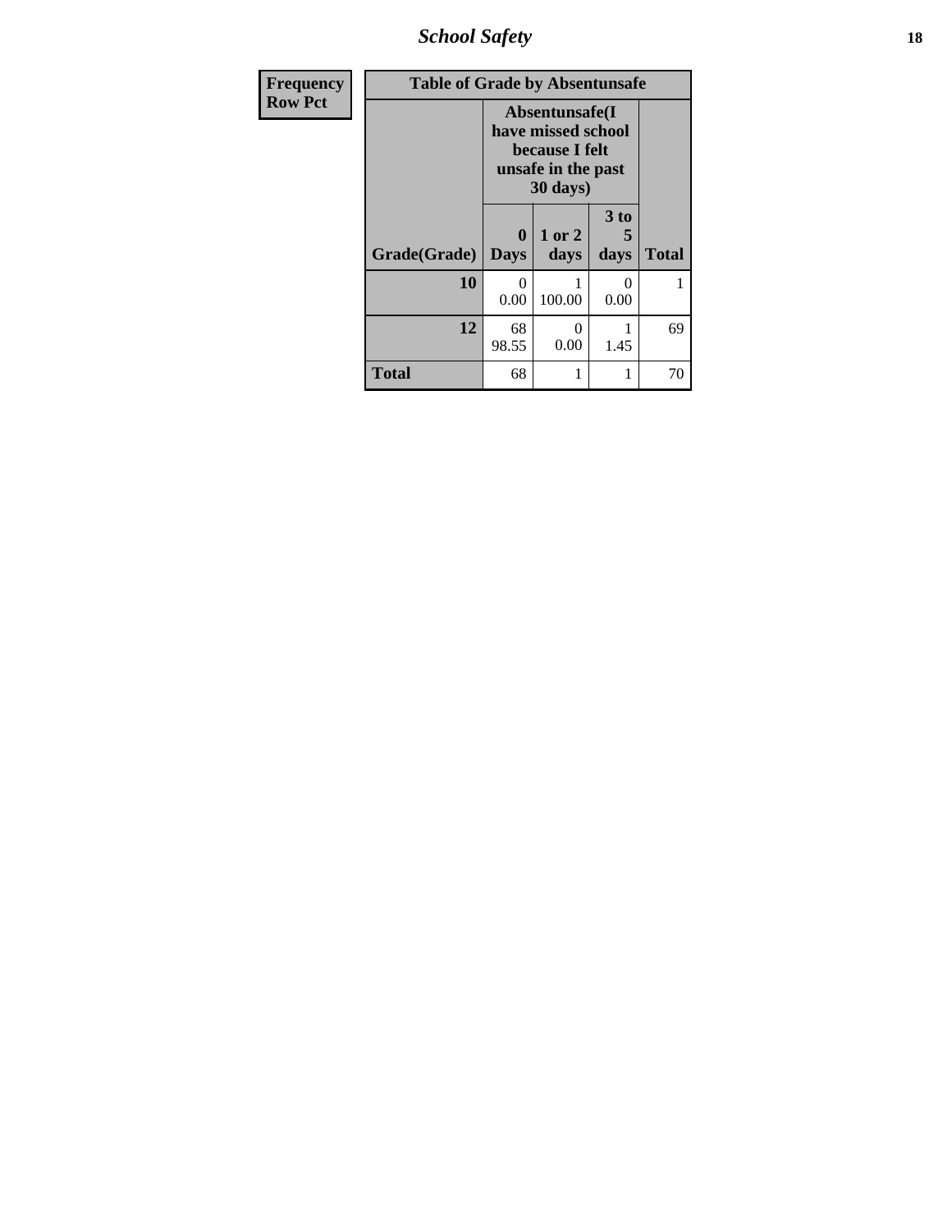| Frequency<br>Row Pct | Table of Grade by Absentunsafe | | | |
|---|---|---|---|---|
| | Absentunsafe(I have missed school because I felt unsafe in the past 30 days) | | | |
| Grade(Grade) | 0 Days | 1 or 2 days | 3 to 5 days | Total |
| 10 | 0<br>0.00 | 1<br>100.00 | 0<br>0.00 | 1 |
| 12 | 68<br>98.55 | 0<br>0.00 | 1<br>1.45 | 69 |
| Total | 68 | 1 | 1 | 70 |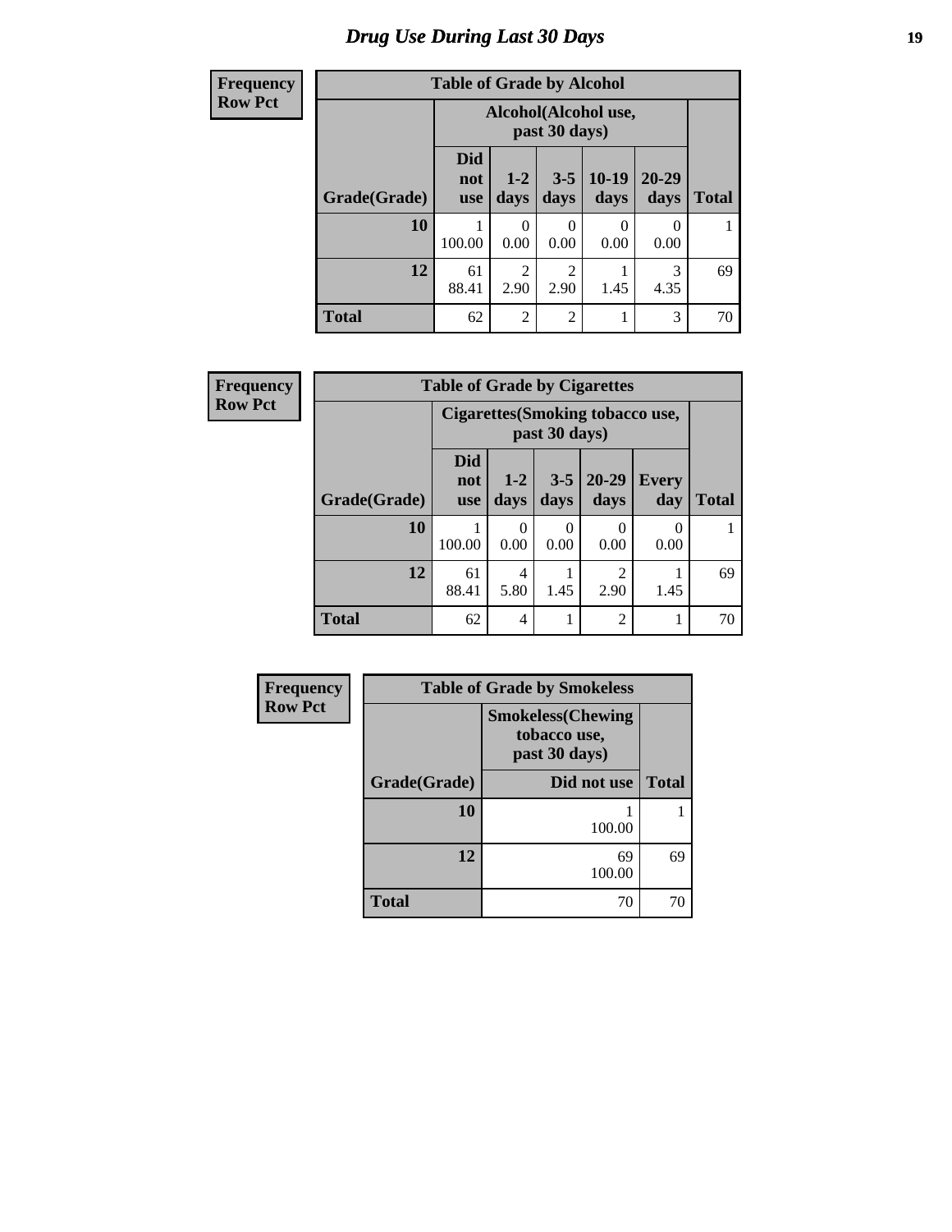# Drug Use During Last 30 Days

**Frequency**
**Row Pct**

| Table of Grade by Alcohol | | | | | | |
|---|---|---|---|---|---|---|
| | Alcohol(Alcohol use, past 30 days) | | | | | |
| Grade(Grade) | Did not use | 1-2 days | 3-5 days | 10-19 days | 20-29 days | Total |
| 10 | 1<br>100.00 | 0<br>0.00 | 0<br>0.00 | 0<br>0.00 | 0<br>0.00 | 1 |
| 12 | 61<br>88.41 | 2<br>2.90 | 2<br>2.90 | 1<br>1.45 | 3<br>4.35 | 69 |
| Total | 62 | 2 | 2 | 1 | 3 | 70 |

**Frequency**
**Row Pct**

| Table of Grade by Cigarettes | | | | | | |
|---|---|---|---|---|---|---|
| | Cigarettes(Smoking tobacco use, past 30 days) | | | | | |
| Grade(Grade) | Did not use | 1-2 days | 3-5 days | 20-29 days | Every day | Total |
| 10 | 1<br>100.00 | 0<br>0.00 | 0<br>0.00 | 0<br>0.00 | 0<br>0.00 | 1 |
| 12 | 61<br>88.41 | 4<br>5.80 | 1<br>1.45 | 2<br>2.90 | 1<br>1.45 | 69 |
| Total | 62 | 4 | 1 | 2 | 1 | 70 |

**Frequency**
**Row Pct**

| Table of Grade by Smokeless | | |
|---|---|---|
| | Smokeless(Chewing tobacco use, past 30 days) | |
| Grade(Grade) | Did not use | Total |
| 10 | 1<br>100.00 | 1 |
| 12 | 69<br>100.00 | 69 |
| Total | 70 | 70 |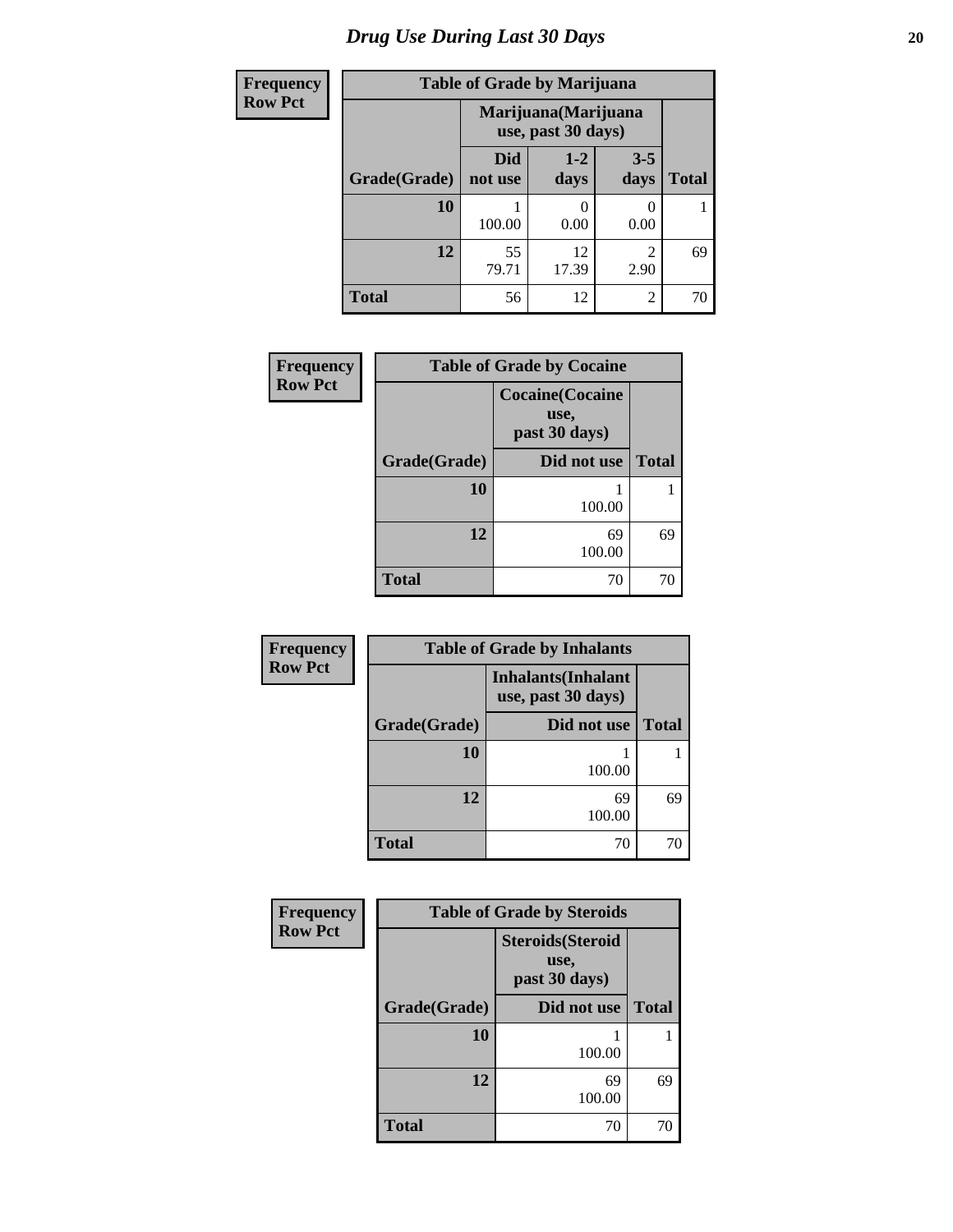# Drug Use During Last 30 Days

| Frequency Row Pct |
|---|

**Table of Grade by Marijuana**

| Grade(Grade) | Marijuana(Marijuana use, past 30 days) | | | Total |
|---|---|---|---|---|
| | Did not use | 1-2 days | 3-5 days | |
| 10 | 1<br>100.00 | 0<br>0.00 | 0<br>0.00 | 1 |
| 12 | 55<br>79.71 | 12<br>17.39 | 2<br>2.90 | 69 |
| Total | 56 | 12 | 2 | 70 |

| Frequency Row Pct |
|---|

**Table of Grade by Cocaine**

| Grade(Grade) | Cocaine(Cocaine use, past 30 days) | Total |
|---|---|---|
| | Did not use | |
| 10 | 1<br>100.00 | 1 |
| 12 | 69<br>100.00 | 69 |
| Total | 70 | 70 |

| Frequency Row Pct |
|---|

**Table of Grade by Inhalants**

| Grade(Grade) | Inhalants(Inhalant use, past 30 days) | Total |
|---|---|---|
| | Did not use | |
| 10 | 1<br>100.00 | 1 |
| 12 | 69<br>100.00 | 69 |
| Total | 70 | 70 |

| Frequency Row Pct |
|---|

**Table of Grade by Steroids**

| Grade(Grade) | Steroids(Steroid use, past 30 days) | Total |
|---|---|---|
| | Did not use | |
| 10 | 1<br>100.00 | 1 |
| 12 | 69<br>100.00 | 69 |
| Total | 70 | 70 |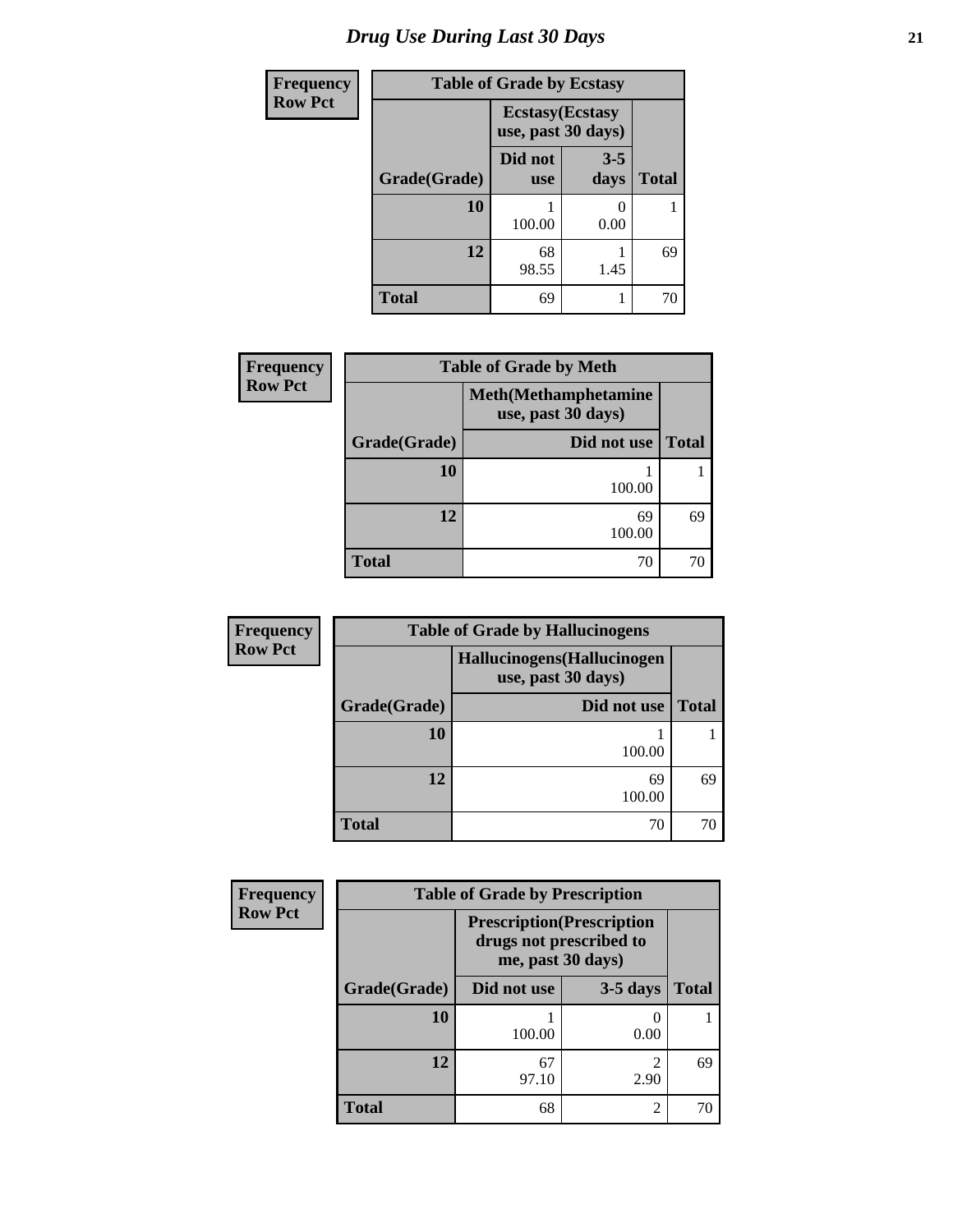# Drug Use During Last 30 Days

| Frequency<br>Row Pct | | | |
|---|---|---|---|

**Table of Grade by Ecstasy**

| Grade(Grade) | Ecstasy(Ecstasy use, past 30 days) | | Total |
|---|---|---|---|
| | Did not use | 3-5 days | |
| 10 | 1<br>100.00 | 0<br>0.00 | 1 |
| 12 | 68<br>98.55 | 1<br>1.45 | 69 |
| Total | 69 | 1 | 70 |

| Frequency<br>Row Pct |
|---|

**Table of Grade by Meth**

| Grade(Grade) | Meth(Methamphetamine use, past 30 days)<br>Did not use | Total |
|---|---|---|
| 10 | 1<br>100.00 | 1 |
| 12 | 69<br>100.00 | 69 |
| Total | 70 | 70 |

| Frequency<br>Row Pct |
|---|

**Table of Grade by Hallucinogens**

| Grade(Grade) | Hallucinogens(Hallucinogen use, past 30 days)<br>Did not use | Total |
|---|---|---|
| 10 | 1<br>100.00 | 1 |
| 12 | 69<br>100.00 | 69 |
| Total | 70 | 70 |

| Frequency<br>Row Pct |
|---|

**Table of Grade by Prescription**

| Grade(Grade) | Prescription(Prescription drugs not prescribed to me, past 30 days) | | Total |
|---|---|---|---|
| | Did not use | 3-5 days | |
| 10 | 1<br>100.00 | 0<br>0.00 | 1 |
| 12 | 67<br>97.10 | 2<br>2.90 | 69 |
| Total | 68 | 2 | 70 |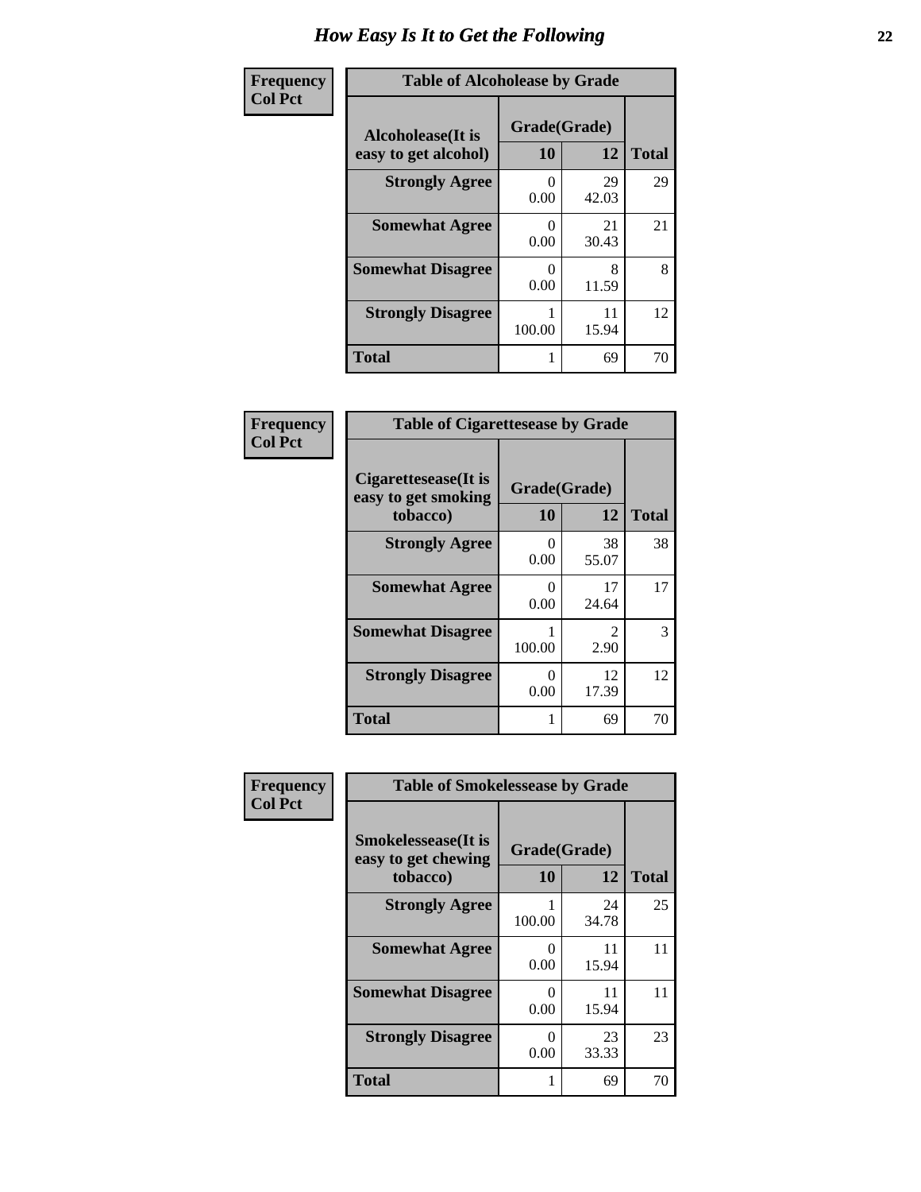# How Easy Is It to Get the Following

**Frequency**
**Col Pct**

**Table of Alcoholease by Grade**

| Alcoholease(It is easy to get alcohol) | Grade(Grade) | | Total |
|---|---|---|---|
| | 10 | 12 | |
| **Strongly Agree** | 0<br>0.00 | 29<br>42.03 | 29 |
| **Somewhat Agree** | 0<br>0.00 | 21<br>30.43 | 21 |
| **Somewhat Disagree** | 0<br>0.00 | 8<br>11.59 | 8 |
| **Strongly Disagree** | 1<br>100.00 | 11<br>15.94 | 12 |
| **Total** | 1 | 69 | 70 |

**Frequency**
**Col Pct**

**Table of Cigarettesease by Grade**

| Cigarettesease(It is easy to get smoking tobacco) | Grade(Grade) | | Total |
|---|---|---|---|
| | 10 | 12 | |
| **Strongly Agree** | 0<br>0.00 | 38<br>55.07 | 38 |
| **Somewhat Agree** | 0<br>0.00 | 17<br>24.64 | 17 |
| **Somewhat Disagree** | 1<br>100.00 | 2<br>2.90 | 3 |
| **Strongly Disagree** | 0<br>0.00 | 12<br>17.39 | 12 |
| **Total** | 1 | 69 | 70 |

**Frequency**
**Col Pct**

**Table of Smokelessease by Grade**

| Smokelessease(It is easy to get chewing tobacco) | Grade(Grade) | | Total |
|---|---|---|---|
| | 10 | 12 | |
| **Strongly Agree** | 1<br>100.00 | 24<br>34.78 | 25 |
| **Somewhat Agree** | 0<br>0.00 | 11<br>15.94 | 11 |
| **Somewhat Disagree** | 0<br>0.00 | 11<br>15.94 | 11 |
| **Strongly Disagree** | 0<br>0.00 | 23<br>33.33 | 23 |
| **Total** | 1 | 69 | 70 |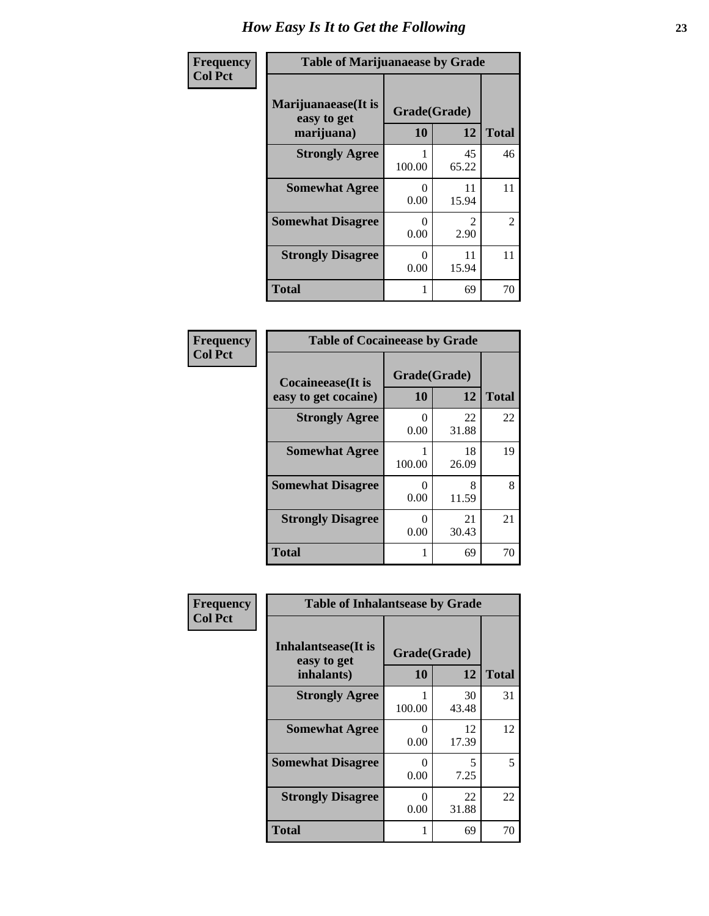# How Easy Is It to Get the Following

Frequency
Col Pct

**Table of Marijuanaease by Grade**

| Marijuanaease(It is easy to get marijuana) | Grade(Grade) | | Total |
|---|---|---|---|
| | 10 | 12 | |
| **Strongly Agree** | 1<br>100.00 | 45<br>65.22 | 46 |
| **Somewhat Agree** | 0<br>0.00 | 11<br>15.94 | 11 |
| **Somewhat Disagree** | 0<br>0.00 | 2<br>2.90 | 2 |
| **Strongly Disagree** | 0<br>0.00 | 11<br>15.94 | 11 |
| **Total** | 1 | 69 | 70 |

Frequency
Col Pct

**Table of Cocaineease by Grade**

| Cocaineease(It is easy to get cocaine) | Grade(Grade) | | Total |
|---|---|---|---|
| | 10 | 12 | |
| **Strongly Agree** | 0<br>0.00 | 22<br>31.88 | 22 |
| **Somewhat Agree** | 1<br>100.00 | 18<br>26.09 | 19 |
| **Somewhat Disagree** | 0<br>0.00 | 8<br>11.59 | 8 |
| **Strongly Disagree** | 0<br>0.00 | 21<br>30.43 | 21 |
| **Total** | 1 | 69 | 70 |

Frequency
Col Pct

**Table of Inhalantsease by Grade**

| Inhalantsease(It is easy to get inhalants) | Grade(Grade) | | Total |
|---|---|---|---|
| | 10 | 12 | |
| **Strongly Agree** | 1<br>100.00 | 30<br>43.48 | 31 |
| **Somewhat Agree** | 0<br>0.00 | 12<br>17.39 | 12 |
| **Somewhat Disagree** | 0<br>0.00 | 5<br>7.25 | 5 |
| **Strongly Disagree** | 0<br>0.00 | 22<br>31.88 | 22 |
| **Total** | 1 | 69 | 70 |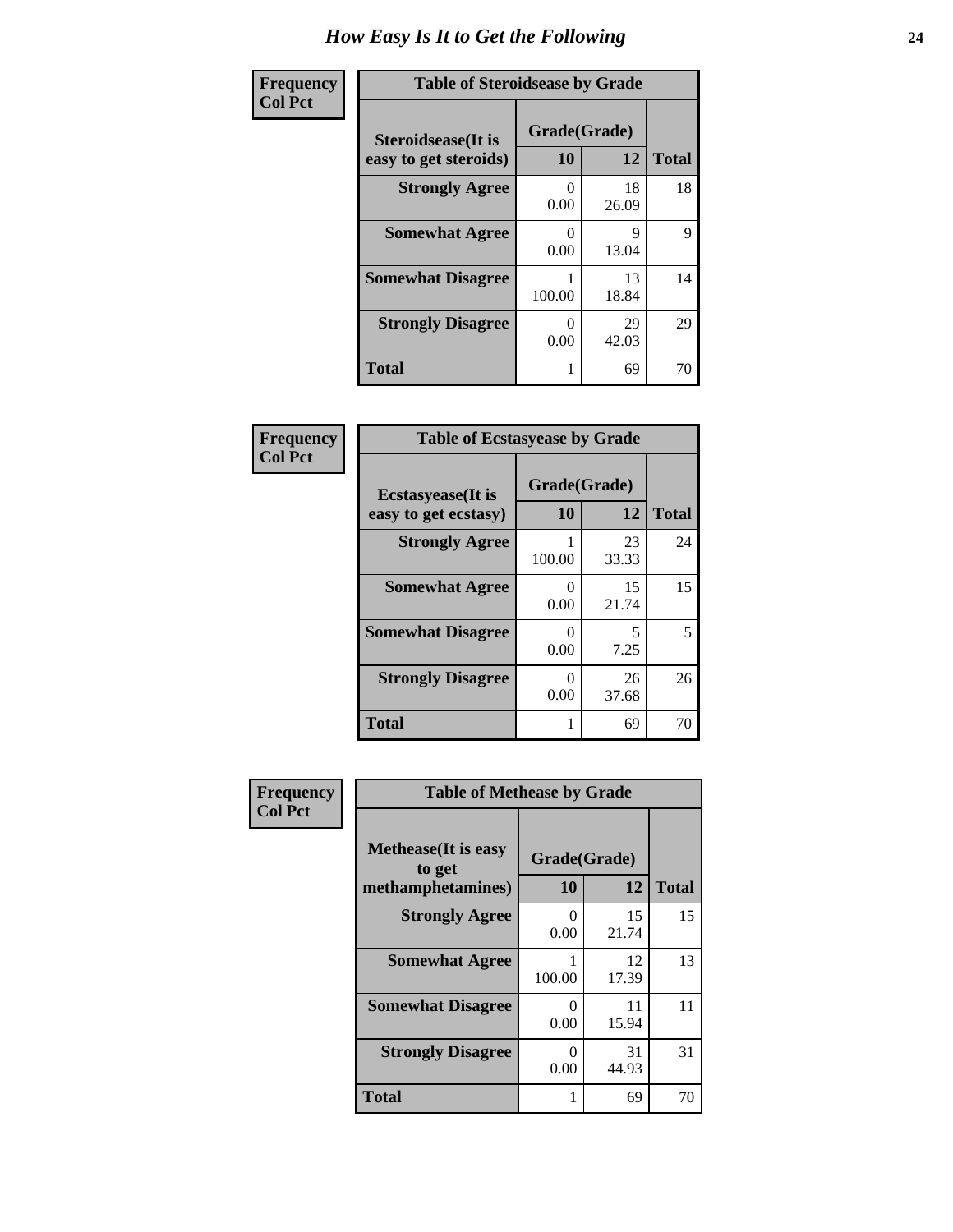# How Easy Is It to Get the Following

**Frequency**
**Col Pct**

**Table of Steroidsease by Grade**

| Steroidsease(It is easy to get steroids) | Grade(Grade) | | Total |
|---|---|---|---|
| | 10 | 12 | |
| **Strongly Agree** | 0<br>0.00 | 18<br>26.09 | 18 |
| **Somewhat Agree** | 0<br>0.00 | 9<br>13.04 | 9 |
| **Somewhat Disagree** | 1<br>100.00 | 13<br>18.84 | 14 |
| **Strongly Disagree** | 0<br>0.00 | 29<br>42.03 | 29 |
| **Total** | 1 | 69 | 70 |

**Frequency**
**Col Pct**

**Table of Ecstasyease by Grade**

| Ecstasyease(It is easy to get ecstasy) | Grade(Grade) | | Total |
|---|---|---|---|
| | 10 | 12 | |
| **Strongly Agree** | 1<br>100.00 | 23<br>33.33 | 24 |
| **Somewhat Agree** | 0<br>0.00 | 15<br>21.74 | 15 |
| **Somewhat Disagree** | 0<br>0.00 | 5<br>7.25 | 5 |
| **Strongly Disagree** | 0<br>0.00 | 26<br>37.68 | 26 |
| **Total** | 1 | 69 | 70 |

**Frequency**
**Col Pct**

**Table of Methease by Grade**

| Methease(It is easy to get methamphetamines) | Grade(Grade) | | Total |
|---|---|---|---|
| | 10 | 12 | |
| **Strongly Agree** | 0<br>0.00 | 15<br>21.74 | 15 |
| **Somewhat Agree** | 1<br>100.00 | 12<br>17.39 | 13 |
| **Somewhat Disagree** | 0<br>0.00 | 11<br>15.94 | 11 |
| **Strongly Disagree** | 0<br>0.00 | 31<br>44.93 | 31 |
| **Total** | 1 | 69 | 70 |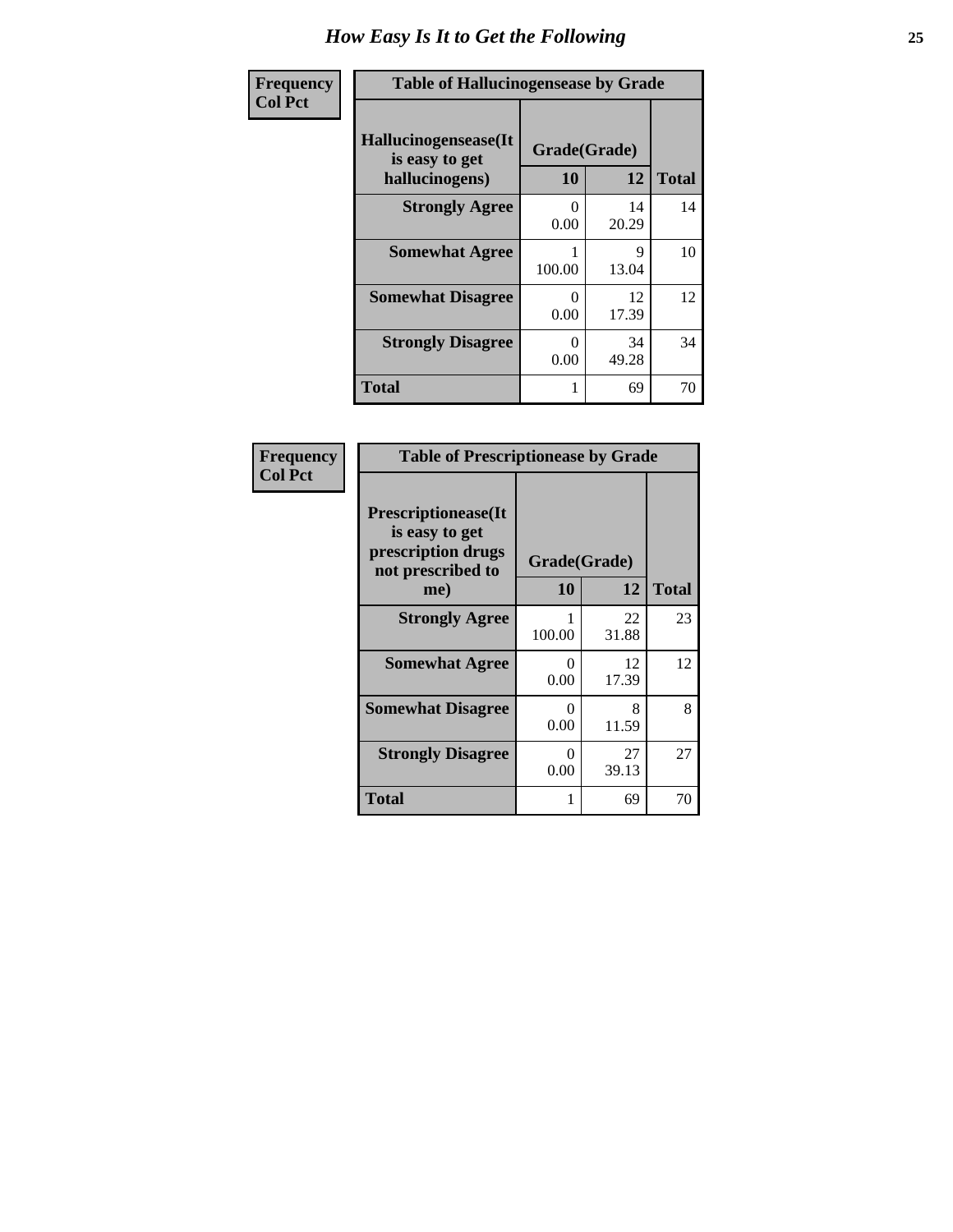# How Easy Is It to Get the Following

**Frequency**
**Col Pct**

| Table of Hallucinogensease by Grade | | | |
|---|---|---|---|
| **Hallucinogensease(It is easy to get hallucinogens)** | **Grade(Grade)** | | |
| | **10** | **12** | **Total** |
| **Strongly Agree** | 0<br>0.00 | 14<br>20.29 | 14 |
| **Somewhat Agree** | 1<br>100.00 | 9<br>13.04 | 10 |
| **Somewhat Disagree** | 0<br>0.00 | 12<br>17.39 | 12 |
| **Strongly Disagree** | 0<br>0.00 | 34<br>49.28 | 34 |
| **Total** | 1 | 69 | 70 |

**Frequency**
**Col Pct**

| Table of Prescriptionease by Grade | | | |
|---|---|---|---|
| **Prescriptionease(It is easy to get prescription drugs not prescribed to me)** | **Grade(Grade)** | | |
| | **10** | **12** | **Total** |
| **Strongly Agree** | 1<br>100.00 | 22<br>31.88 | 23 |
| **Somewhat Agree** | 0<br>0.00 | 12<br>17.39 | 12 |
| **Somewhat Disagree** | 0<br>0.00 | 8<br>11.59 | 8 |
| **Strongly Disagree** | 0<br>0.00 | 27<br>39.13 | 27 |
| **Total** | 1 | 69 | 70 |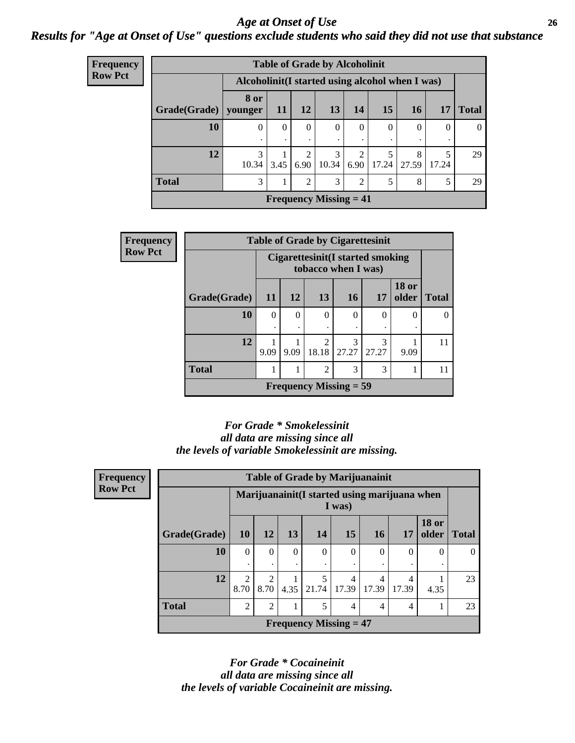# Age at Onset of Use

***Results for "Age at Onset of Use" questions exclude students who said they did not use that substance***

**Frequency**
**Row Pct**

| Table of Grade by Alcoholinit | | | | | | | | | |
|---|---|---|---|---|---|---|---|---|---|
| | Alcoholinit(I started using alcohol when I was) | | | | | | | | |
| Grade(Grade) | 8 or younger | 11 | 12 | 13 | 14 | 15 | 16 | 17 | Total |
| **10** | 0<br>. | 0<br>. | 0<br>. | 0<br>. | 0<br>. | 0<br>. | 0<br>. | 0<br>. | 0 |
| **12** | 3<br>10.34 | 1<br>3.45 | 2<br>6.90 | 3<br>10.34 | 2<br>6.90 | 5<br>17.24 | 8<br>27.59 | 5<br>17.24 | 29 |
| **Total** | 3 | 1 | 2 | 3 | 2 | 5 | 8 | 5 | 29 |
| Frequency Missing = 41 | | | | | | | | | |

**Frequency**
**Row Pct**

| Table of Grade by Cigarettesinit | | | | | | | |
|---|---|---|---|---|---|---|---|
| | Cigarettesinit(I started smoking tobacco when I was) | | | | | | |
| Grade(Grade) | 11 | 12 | 13 | 16 | 17 | 18 or older | Total |
| **10** | 0<br>. | 0<br>. | 0<br>. | 0<br>. | 0<br>. | 0<br>. | 0 |
| **12** | 1<br>9.09 | 1<br>9.09 | 2<br>18.18 | 3<br>27.27 | 3<br>27.27 | 1<br>9.09 | 11 |
| **Total** | 1 | 1 | 2 | 3 | 3 | 1 | 11 |
| Frequency Missing = 59 | | | | | | | |

*For Grade * Smokelessinit all data are missing since all the levels of variable Smokelessinit are missing.*

**Frequency**
**Row Pct**

| Table of Grade by Marijuanainit | | | | | | | | | |
|---|---|---|---|---|---|---|---|---|---|
| | Marijuanainit(I started using marijuana when I was) | | | | | | | | |
| Grade(Grade) | 10 | 12 | 13 | 14 | 15 | 16 | 17 | 18 or older | Total |
| **10** | 0<br>. | 0<br>. | 0<br>. | 0<br>. | 0<br>. | 0<br>. | 0<br>. | 0<br>. | 0 |
| **12** | 2<br>8.70 | 2<br>8.70 | 1<br>4.35 | 5<br>21.74 | 4<br>17.39 | 4<br>17.39 | 4<br>17.39 | 1<br>4.35 | 23 |
| **Total** | 2 | 2 | 1 | 5 | 4 | 4 | 4 | 1 | 23 |
| Frequency Missing = 47 | | | | | | | | | |

*For Grade * Cocaineinit all data are missing since all the levels of variable Cocaineinit are missing.*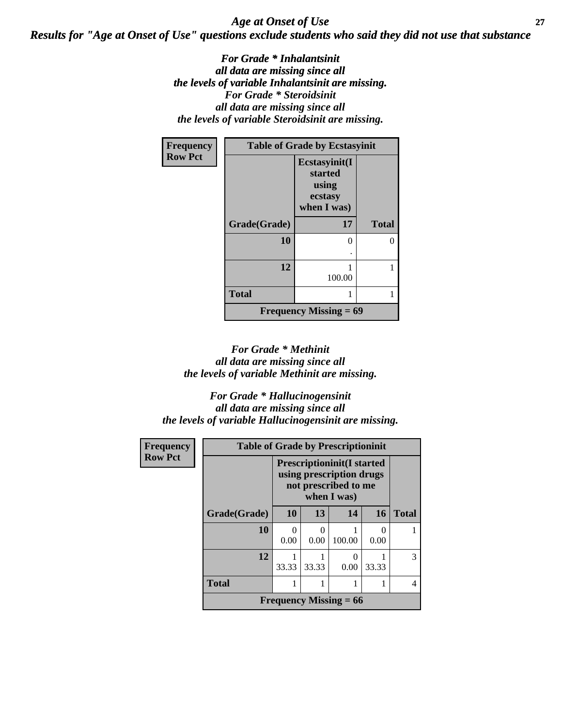## *Age at Onset of Use*

### *Results for "Age at Onset of Use" questions exclude students who said they did not use that substance*

*For Grade * Inhalantsinit all data are missing since all the levels of variable Inhalantsinit are missing.*

*For Grade * Steroidsinit all data are missing since all the levels of variable Steroidsinit are missing.*

**Table of Grade by Ecstasyinit**

(Frequency / Row Pct)

| Grade(Grade) | Ecstasyinit(I started using ecstasy when I was) 17 | Total |
|---|---|---|
| 10 | 0<br>. | 0 |
| 12 | 1<br>100.00 | 1 |
| Total | 1 | 1 |

Frequency Missing = 69

*For Grade * Methinit all data are missing since all the levels of variable Methinit are missing.*

*For Grade * Hallucinogensinit all data are missing since all the levels of variable Hallucinogensinit are missing.*

**Table of Grade by Prescriptioninit**

(Frequency / Row Pct)

| Grade(Grade) | Prescriptioninit(I started using prescription drugs not prescribed to me when I was) | | | | Total |
|---|---|---|---|---|---|
| | 10 | 13 | 14 | 16 | |
| 10 | 0<br>0.00 | 0<br>0.00 | 1<br>100.00 | 0<br>0.00 | 1 |
| 12 | 1<br>33.33 | 1<br>33.33 | 0<br>0.00 | 1<br>33.33 | 3 |
| Total | 1 | 1 | 1 | 1 | 4 |

Frequency Missing = 66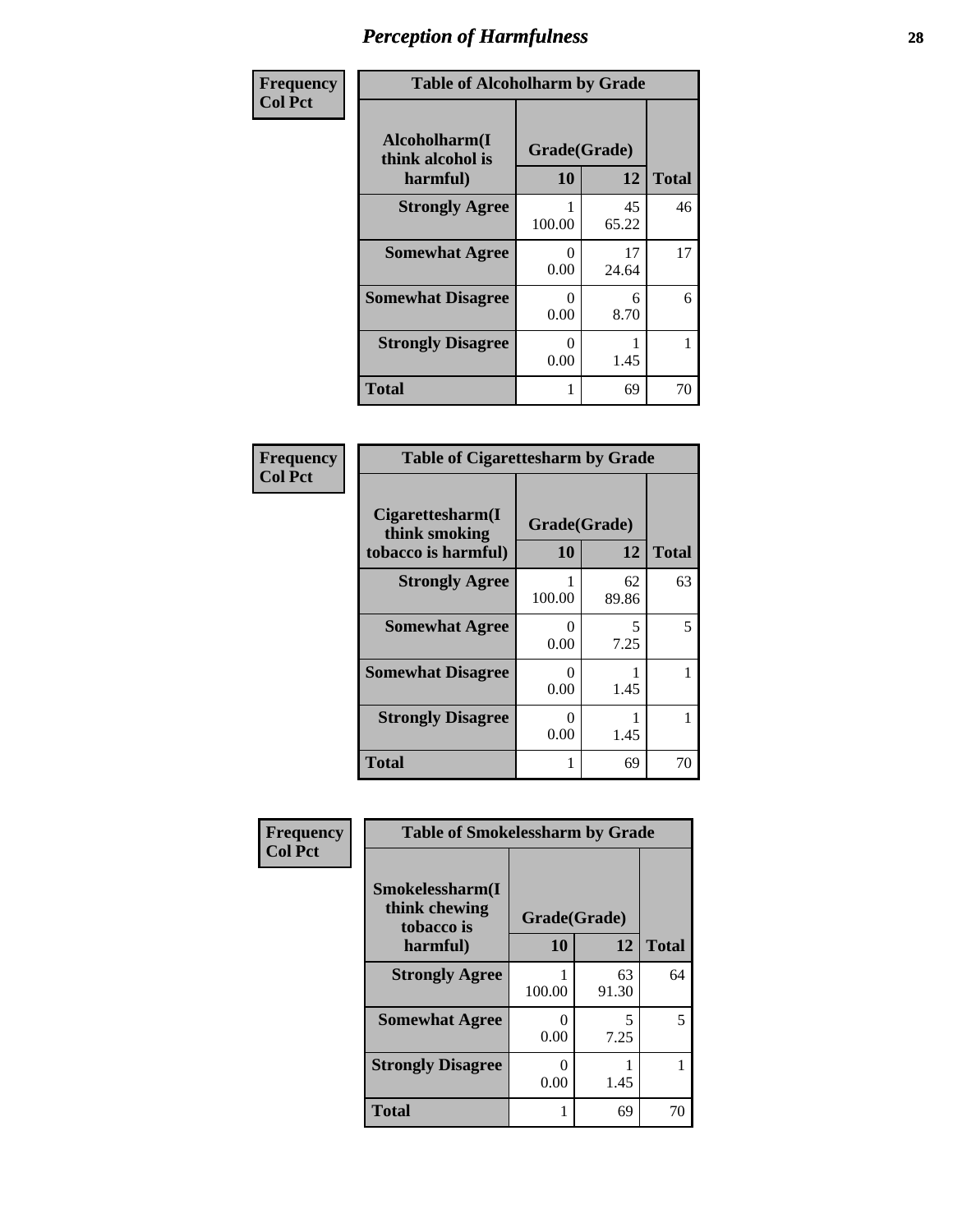# Perception of Harmfulness

**Frequency**
**Col Pct**

| Table of Alcoholharm by Grade | | | |
|---|---|---|---|
| Alcoholharm(I think alcohol is harmful) | Grade(Grade) | | |
| | 10 | 12 | Total |
| Strongly Agree | 1<br>100.00 | 45<br>65.22 | 46 |
| Somewhat Agree | 0<br>0.00 | 17<br>24.64 | 17 |
| Somewhat Disagree | 0<br>0.00 | 6<br>8.70 | 6 |
| Strongly Disagree | 0<br>0.00 | 1<br>1.45 | 1 |
| Total | 1 | 69 | 70 |

**Frequency**
**Col Pct**

| Table of Cigarettesharm by Grade | | | |
|---|---|---|---|
| Cigarettesharm(I think smoking tobacco is harmful) | Grade(Grade) | | |
| | 10 | 12 | Total |
| Strongly Agree | 1<br>100.00 | 62<br>89.86 | 63 |
| Somewhat Agree | 0<br>0.00 | 5<br>7.25 | 5 |
| Somewhat Disagree | 0<br>0.00 | 1<br>1.45 | 1 |
| Strongly Disagree | 0<br>0.00 | 1<br>1.45 | 1 |
| Total | 1 | 69 | 70 |

**Frequency**
**Col Pct**

| Table of Smokelessharm by Grade | | | |
|---|---|---|---|
| Smokelessharm(I think chewing tobacco is harmful) | Grade(Grade) | | |
| | 10 | 12 | Total |
| Strongly Agree | 1<br>100.00 | 63<br>91.30 | 64 |
| Somewhat Agree | 0<br>0.00 | 5<br>7.25 | 5 |
| Strongly Disagree | 0<br>0.00 | 1<br>1.45 | 1 |
| Total | 1 | 69 | 70 |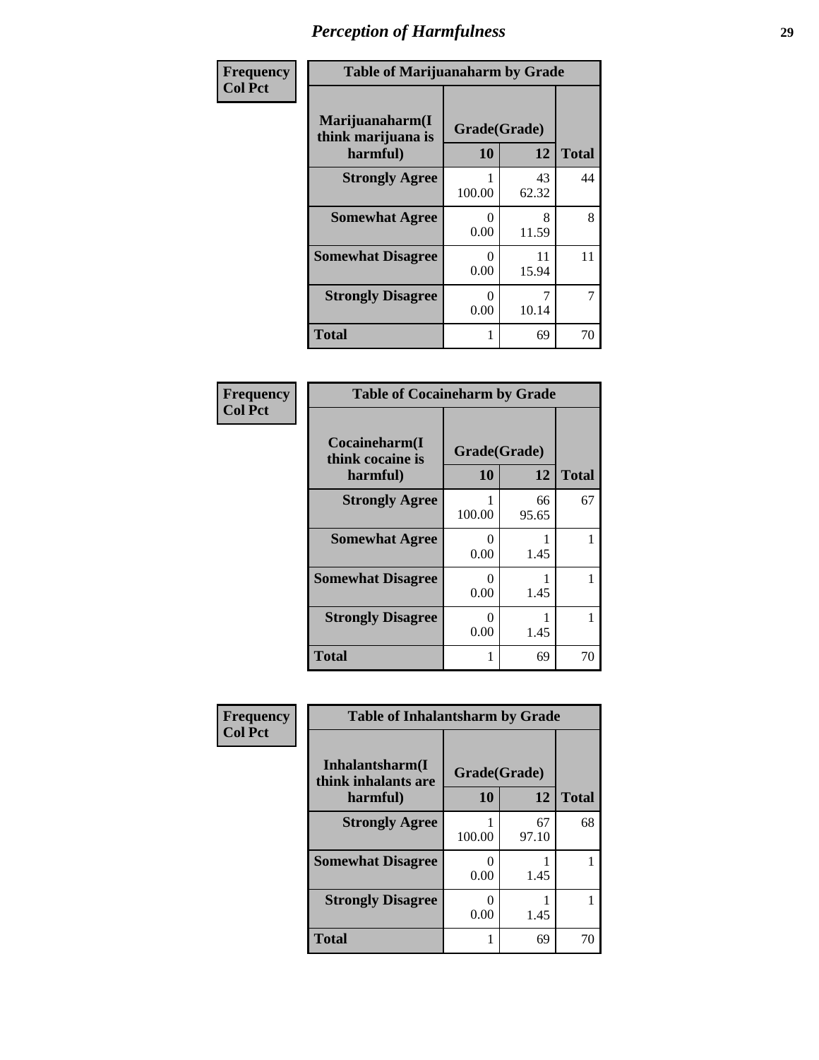# Perception of Harmfulness

**Frequency**
**Col Pct**

| Table of Marijuanaharm by Grade | | | |
|---|---|---|---|
| **Marijuanaharm(I think marijuana is harmful)** | **Grade(Grade)** | | **Total** |
| | **10** | **12** | |
| **Strongly Agree** | 1<br>100.00 | 43<br>62.32 | 44 |
| **Somewhat Agree** | 0<br>0.00 | 8<br>11.59 | 8 |
| **Somewhat Disagree** | 0<br>0.00 | 11<br>15.94 | 11 |
| **Strongly Disagree** | 0<br>0.00 | 7<br>10.14 | 7 |
| **Total** | 1 | 69 | 70 |

**Frequency**
**Col Pct**

| Table of Cocaineharm by Grade | | | |
|---|---|---|---|
| **Cocaineharm(I think cocaine is harmful)** | **Grade(Grade)** | | **Total** |
| | **10** | **12** | |
| **Strongly Agree** | 1<br>100.00 | 66<br>95.65 | 67 |
| **Somewhat Agree** | 0<br>0.00 | 1<br>1.45 | 1 |
| **Somewhat Disagree** | 0<br>0.00 | 1<br>1.45 | 1 |
| **Strongly Disagree** | 0<br>0.00 | 1<br>1.45 | 1 |
| **Total** | 1 | 69 | 70 |

**Frequency**
**Col Pct**

| Table of Inhalantsharm by Grade | | | |
|---|---|---|---|
| **Inhalantsharm(I think inhalants are harmful)** | **Grade(Grade)** | | **Total** |
| | **10** | **12** | |
| **Strongly Agree** | 1<br>100.00 | 67<br>97.10 | 68 |
| **Somewhat Disagree** | 0<br>0.00 | 1<br>1.45 | 1 |
| **Strongly Disagree** | 0<br>0.00 | 1<br>1.45 | 1 |
| **Total** | 1 | 69 | 70 |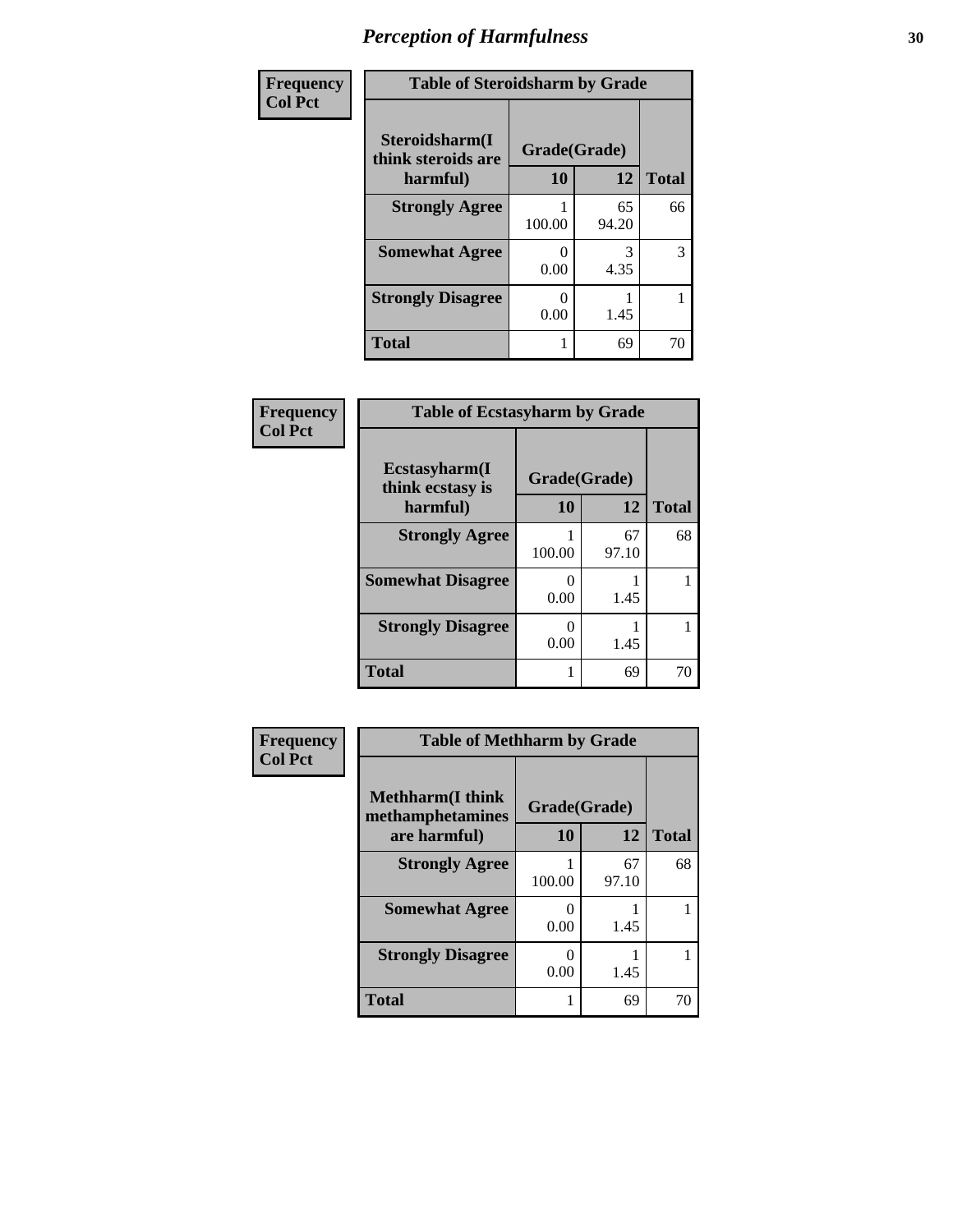# *Perception of Harmfulness*

**Frequency**
**Col Pct**

| Table of Steroidsharm by Grade | | | |
|---|---|---|---|
| **Steroidsharm(I think steroids are harmful)** | **Grade(Grade)** | | **Total** |
| | **10** | **12** | |
| **Strongly Agree** | 1<br>100.00 | 65<br>94.20 | 66 |
| **Somewhat Agree** | 0<br>0.00 | 3<br>4.35 | 3 |
| **Strongly Disagree** | 0<br>0.00 | 1<br>1.45 | 1 |
| **Total** | 1 | 69 | 70 |

**Frequency**
**Col Pct**

| Table of Ecstasyharm by Grade | | | |
|---|---|---|---|
| **Ecstasyharm(I think ecstasy is harmful)** | **Grade(Grade)** | | **Total** |
| | **10** | **12** | |
| **Strongly Agree** | 1<br>100.00 | 67<br>97.10 | 68 |
| **Somewhat Disagree** | 0<br>0.00 | 1<br>1.45 | 1 |
| **Strongly Disagree** | 0<br>0.00 | 1<br>1.45 | 1 |
| **Total** | 1 | 69 | 70 |

**Frequency**
**Col Pct**

| Table of Methharm by Grade | | | |
|---|---|---|---|
| **Methharm(I think methamphetamines are harmful)** | **Grade(Grade)** | | **Total** |
| | **10** | **12** | |
| **Strongly Agree** | 1<br>100.00 | 67<br>97.10 | 68 |
| **Somewhat Agree** | 0<br>0.00 | 1<br>1.45 | 1 |
| **Strongly Disagree** | 0<br>0.00 | 1<br>1.45 | 1 |
| **Total** | 1 | 69 | 70 |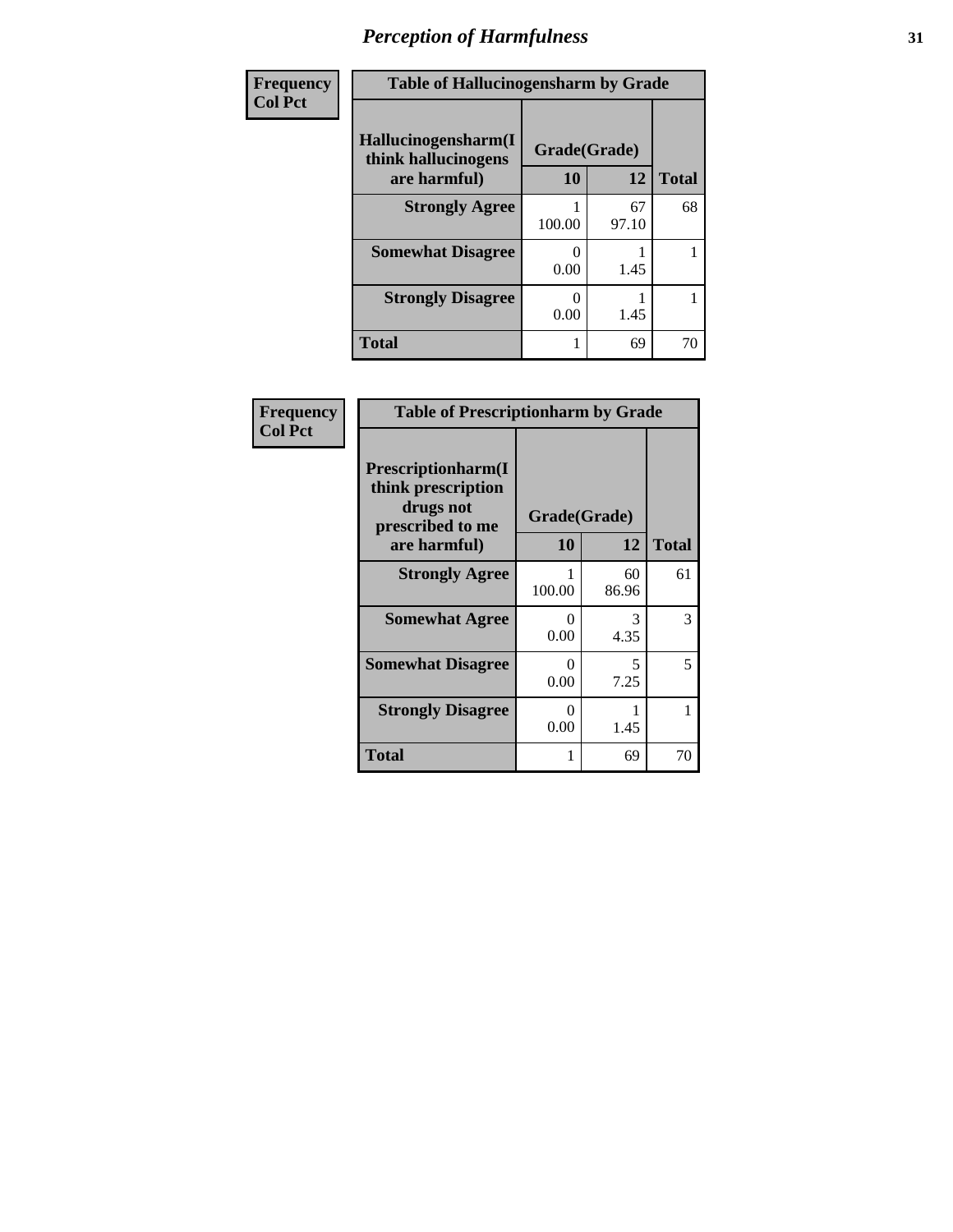# *Perception of Harmfulness*

**Frequency**
**Col Pct**

**Table of Hallucinogensharm by Grade**

| Hallucinogensharm(I think hallucinogens are harmful) | Grade(Grade) 10 | 12 | Total |
|---|---|---|---|
| **Strongly Agree** | 1<br>100.00 | 67<br>97.10 | 68 |
| **Somewhat Disagree** | 0<br>0.00 | 1<br>1.45 | 1 |
| **Strongly Disagree** | 0<br>0.00 | 1<br>1.45 | 1 |
| **Total** | 1 | 69 | 70 |

**Frequency**
**Col Pct**

**Table of Prescriptionharm by Grade**

| Prescriptionharm(I think prescription drugs not prescribed to me are harmful) | Grade(Grade) 10 | 12 | Total |
|---|---|---|---|
| **Strongly Agree** | 1<br>100.00 | 60<br>86.96 | 61 |
| **Somewhat Agree** | 0<br>0.00 | 3<br>4.35 | 3 |
| **Somewhat Disagree** | 0<br>0.00 | 5<br>7.25 | 5 |
| **Strongly Disagree** | 0<br>0.00 | 1<br>1.45 | 1 |
| **Total** | 1 | 69 | 70 |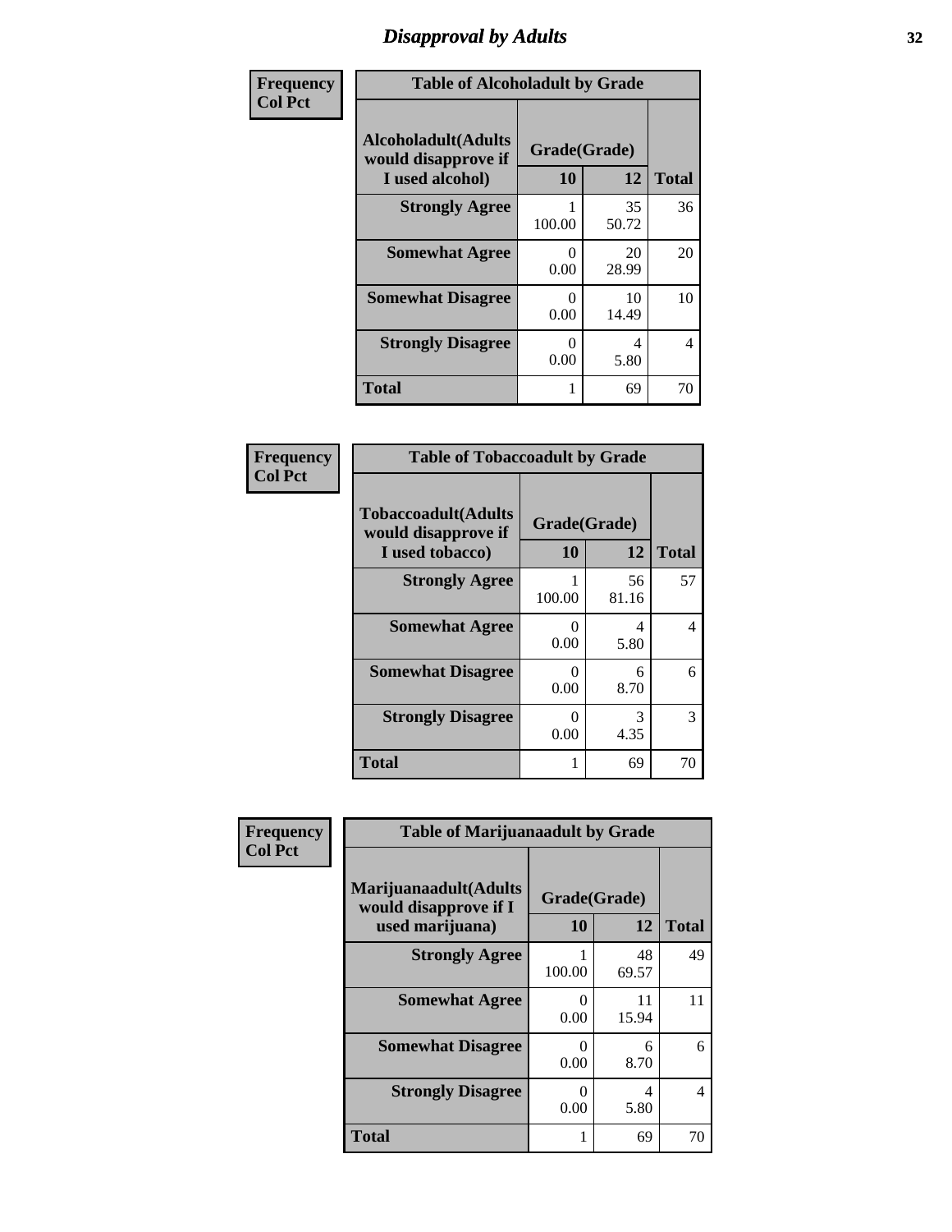# Disapproval by Adults

| Frequency<br>Col Pct |
|---|

**Table of Alcoholadult by Grade**

| Alcoholadult(Adults would disapprove if I used alcohol) | Grade(Grade) 10 | 12 | Total |
|---|---|---|---|
| Strongly Agree | 1<br>100.00 | 35<br>50.72 | 36 |
| Somewhat Agree | 0<br>0.00 | 20<br>28.99 | 20 |
| Somewhat Disagree | 0<br>0.00 | 10<br>14.49 | 10 |
| Strongly Disagree | 0<br>0.00 | 4<br>5.80 | 4 |
| Total | 1 | 69 | 70 |

| Frequency<br>Col Pct |
|---|

**Table of Tobaccoadult by Grade**

| Tobaccoadult(Adults would disapprove if I used tobacco) | Grade(Grade) 10 | 12 | Total |
|---|---|---|---|
| Strongly Agree | 1<br>100.00 | 56<br>81.16 | 57 |
| Somewhat Agree | 0<br>0.00 | 4<br>5.80 | 4 |
| Somewhat Disagree | 0<br>0.00 | 6<br>8.70 | 6 |
| Strongly Disagree | 0<br>0.00 | 3<br>4.35 | 3 |
| Total | 1 | 69 | 70 |

| Frequency<br>Col Pct |
|---|

**Table of Marijuanaadult by Grade**

| Marijuanaadult(Adults would disapprove if I used marijuana) | Grade(Grade) 10 | 12 | Total |
|---|---|---|---|
| Strongly Agree | 1<br>100.00 | 48<br>69.57 | 49 |
| Somewhat Agree | 0<br>0.00 | 11<br>15.94 | 11 |
| Somewhat Disagree | 0<br>0.00 | 6<br>8.70 | 6 |
| Strongly Disagree | 0<br>0.00 | 4<br>5.80 | 4 |
| Total | 1 | 69 | 70 |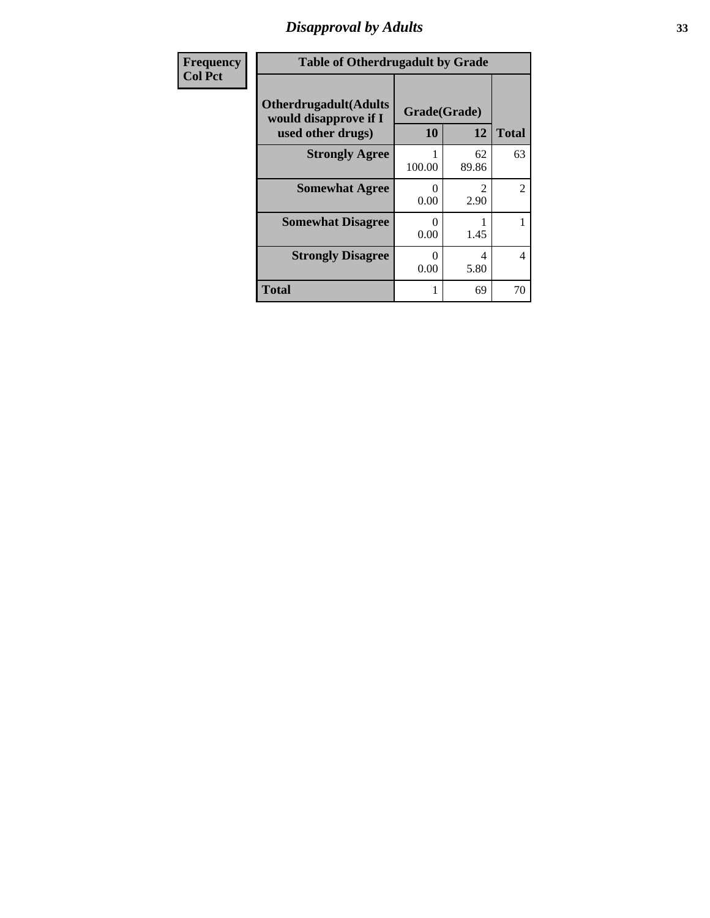# Disapproval by Adults

| Frequency Col Pct |
|---|

**Table of Otherdrugadult by Grade**

| Otherdrugadult(Adults would disapprove if I used other drugs) | Grade(Grade) | | Total |
|---|---|---|---|
| | 10 | 12 | |
| **Strongly Agree** | 1<br>100.00 | 62<br>89.86 | 63 |
| **Somewhat Agree** | 0<br>0.00 | 2<br>2.90 | 2 |
| **Somewhat Disagree** | 0<br>0.00 | 1<br>1.45 | 1 |
| **Strongly Disagree** | 0<br>0.00 | 4<br>5.80 | 4 |
| **Total** | 1 | 69 | 70 |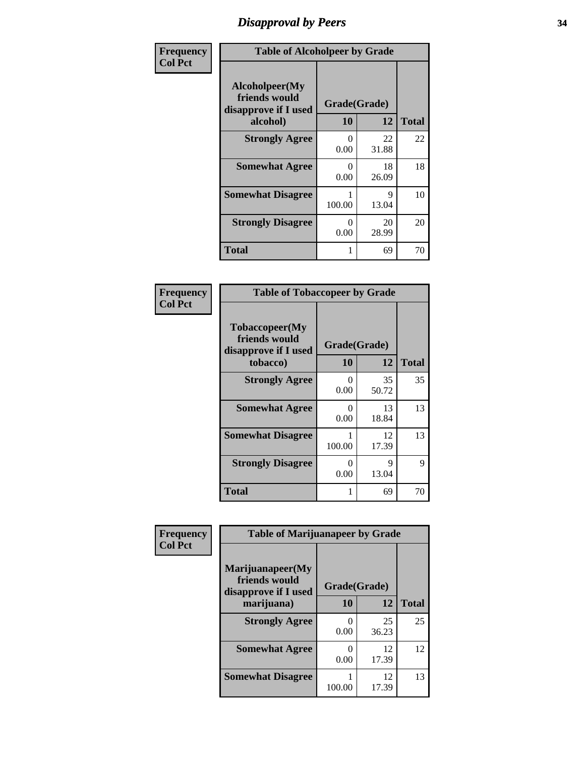# Disapproval by Peers

| Frequency Col Pct | Table of Alcoholpeer by Grade | | |
|---|---|---|---|
| Alcoholpeer(My friends would disapprove if I used alcohol) | Grade(Grade) | | |
| | 10 | 12 | Total |
| Strongly Agree | 0<br>0.00 | 22<br>31.88 | 22 |
| Somewhat Agree | 0<br>0.00 | 18<br>26.09 | 18 |
| Somewhat Disagree | 1<br>100.00 | 9<br>13.04 | 10 |
| Strongly Disagree | 0<br>0.00 | 20<br>28.99 | 20 |
| Total | 1 | 69 | 70 |

| Frequency Col Pct | Table of Tobaccopeer by Grade | | |
|---|---|---|---|
| Tobaccopeer(My friends would disapprove if I used tobacco) | Grade(Grade) | | |
| | 10 | 12 | Total |
| Strongly Agree | 0<br>0.00 | 35<br>50.72 | 35 |
| Somewhat Agree | 0<br>0.00 | 13<br>18.84 | 13 |
| Somewhat Disagree | 1<br>100.00 | 12<br>17.39 | 13 |
| Strongly Disagree | 0<br>0.00 | 9<br>13.04 | 9 |
| Total | 1 | 69 | 70 |

| Frequency Col Pct | Table of Marijuanapeer by Grade | | |
|---|---|---|---|
| Marijuanapeer(My friends would disapprove if I used marijuana) | Grade(Grade) | | |
| | 10 | 12 | Total |
| Strongly Agree | 0<br>0.00 | 25<br>36.23 | 25 |
| Somewhat Agree | 0<br>0.00 | 12<br>17.39 | 12 |
| Somewhat Disagree | 1<br>100.00 | 12<br>17.39 | 13 |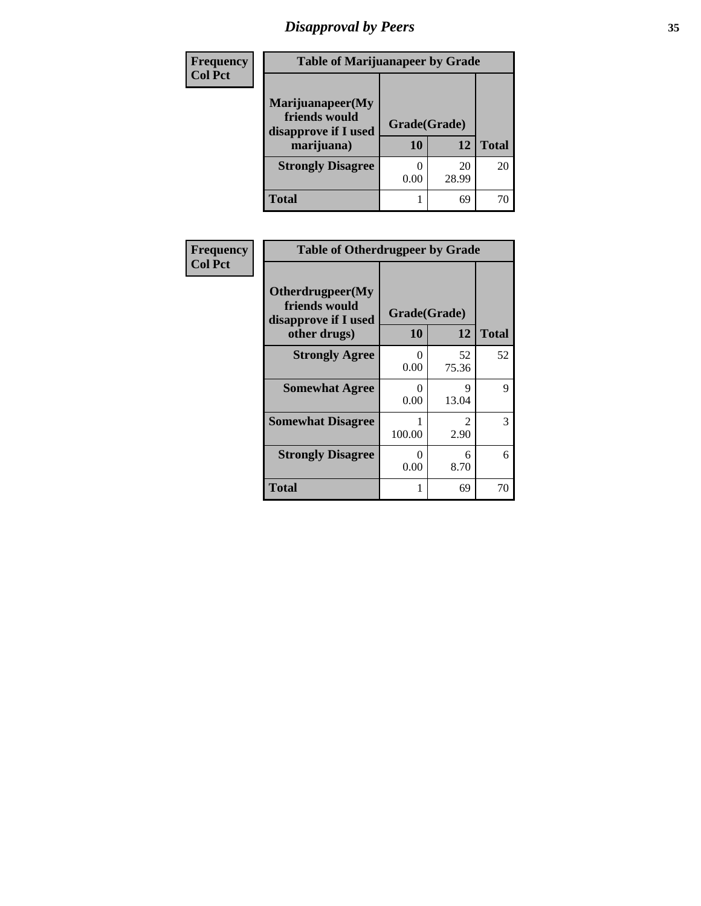# Disapproval by Peers

| Frequency<br>Col Pct | Table of Marijuanapeer by Grade | | |
|---|---|---|---|
| Marijuanapeer(My friends would disapprove if I used marijuana) | Grade(Grade) | | |
| | 10 | 12 | Total |
| Strongly Disagree | 0<br>0.00 | 20<br>28.99 | 20 |
| Total | 1 | 69 | 70 |

| Frequency<br>Col Pct | Table of Otherdrugpeer by Grade | | |
|---|---|---|---|
| Otherdrugpeer(My friends would disapprove if I used other drugs) | Grade(Grade) | | |
| | 10 | 12 | Total |
| Strongly Agree | 0<br>0.00 | 52<br>75.36 | 52 |
| Somewhat Agree | 0<br>0.00 | 9<br>13.04 | 9 |
| Somewhat Disagree | 1<br>100.00 | 2<br>2.90 | 3 |
| Strongly Disagree | 0<br>0.00 | 6<br>8.70 | 6 |
| Total | 1 | 69 | 70 |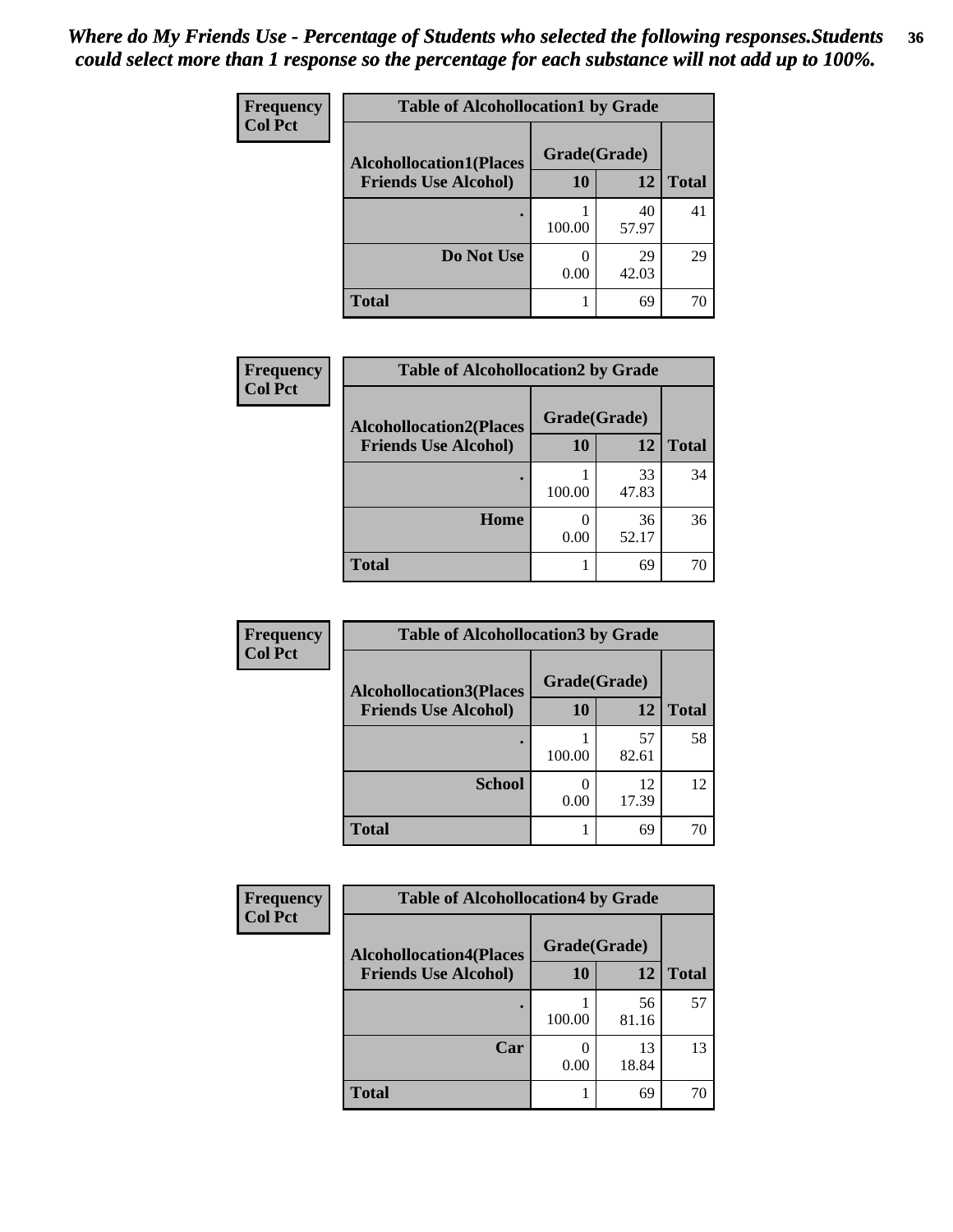*Where do My Friends Use - Percentage of Students who selected the following responses.Students could select more than 1 response so the percentage for each substance will not add up to 100%.*

**Frequency**
**Col Pct**

| Table of Alcohollocation1 by Grade | | | |
|---|---|---|---|
| **Alcohollocation1(Places Friends Use Alcohol)** | **Grade(Grade)** | | **Total** |
| | **10** | **12** | |
| **.** | 1<br>100.00 | 40<br>57.97 | 41 |
| **Do Not Use** | 0<br>0.00 | 29<br>42.03 | 29 |
| **Total** | 1 | 69 | 70 |

**Frequency**
**Col Pct**

| Table of Alcohollocation2 by Grade | | | |
|---|---|---|---|
| **Alcohollocation2(Places Friends Use Alcohol)** | **Grade(Grade)** | | **Total** |
| | **10** | **12** | |
| **.** | 1<br>100.00 | 33<br>47.83 | 34 |
| **Home** | 0<br>0.00 | 36<br>52.17 | 36 |
| **Total** | 1 | 69 | 70 |

**Frequency**
**Col Pct**

| Table of Alcohollocation3 by Grade | | | |
|---|---|---|---|
| **Alcohollocation3(Places Friends Use Alcohol)** | **Grade(Grade)** | | **Total** |
| | **10** | **12** | |
| **.** | 1<br>100.00 | 57<br>82.61 | 58 |
| **School** | 0<br>0.00 | 12<br>17.39 | 12 |
| **Total** | 1 | 69 | 70 |

**Frequency**
**Col Pct**

| Table of Alcohollocation4 by Grade | | | |
|---|---|---|---|
| **Alcohollocation4(Places Friends Use Alcohol)** | **Grade(Grade)** | | **Total** |
| | **10** | **12** | |
| **.** | 1<br>100.00 | 56<br>81.16 | 57 |
| **Car** | 0<br>0.00 | 13<br>18.84 | 13 |
| **Total** | 1 | 69 | 70 |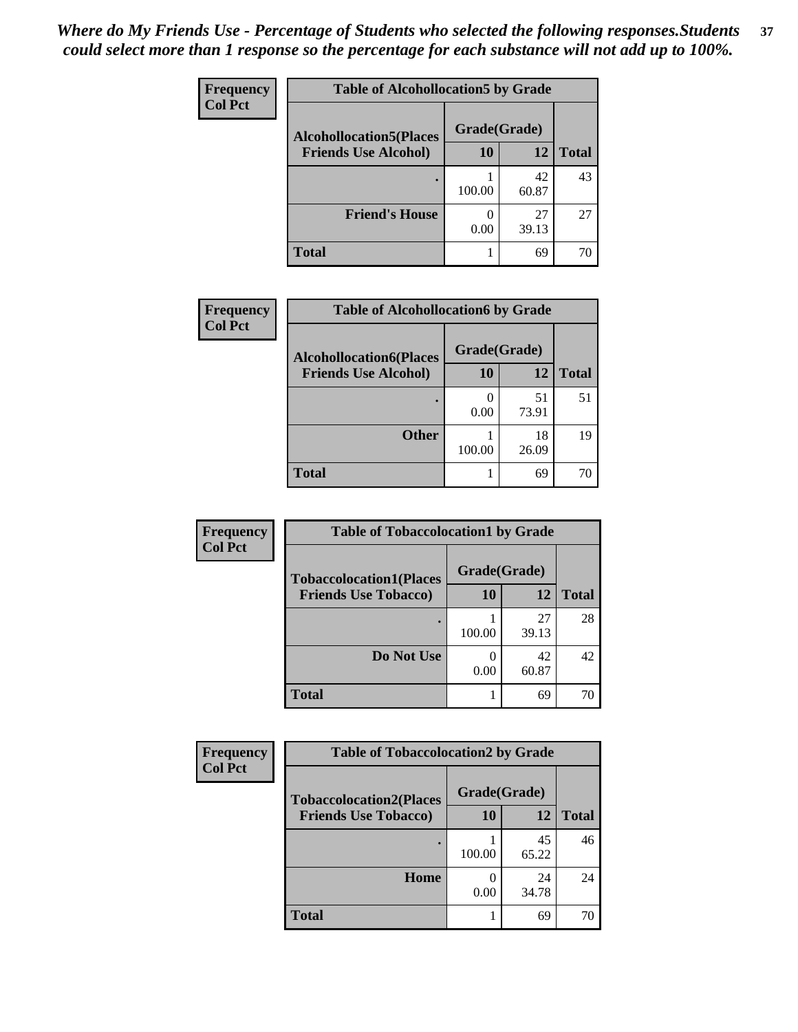*Where do My Friends Use - Percentage of Students who selected the following responses.Students could select more than 1 response so the percentage for each substance will not add up to 100%.*

**Frequency**
**Col Pct**

| Table of Alcohollocation5 by Grade | | | |
|---|---|---|---|
| **Alcohollocation5(Places Friends Use Alcohol)** | **Grade(Grade)** | | **Total** |
| | **10** | **12** | |
| **.** | 1<br>100.00 | 42<br>60.87 | 43 |
| **Friend's House** | 0<br>0.00 | 27<br>39.13 | 27 |
| **Total** | 1 | 69 | 70 |

**Frequency**
**Col Pct**

| Table of Alcohollocation6 by Grade | | | |
|---|---|---|---|
| **Alcohollocation6(Places Friends Use Alcohol)** | **Grade(Grade)** | | **Total** |
| | **10** | **12** | |
| **.** | 0<br>0.00 | 51<br>73.91 | 51 |
| **Other** | 1<br>100.00 | 18<br>26.09 | 19 |
| **Total** | 1 | 69 | 70 |

**Frequency**
**Col Pct**

| Table of Tobaccolocation1 by Grade | | | |
|---|---|---|---|
| **Tobaccolocation1(Places Friends Use Tobacco)** | **Grade(Grade)** | | **Total** |
| | **10** | **12** | |
| **.** | 1<br>100.00 | 27<br>39.13 | 28 |
| **Do Not Use** | 0<br>0.00 | 42<br>60.87 | 42 |
| **Total** | 1 | 69 | 70 |

**Frequency**
**Col Pct**

| Table of Tobaccolocation2 by Grade | | | |
|---|---|---|---|
| **Tobaccolocation2(Places Friends Use Tobacco)** | **Grade(Grade)** | | **Total** |
| | **10** | **12** | |
| **.** | 1<br>100.00 | 45<br>65.22 | 46 |
| **Home** | 0<br>0.00 | 24<br>34.78 | 24 |
| **Total** | 1 | 69 | 70 |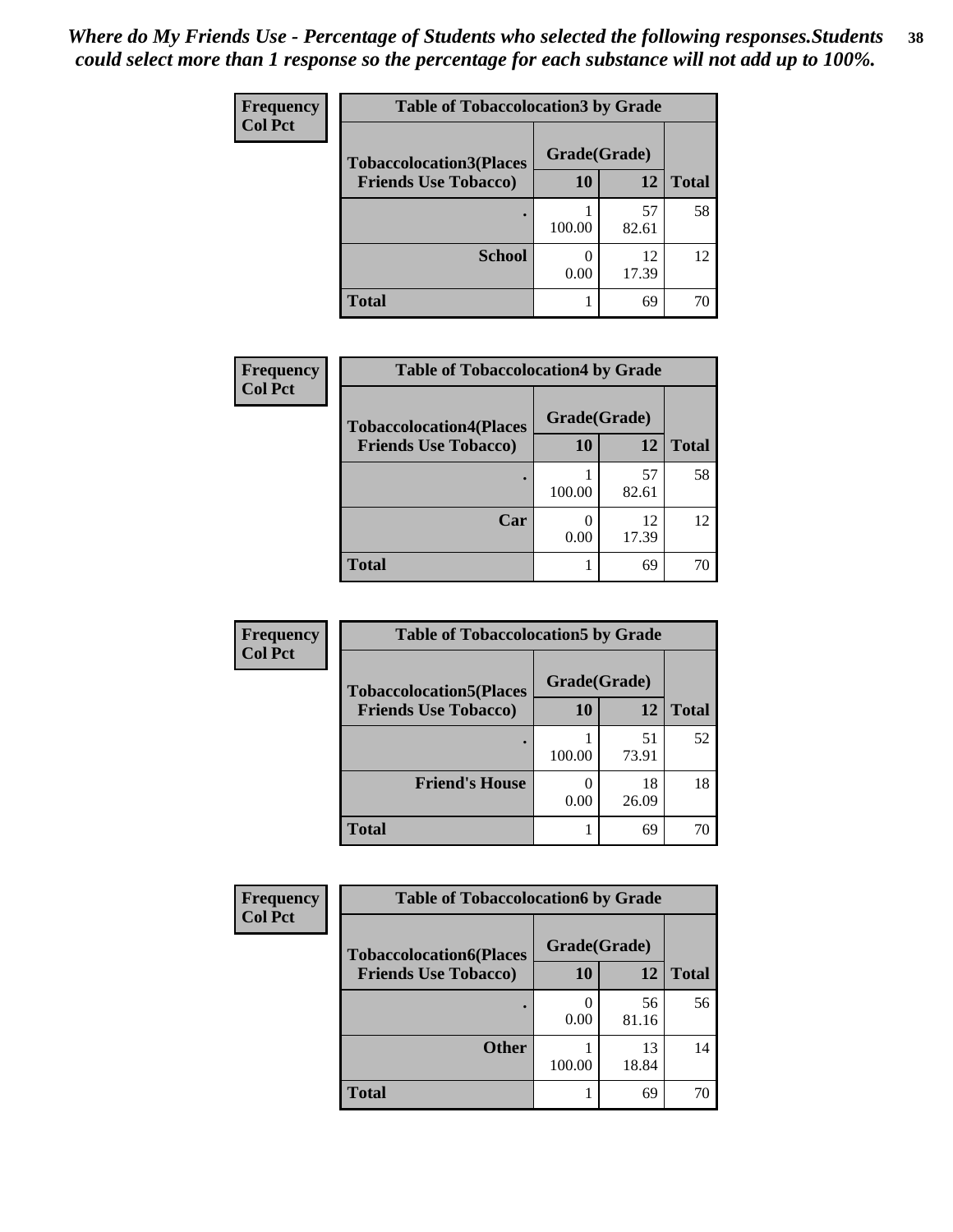*Where do My Friends Use - Percentage of Students who selected the following responses.Students could select more than 1 response so the percentage for each substance will not add up to 100%.*

**Frequency**
**Col Pct**

| Table of Tobaccolocation3 by Grade | | | |
|---|---|---|---|
| **Tobaccolocation3(Places Friends Use Tobacco)** | **Grade(Grade)** | | **Total** |
| | **10** | **12** | |
| **.** | 1<br>100.00 | 57<br>82.61 | 58 |
| **School** | 0<br>0.00 | 12<br>17.39 | 12 |
| **Total** | 1 | 69 | 70 |

**Frequency**
**Col Pct**

| Table of Tobaccolocation4 by Grade | | | |
|---|---|---|---|
| **Tobaccolocation4(Places Friends Use Tobacco)** | **Grade(Grade)** | | **Total** |
| | **10** | **12** | |
| **.** | 1<br>100.00 | 57<br>82.61 | 58 |
| **Car** | 0<br>0.00 | 12<br>17.39 | 12 |
| **Total** | 1 | 69 | 70 |

**Frequency**
**Col Pct**

| Table of Tobaccolocation5 by Grade | | | |
|---|---|---|---|
| **Tobaccolocation5(Places Friends Use Tobacco)** | **Grade(Grade)** | | **Total** |
| | **10** | **12** | |
| **.** | 1<br>100.00 | 51<br>73.91 | 52 |
| **Friend's House** | 0<br>0.00 | 18<br>26.09 | 18 |
| **Total** | 1 | 69 | 70 |

**Frequency**
**Col Pct**

| Table of Tobaccolocation6 by Grade | | | |
|---|---|---|---|
| **Tobaccolocation6(Places Friends Use Tobacco)** | **Grade(Grade)** | | **Total** |
| | **10** | **12** | |
| **.** | 0<br>0.00 | 56<br>81.16 | 56 |
| **Other** | 1<br>100.00 | 13<br>18.84 | 14 |
| **Total** | 1 | 69 | 70 |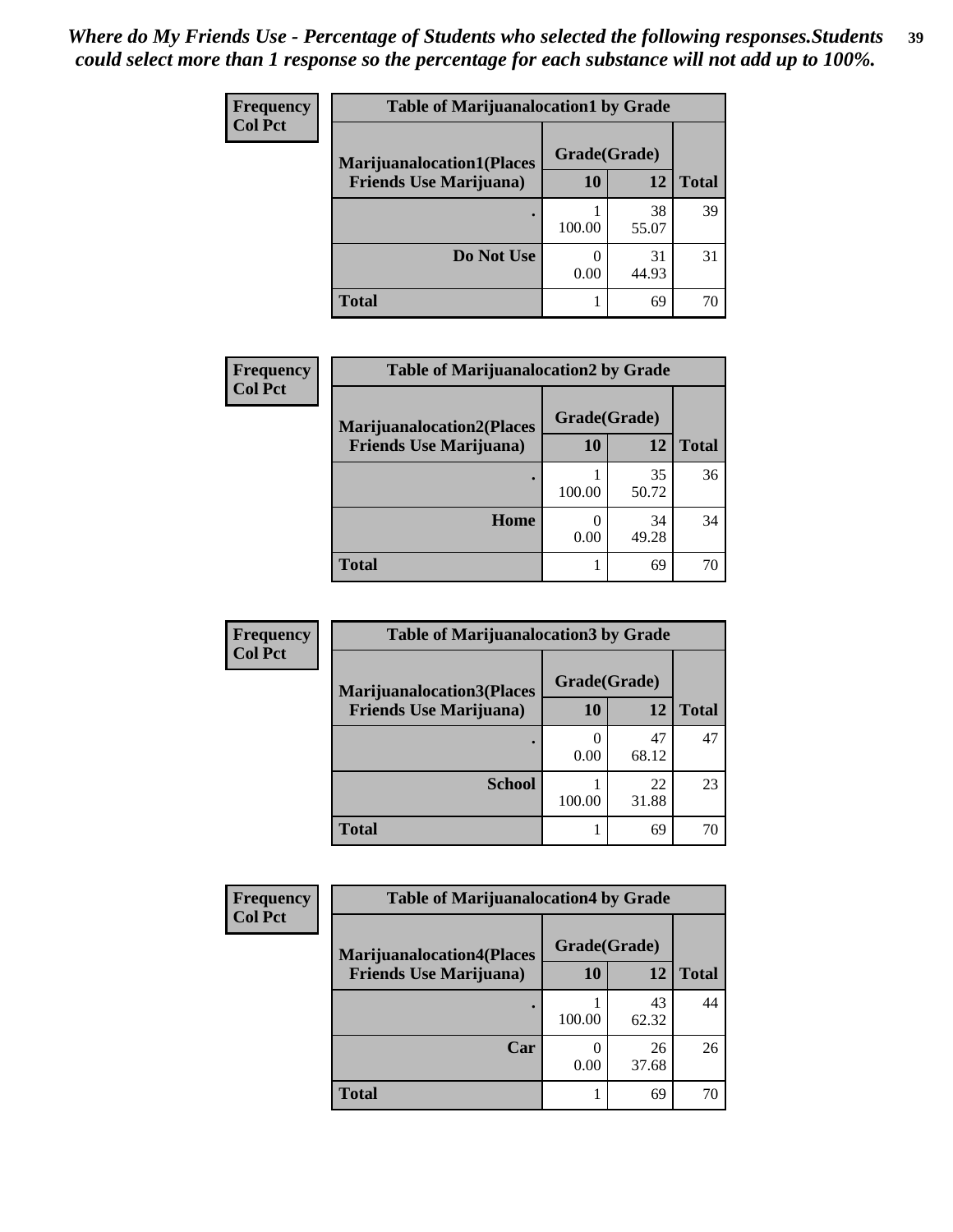*Where do My Friends Use - Percentage of Students who selected the following responses.Students could select more than 1 response so the percentage for each substance will not add up to 100%.*

**Frequency**
**Col Pct**

| Table of Marijuanalocation1 by Grade | | | |
|---|---|---|---|
| Marijuanalocation1(Places Friends Use Marijuana) | Grade(Grade) | | Total |
| | 10 | 12 | |
| . | 1<br>100.00 | 38<br>55.07 | 39 |
| Do Not Use | 0<br>0.00 | 31<br>44.93 | 31 |
| Total | 1 | 69 | 70 |

**Frequency**
**Col Pct**

| Table of Marijuanalocation2 by Grade | | | |
|---|---|---|---|
| Marijuanalocation2(Places Friends Use Marijuana) | Grade(Grade) | | Total |
| | 10 | 12 | |
| . | 1<br>100.00 | 35<br>50.72 | 36 |
| Home | 0<br>0.00 | 34<br>49.28 | 34 |
| Total | 1 | 69 | 70 |

**Frequency**
**Col Pct**

| Table of Marijuanalocation3 by Grade | | | |
|---|---|---|---|
| Marijuanalocation3(Places Friends Use Marijuana) | Grade(Grade) | | Total |
| | 10 | 12 | |
| . | 0<br>0.00 | 47<br>68.12 | 47 |
| School | 1<br>100.00 | 22<br>31.88 | 23 |
| Total | 1 | 69 | 70 |

**Frequency**
**Col Pct**

| Table of Marijuanalocation4 by Grade | | | |
|---|---|---|---|
| Marijuanalocation4(Places Friends Use Marijuana) | Grade(Grade) | | Total |
| | 10 | 12 | |
| . | 1<br>100.00 | 43<br>62.32 | 44 |
| Car | 0<br>0.00 | 26<br>37.68 | 26 |
| Total | 1 | 69 | 70 |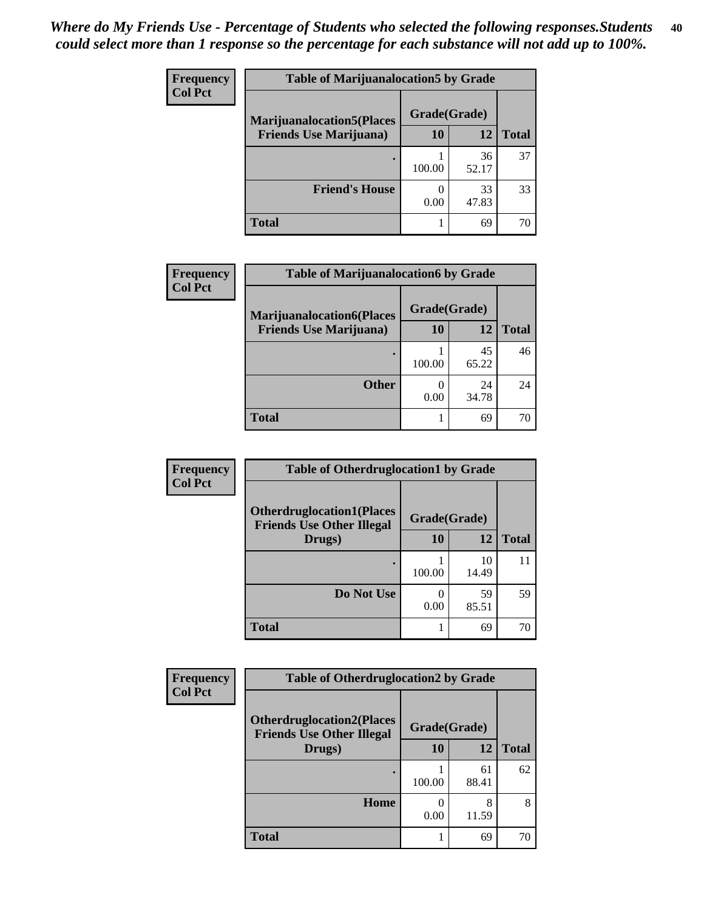*Where do My Friends Use - Percentage of Students who selected the following responses.Students could select more than 1 response so the percentage for each substance will not add up to 100%.*

**Frequency**
**Col Pct**

**Table of Marijuanalocation5 by Grade**

| Marijuanalocation5(Places Friends Use Marijuana) | Grade(Grade) | | Total |
|---|---|---|---|
| | 10 | 12 | |
| . | 1<br>100.00 | 36<br>52.17 | 37 |
| Friend's House | 0<br>0.00 | 33<br>47.83 | 33 |
| Total | 1 | 69 | 70 |

**Frequency**
**Col Pct**

**Table of Marijuanalocation6 by Grade**

| Marijuanalocation6(Places Friends Use Marijuana) | Grade(Grade) | | Total |
|---|---|---|---|
| | 10 | 12 | |
| . | 1<br>100.00 | 45<br>65.22 | 46 |
| Other | 0<br>0.00 | 24<br>34.78 | 24 |
| Total | 1 | 69 | 70 |

**Frequency**
**Col Pct**

**Table of Otherdruglocation1 by Grade**

| Otherdruglocation1(Places Friends Use Other Illegal Drugs) | Grade(Grade) | | Total |
|---|---|---|---|
| | 10 | 12 | |
| . | 1<br>100.00 | 10<br>14.49 | 11 |
| Do Not Use | 0<br>0.00 | 59<br>85.51 | 59 |
| Total | 1 | 69 | 70 |

**Frequency**
**Col Pct**

**Table of Otherdruglocation2 by Grade**

| Otherdruglocation2(Places Friends Use Other Illegal Drugs) | Grade(Grade) | | Total |
|---|---|---|---|
| | 10 | 12 | |
| . | 1<br>100.00 | 61<br>88.41 | 62 |
| Home | 0<br>0.00 | 8<br>11.59 | 8 |
| Total | 1 | 69 | 70 |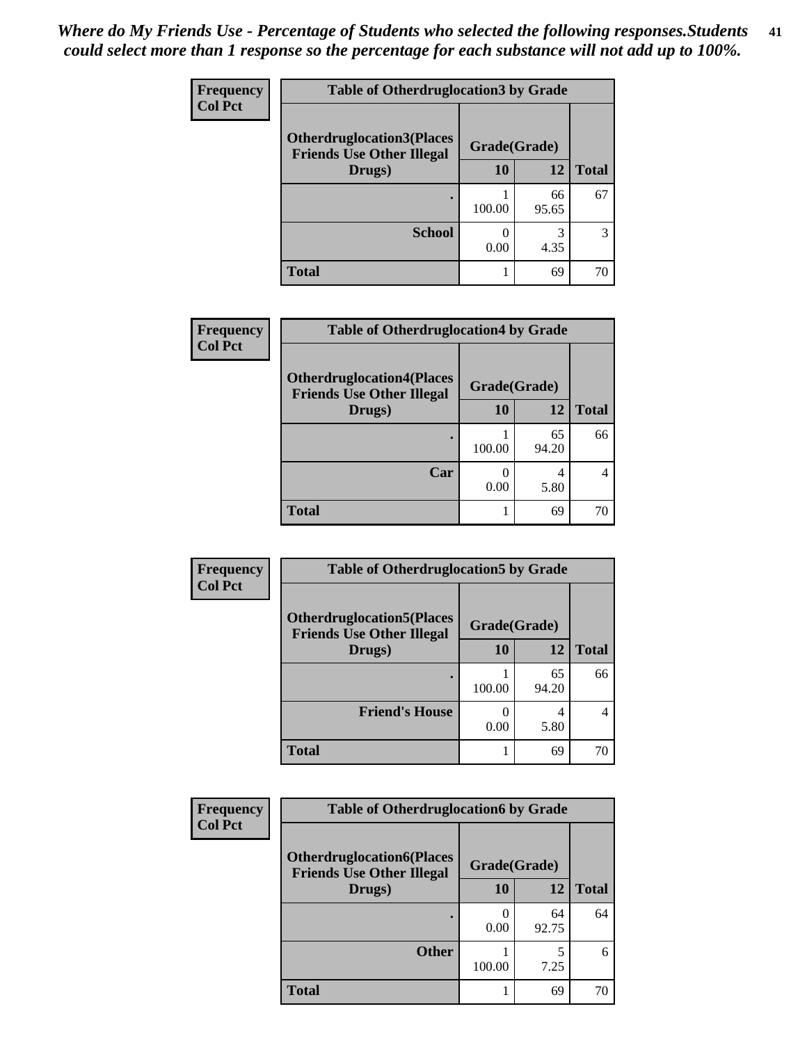*Where do My Friends Use - Percentage of Students who selected the following responses.Students could select more than 1 response so the percentage for each substance will not add up to 100%.*

**Table of Otherdruglocation3 by Grade**

| Frequency / Col Pct | | | |
|---|---|---|---|
| Otherdruglocation3(Places Friends Use Other Illegal Drugs) | Grade(Grade) | | |
| | 10 | 12 | Total |
| . | 1<br>100.00 | 66<br>95.65 | 67 |
| School | 0<br>0.00 | 3<br>4.35 | 3 |
| Total | 1 | 69 | 70 |

**Table of Otherdruglocation4 by Grade**

| Frequency / Col Pct | | | |
|---|---|---|---|
| Otherdruglocation4(Places Friends Use Other Illegal Drugs) | Grade(Grade) | | |
| | 10 | 12 | Total |
| . | 1<br>100.00 | 65<br>94.20 | 66 |
| Car | 0<br>0.00 | 4<br>5.80 | 4 |
| Total | 1 | 69 | 70 |

**Table of Otherdruglocation5 by Grade**

| Frequency / Col Pct | | | |
|---|---|---|---|
| Otherdruglocation5(Places Friends Use Other Illegal Drugs) | Grade(Grade) | | |
| | 10 | 12 | Total |
| . | 1<br>100.00 | 65<br>94.20 | 66 |
| Friend's House | 0<br>0.00 | 4<br>5.80 | 4 |
| Total | 1 | 69 | 70 |

**Table of Otherdruglocation6 by Grade**

| Frequency / Col Pct | | | |
|---|---|---|---|
| Otherdruglocation6(Places Friends Use Other Illegal Drugs) | Grade(Grade) | | |
| | 10 | 12 | Total |
| . | 0<br>0.00 | 64<br>92.75 | 64 |
| Other | 1<br>100.00 | 5<br>7.25 | 6 |
| Total | 1 | 69 | 70 |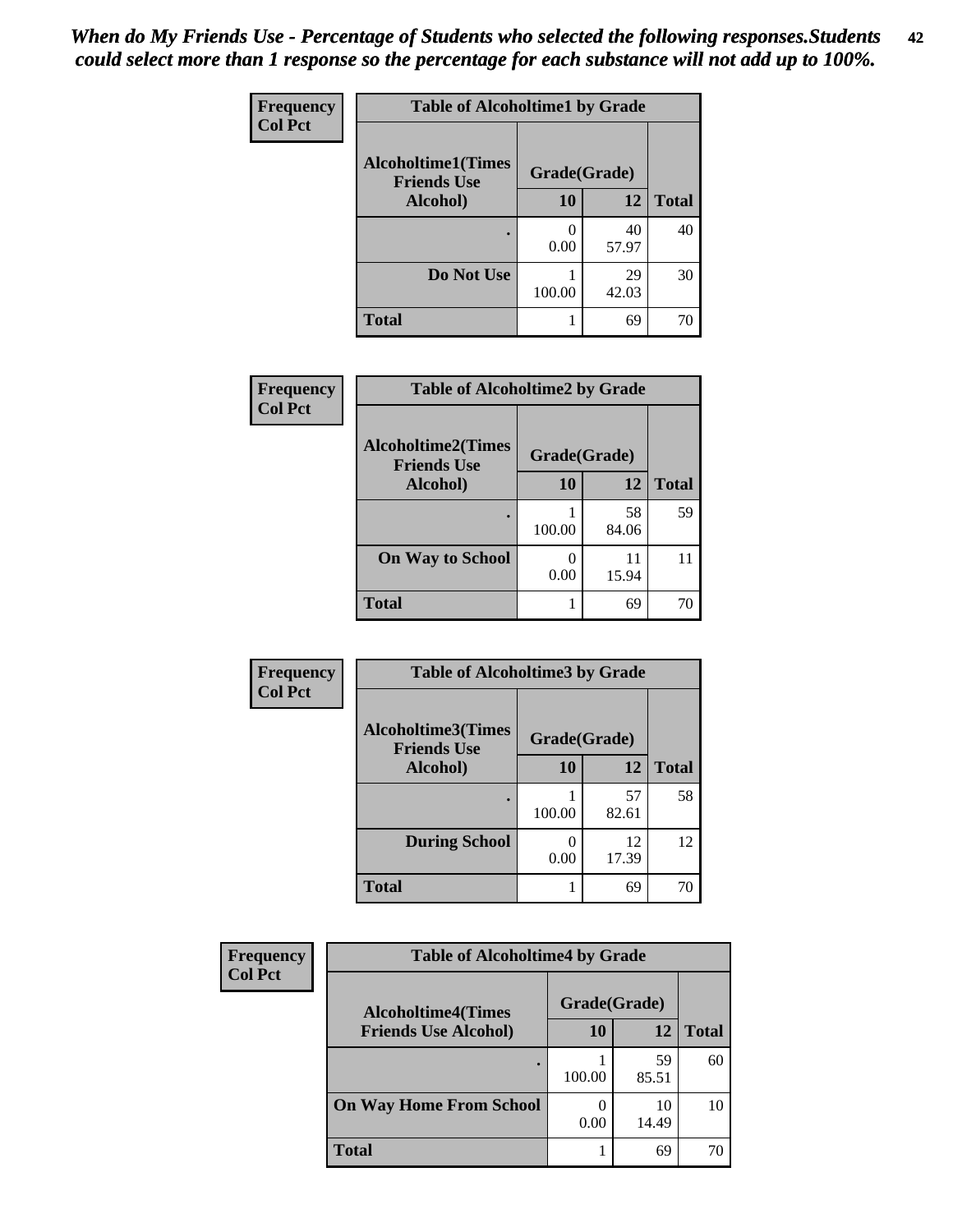*When do My Friends Use - Percentage of Students who selected the following responses.Students could select more than 1 response so the percentage for each substance will not add up to 100%.*

**Frequency**
**Col Pct**

**Table of Alcoholtime1 by Grade**

| Alcoholtime1(Times Friends Use Alcohol) | Grade(Grade) | | Total |
|---|---|---|---|
| | 10 | 12 | |
| . | 0<br>0.00 | 40<br>57.97 | 40 |
| Do Not Use | 1<br>100.00 | 29<br>42.03 | 30 |
| Total | 1 | 69 | 70 |

**Frequency**
**Col Pct**

**Table of Alcoholtime2 by Grade**

| Alcoholtime2(Times Friends Use Alcohol) | Grade(Grade) | | Total |
|---|---|---|---|
| | 10 | 12 | |
| . | 1<br>100.00 | 58<br>84.06 | 59 |
| On Way to School | 0<br>0.00 | 11<br>15.94 | 11 |
| Total | 1 | 69 | 70 |

**Frequency**
**Col Pct**

**Table of Alcoholtime3 by Grade**

| Alcoholtime3(Times Friends Use Alcohol) | Grade(Grade) | | Total |
|---|---|---|---|
| | 10 | 12 | |
| . | 1<br>100.00 | 57<br>82.61 | 58 |
| During School | 0<br>0.00 | 12<br>17.39 | 12 |
| Total | 1 | 69 | 70 |

**Frequency**
**Col Pct**

**Table of Alcoholtime4 by Grade**

| Alcoholtime4(Times Friends Use Alcohol) | Grade(Grade) | | Total |
|---|---|---|---|
| | 10 | 12 | |
| . | 1<br>100.00 | 59<br>85.51 | 60 |
| On Way Home From School | 0<br>0.00 | 10<br>14.49 | 10 |
| Total | 1 | 69 | 70 |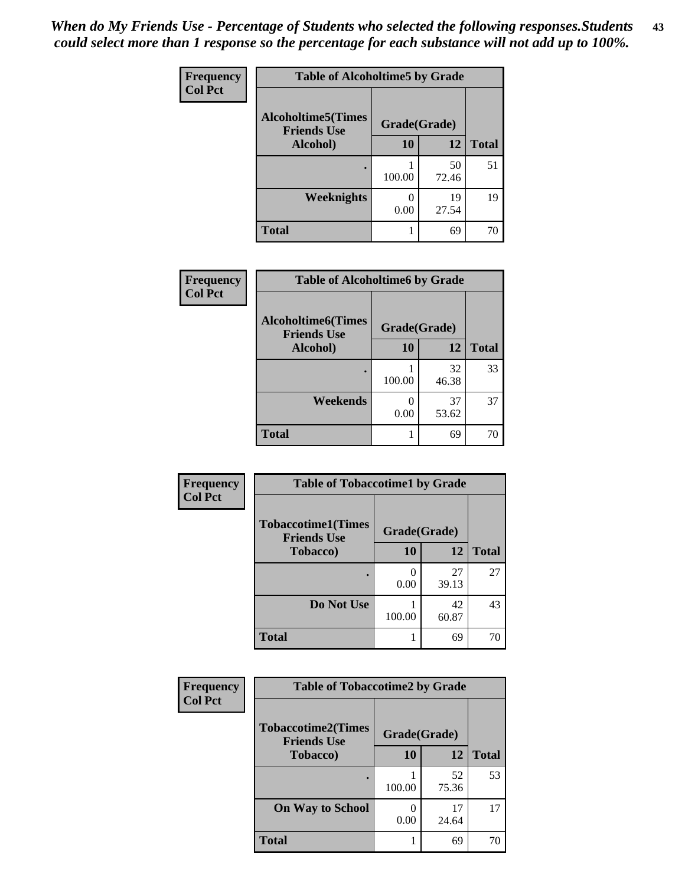*When do My Friends Use - Percentage of Students who selected the following responses.Students could select more than 1 response so the percentage for each substance will not add up to 100%.*

**Table of Alcoholtime5 by Grade**

| Alcoholtime5(Times Friends Use Alcohol) | Grade(Grade) 10 | 12 | Total |
|---|---|---|---|
| . | 1<br>100.00 | 50<br>72.46 | 51 |
| Weeknights | 0<br>0.00 | 19<br>27.54 | 19 |
| Total | 1 | 69 | 70 |

Frequency / Col Pct

**Table of Alcoholtime6 by Grade**

| Alcoholtime6(Times Friends Use Alcohol) | Grade(Grade) 10 | 12 | Total |
|---|---|---|---|
| . | 1<br>100.00 | 32<br>46.38 | 33 |
| Weekends | 0<br>0.00 | 37<br>53.62 | 37 |
| Total | 1 | 69 | 70 |

Frequency / Col Pct

**Table of Tobaccotime1 by Grade**

| Tobaccotime1(Times Friends Use Tobacco) | Grade(Grade) 10 | 12 | Total |
|---|---|---|---|
| . | 0<br>0.00 | 27<br>39.13 | 27 |
| Do Not Use | 1<br>100.00 | 42<br>60.87 | 43 |
| Total | 1 | 69 | 70 |

Frequency / Col Pct

**Table of Tobaccotime2 by Grade**

| Tobaccotime2(Times Friends Use Tobacco) | Grade(Grade) 10 | 12 | Total |
|---|---|---|---|
| . | 1<br>100.00 | 52<br>75.36 | 53 |
| On Way to School | 0<br>0.00 | 17<br>24.64 | 17 |
| Total | 1 | 69 | 70 |

Frequency / Col Pct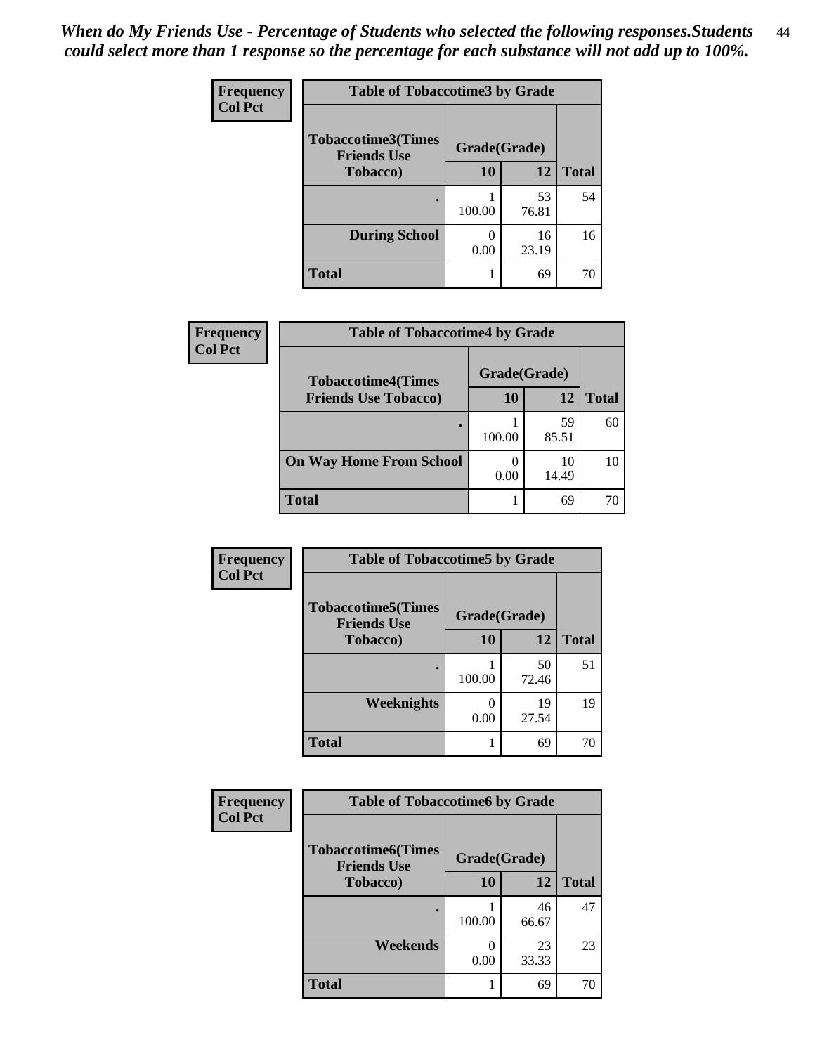*When do My Friends Use - Percentage of Students who selected the following responses.Students could select more than 1 response so the percentage for each substance will not add up to 100%.*

**Frequency / Col Pct**

**Table of Tobaccotime3 by Grade**

| Tobaccotime3(Times Friends Use Tobacco) | Grade(Grade) 10 | 12 | Total |
|---|---|---|---|
| . | 1<br>100.00 | 53<br>76.81 | 54 |
| During School | 0<br>0.00 | 16<br>23.19 | 16 |
| Total | 1 | 69 | 70 |

**Frequency / Col Pct**

**Table of Tobaccotime4 by Grade**

| Tobaccotime4(Times Friends Use Tobacco) | Grade(Grade) 10 | 12 | Total |
|---|---|---|---|
| . | 1<br>100.00 | 59<br>85.51 | 60 |
| On Way Home From School | 0<br>0.00 | 10<br>14.49 | 10 |
| Total | 1 | 69 | 70 |

**Frequency / Col Pct**

**Table of Tobaccotime5 by Grade**

| Tobaccotime5(Times Friends Use Tobacco) | Grade(Grade) 10 | 12 | Total |
|---|---|---|---|
| . | 1<br>100.00 | 50<br>72.46 | 51 |
| Weeknights | 0<br>0.00 | 19<br>27.54 | 19 |
| Total | 1 | 69 | 70 |

**Frequency / Col Pct**

**Table of Tobaccotime6 by Grade**

| Tobaccotime6(Times Friends Use Tobacco) | Grade(Grade) 10 | 12 | Total |
|---|---|---|---|
| . | 1<br>100.00 | 46<br>66.67 | 47 |
| Weekends | 0<br>0.00 | 23<br>33.33 | 23 |
| Total | 1 | 69 | 70 |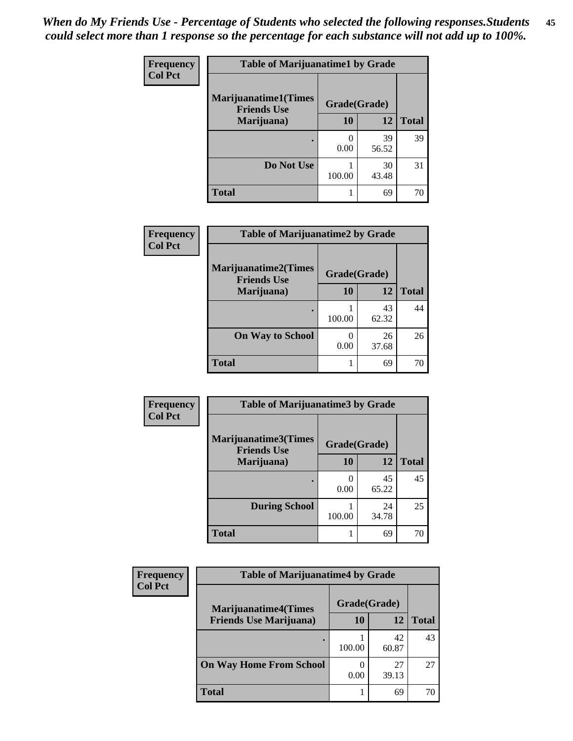*When do My Friends Use - Percentage of Students who selected the following responses.Students could select more than 1 response so the percentage for each substance will not add up to 100%.*

**Frequency**
**Col Pct**

| Table of Marijuanatime1 by Grade | | | |
|---|---|---|---|
| **Marijuanatime1(Times Friends Use Marijuana)** | **Grade(Grade)** | | |
| | **10** | **12** | **Total** |
| **.** | 0<br>0.00 | 39<br>56.52 | 39 |
| **Do Not Use** | 1<br>100.00 | 30<br>43.48 | 31 |
| **Total** | 1 | 69 | 70 |

**Frequency**
**Col Pct**

| Table of Marijuanatime2 by Grade | | | |
|---|---|---|---|
| **Marijuanatime2(Times Friends Use Marijuana)** | **Grade(Grade)** | | |
| | **10** | **12** | **Total** |
| **.** | 1<br>100.00 | 43<br>62.32 | 44 |
| **On Way to School** | 0<br>0.00 | 26<br>37.68 | 26 |
| **Total** | 1 | 69 | 70 |

**Frequency**
**Col Pct**

| Table of Marijuanatime3 by Grade | | | |
|---|---|---|---|
| **Marijuanatime3(Times Friends Use Marijuana)** | **Grade(Grade)** | | |
| | **10** | **12** | **Total** |
| **.** | 0<br>0.00 | 45<br>65.22 | 45 |
| **During School** | 1<br>100.00 | 24<br>34.78 | 25 |
| **Total** | 1 | 69 | 70 |

**Frequency**
**Col Pct**

| Table of Marijuanatime4 by Grade | | | |
|---|---|---|---|
| **Marijuanatime4(Times Friends Use Marijuana)** | **Grade(Grade)** | | |
| | **10** | **12** | **Total** |
| **.** | 1<br>100.00 | 42<br>60.87 | 43 |
| **On Way Home From School** | 0<br>0.00 | 27<br>39.13 | 27 |
| **Total** | 1 | 69 | 70 |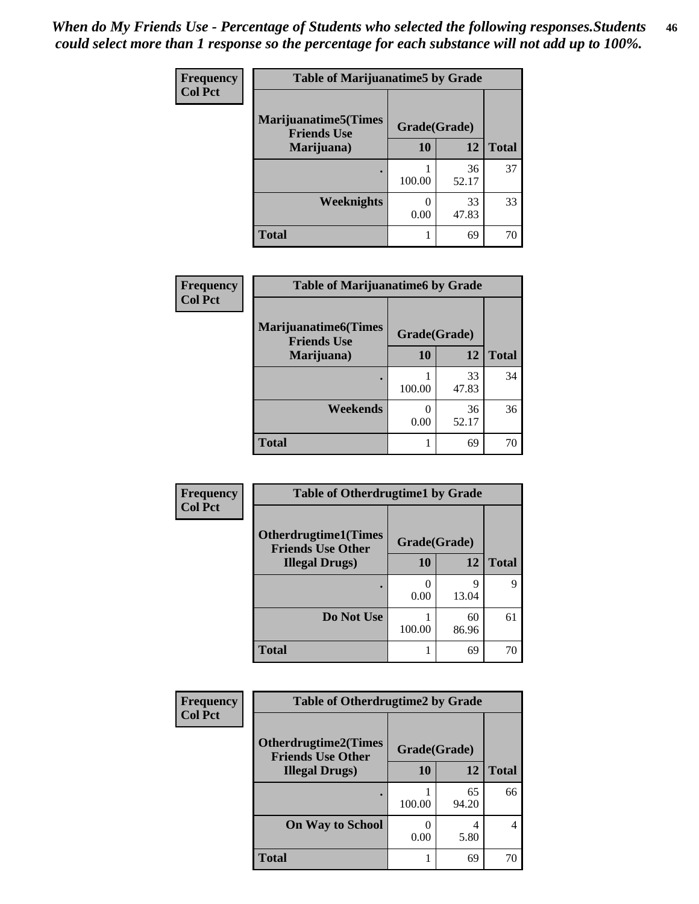*When do My Friends Use - Percentage of Students who selected the following responses.Students could select more than 1 response so the percentage for each substance will not add up to 100%.*

**Frequency**
**Col Pct**

| Table of Marijuanatime5 by Grade | | | |
|---|---|---|---|
| Marijuanatime5(Times Friends Use Marijuana) | Grade(Grade) | | |
| | 10 | 12 | Total |
| . | 1<br>100.00 | 36<br>52.17 | 37 |
| Weeknights | 0<br>0.00 | 33<br>47.83 | 33 |
| Total | 1 | 69 | 70 |

**Frequency**
**Col Pct**

| Table of Marijuanatime6 by Grade | | | |
|---|---|---|---|
| Marijuanatime6(Times Friends Use Marijuana) | Grade(Grade) | | |
| | 10 | 12 | Total |
| . | 1<br>100.00 | 33<br>47.83 | 34 |
| Weekends | 0<br>0.00 | 36<br>52.17 | 36 |
| Total | 1 | 69 | 70 |

**Frequency**
**Col Pct**

| Table of Otherdrugtime1 by Grade | | | |
|---|---|---|---|
| Otherdrugtime1(Times Friends Use Other Illegal Drugs) | Grade(Grade) | | |
| | 10 | 12 | Total |
| . | 0<br>0.00 | 9<br>13.04 | 9 |
| Do Not Use | 1<br>100.00 | 60<br>86.96 | 61 |
| Total | 1 | 69 | 70 |

**Frequency**
**Col Pct**

| Table of Otherdrugtime2 by Grade | | | |
|---|---|---|---|
| Otherdrugtime2(Times Friends Use Other Illegal Drugs) | Grade(Grade) | | |
| | 10 | 12 | Total |
| . | 1<br>100.00 | 65<br>94.20 | 66 |
| On Way to School | 0<br>0.00 | 4<br>5.80 | 4 |
| Total | 1 | 69 | 70 |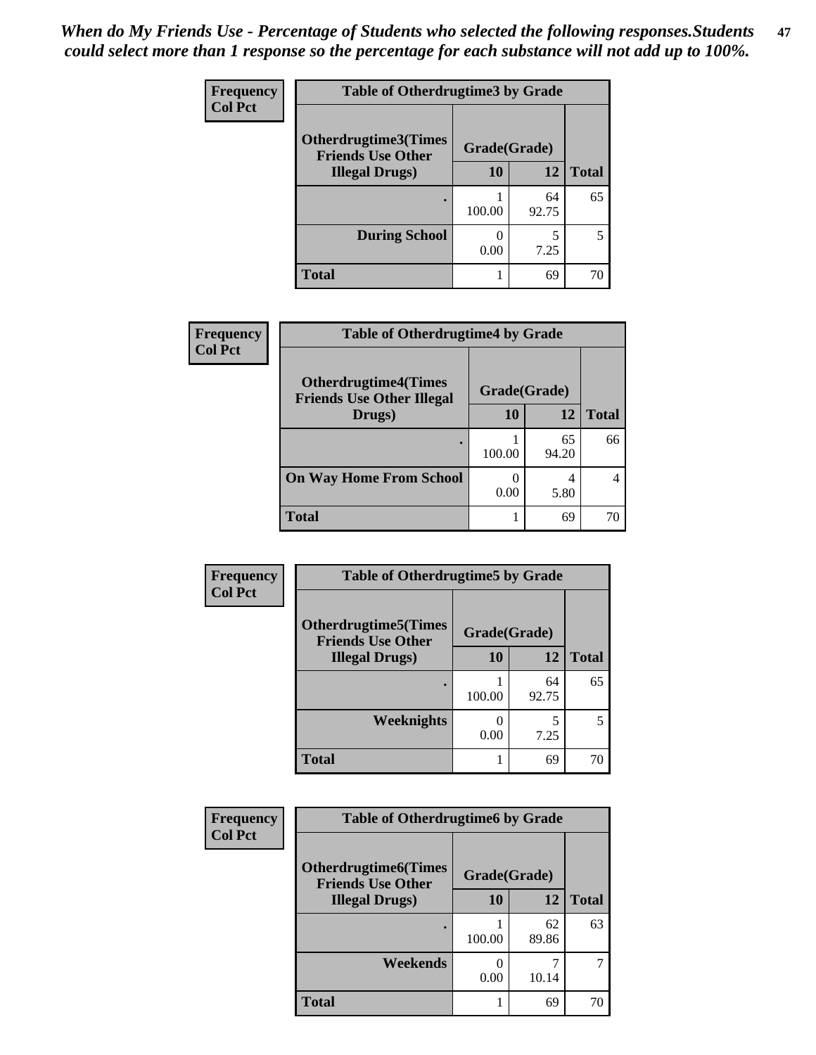*When do My Friends Use - Percentage of Students who selected the following responses.Students could select more than 1 response so the percentage for each substance will not add up to 100%.*

**Frequency**
**Col Pct**

| Table of Otherdrugtime3 by Grade | | | |
|---|---|---|---|
| **Otherdrugtime3(Times Friends Use Other Illegal Drugs)** | **Grade(Grade)** | | |
| | **10** | **12** | **Total** |
| **.** | 1<br>100.00 | 64<br>92.75 | 65 |
| **During School** | 0<br>0.00 | 5<br>7.25 | 5 |
| **Total** | 1 | 69 | 70 |

**Frequency**
**Col Pct**

| Table of Otherdrugtime4 by Grade | | | |
|---|---|---|---|
| **Otherdrugtime4(Times Friends Use Other Illegal Drugs)** | **Grade(Grade)** | | |
| | **10** | **12** | **Total** |
| **.** | 1<br>100.00 | 65<br>94.20 | 66 |
| **On Way Home From School** | 0<br>0.00 | 4<br>5.80 | 4 |
| **Total** | 1 | 69 | 70 |

**Frequency**
**Col Pct**

| Table of Otherdrugtime5 by Grade | | | |
|---|---|---|---|
| **Otherdrugtime5(Times Friends Use Other Illegal Drugs)** | **Grade(Grade)** | | |
| | **10** | **12** | **Total** |
| **.** | 1<br>100.00 | 64<br>92.75 | 65 |
| **Weeknights** | 0<br>0.00 | 5<br>7.25 | 5 |
| **Total** | 1 | 69 | 70 |

**Frequency**
**Col Pct**

| Table of Otherdrugtime6 by Grade | | | |
|---|---|---|---|
| **Otherdrugtime6(Times Friends Use Other Illegal Drugs)** | **Grade(Grade)** | | |
| | **10** | **12** | **Total** |
| **.** | 1<br>100.00 | 62<br>89.86 | 63 |
| **Weekends** | 0<br>0.00 | 7<br>10.14 | 7 |
| **Total** | 1 | 69 | 70 |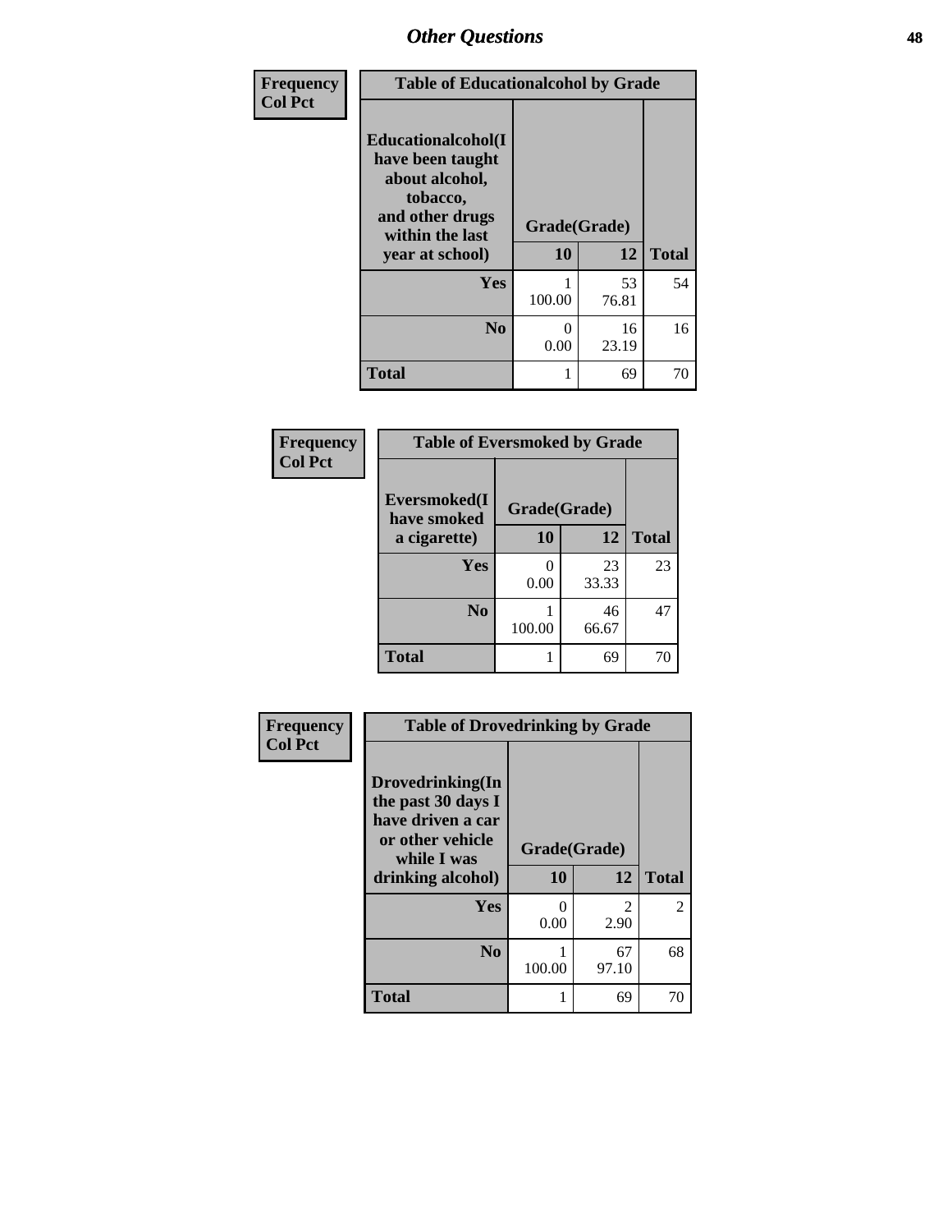| Frequency Col Pct | | | |
|---|---|---|---|
| **Table of Educationalalcohol by Grade** | | | |
| **Educationalalcohol(I have been taught about alcohol, tobacco, and other drugs within the last year at school)** | **Grade(Grade)** | | |
| | **10** | **12** | **Total** |
| **Yes** | 1<br>100.00 | 53<br>76.81 | 54 |
| **No** | 0<br>0.00 | 16<br>23.19 | 16 |
| **Total** | 1 | 69 | 70 |

| Frequency Col Pct | | | |
|---|---|---|---|
| **Table of Eversmoked by Grade** | | | |
| **Eversmoked(I have smoked a cigarette)** | **Grade(Grade)** | | |
| | **10** | **12** | **Total** |
| **Yes** | 0<br>0.00 | 23<br>33.33 | 23 |
| **No** | 1<br>100.00 | 46<br>66.67 | 47 |
| **Total** | 1 | 69 | 70 |

| Frequency Col Pct | | | |
|---|---|---|---|
| **Table of Drovedrinking by Grade** | | | |
| **Drovedrinking(In the past 30 days I have driven a car or other vehicle while I was drinking alcohol)** | **Grade(Grade)** | | |
| | **10** | **12** | **Total** |
| **Yes** | 0<br>0.00 | 2<br>2.90 | 2 |
| **No** | 1<br>100.00 | 67<br>97.10 | 68 |
| **Total** | 1 | 69 | 70 |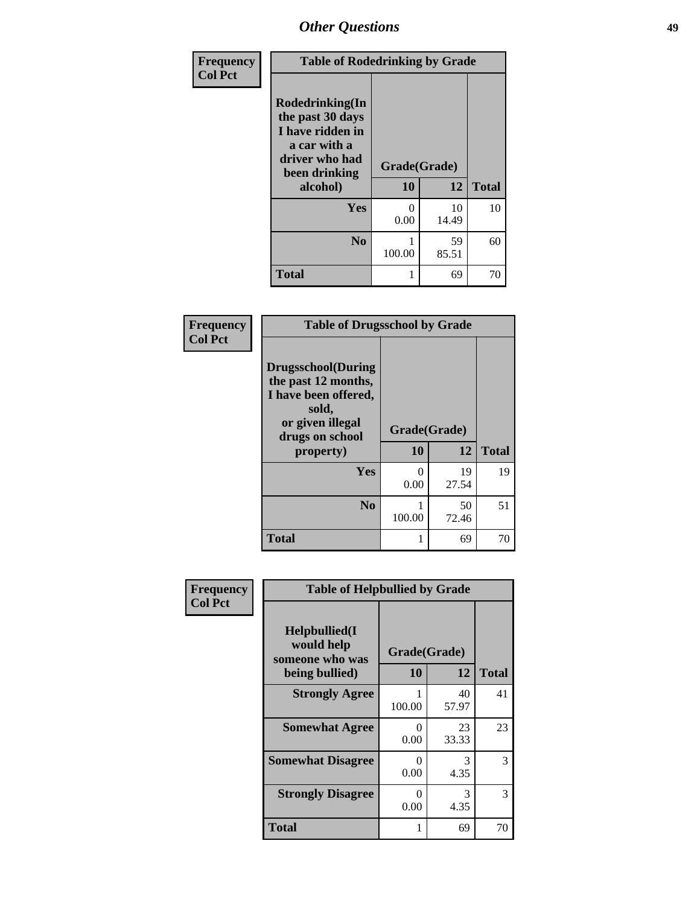| Frequency<br>Col Pct | Table of Rodedrinking by Grade | | |
|---|---|---|---|
| Rodedrinking(In the past 30 days I have ridden in a car with a driver who had been drinking alcohol) | Grade(Grade) | | |
| | 10 | 12 | Total |
| Yes | 0<br>0.00 | 10<br>14.49 | 10 |
| No | 1<br>100.00 | 59<br>85.51 | 60 |
| Total | 1 | 69 | 70 |

| Frequency<br>Col Pct | Table of Drugsschool by Grade | | |
|---|---|---|---|
| Drugsschool(During the past 12 months, I have been offered, sold, or given illegal drugs on school property) | Grade(Grade) | | |
| | 10 | 12 | Total |
| Yes | 0<br>0.00 | 19<br>27.54 | 19 |
| No | 1<br>100.00 | 50<br>72.46 | 51 |
| Total | 1 | 69 | 70 |

| Frequency<br>Col Pct | Table of Helpbullied by Grade | | |
|---|---|---|---|
| Helpbullied(I would help someone who was being bullied) | Grade(Grade) | | |
| | 10 | 12 | Total |
| Strongly Agree | 1<br>100.00 | 40<br>57.97 | 41 |
| Somewhat Agree | 0<br>0.00 | 23<br>33.33 | 23 |
| Somewhat Disagree | 0<br>0.00 | 3<br>4.35 | 3 |
| Strongly Disagree | 0<br>0.00 | 3<br>4.35 | 3 |
| Total | 1 | 69 | 70 |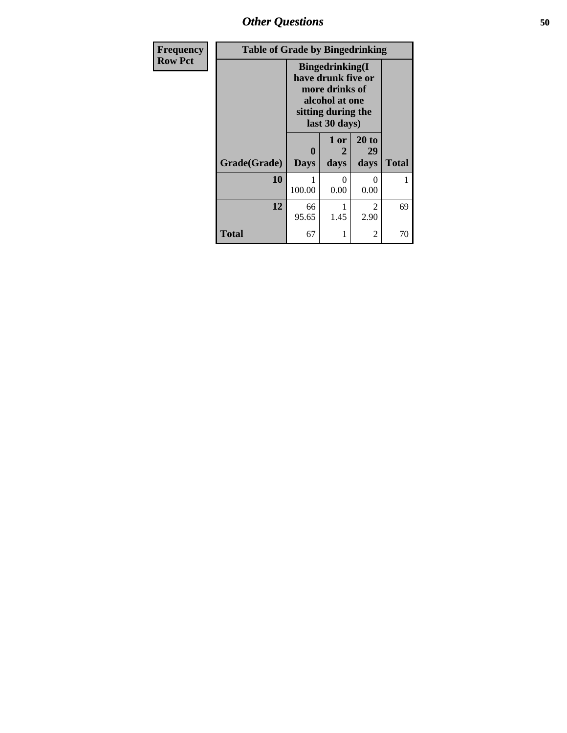## Other Questions

| Frequency<br>Row Pct |
|---|

| Table of Grade by Bingedrinking | | | | |
|---|---|---|---|---|
| | Bingedrinking(I have drunk five or more drinks of alcohol at one sitting during the last 30 days) | | | |
| Grade(Grade) | 0 Days | 1 or 2 days | 20 to 29 days | Total |
| **10** | 1<br>100.00 | 0<br>0.00 | 0<br>0.00 | 1 |
| **12** | 66<br>95.65 | 1<br>1.45 | 2<br>2.90 | 69 |
| **Total** | 67 | 1 | 2 | 70 |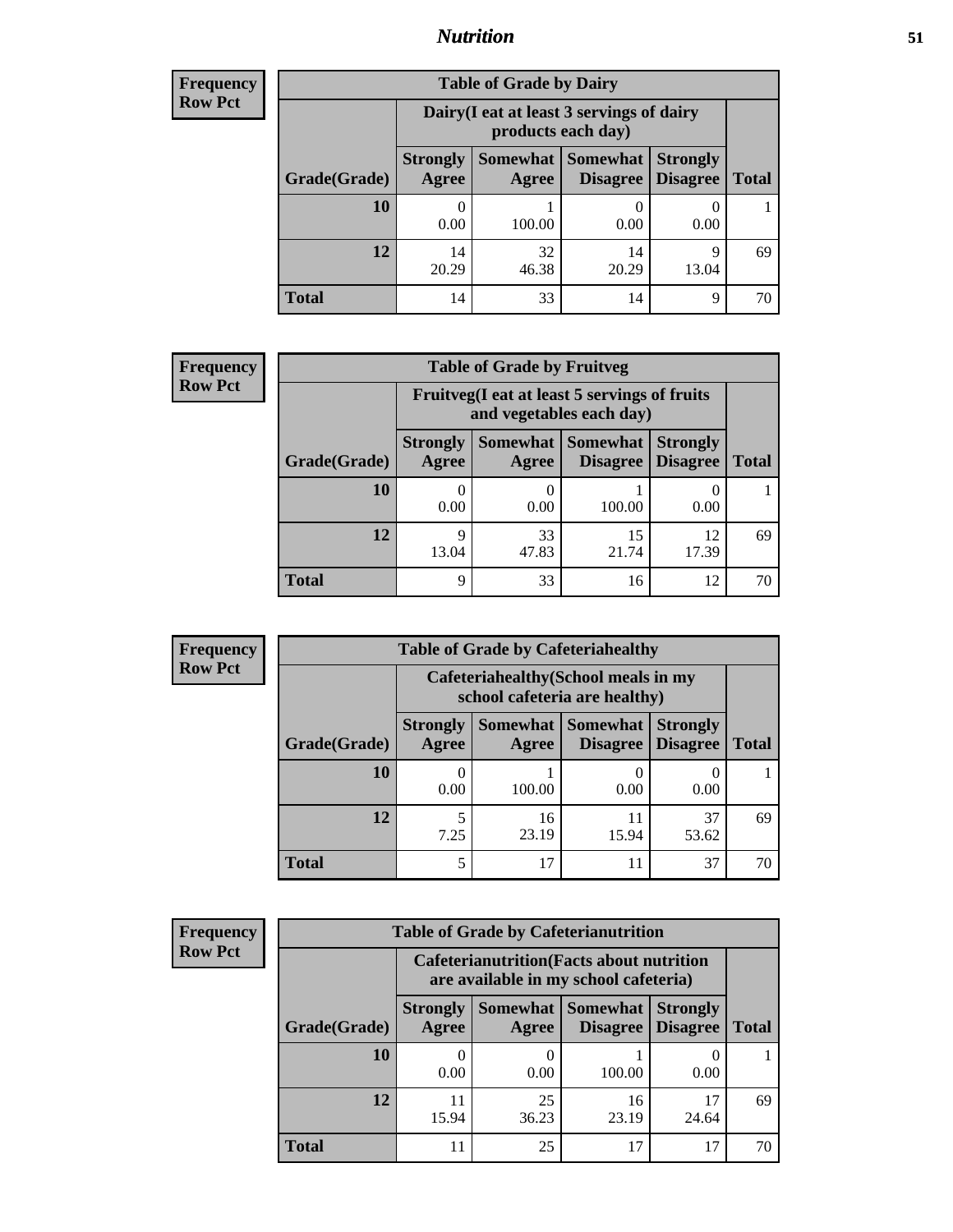| Frequency<br>Row Pct | Table of Grade by Dairy | | | | |
|---|---|---|---|---|---|
| | Dairy(I eat at least 3 servings of dairy products each day) | | | | |
| Grade(Grade) | Strongly Agree | Somewhat Agree | Somewhat Disagree | Strongly Disagree | Total |
| 10 | 0<br>0.00 | 1<br>100.00 | 0<br>0.00 | 0<br>0.00 | 1 |
| 12 | 14<br>20.29 | 32<br>46.38 | 14<br>20.29 | 9<br>13.04 | 69 |
| Total | 14 | 33 | 14 | 9 | 70 |

| Frequency<br>Row Pct | Table of Grade by Fruitveg | | | | |
|---|---|---|---|---|---|
| | Fruitveg(I eat at least 5 servings of fruits and vegetables each day) | | | | |
| Grade(Grade) | Strongly Agree | Somewhat Agree | Somewhat Disagree | Strongly Disagree | Total |
| 10 | 0<br>0.00 | 0<br>0.00 | 1<br>100.00 | 0<br>0.00 | 1 |
| 12 | 9<br>13.04 | 33<br>47.83 | 15<br>21.74 | 12<br>17.39 | 69 |
| Total | 9 | 33 | 16 | 12 | 70 |

| Frequency<br>Row Pct | Table of Grade by Cafeteriahealthy | | | | |
|---|---|---|---|---|---|
| | Cafeteriahealthy(School meals in my school cafeteria are healthy) | | | | |
| Grade(Grade) | Strongly Agree | Somewhat Agree | Somewhat Disagree | Strongly Disagree | Total |
| 10 | 0<br>0.00 | 1<br>100.00 | 0<br>0.00 | 0<br>0.00 | 1 |
| 12 | 5<br>7.25 | 16<br>23.19 | 11<br>15.94 | 37<br>53.62 | 69 |
| Total | 5 | 17 | 11 | 37 | 70 |

| Frequency<br>Row Pct | Table of Grade by Cafeterianutrition | | | | |
|---|---|---|---|---|---|
| | Cafeterianutrition(Facts about nutrition are available in my school cafeteria) | | | | |
| Grade(Grade) | Strongly Agree | Somewhat Agree | Somewhat Disagree | Strongly Disagree | Total |
| 10 | 0<br>0.00 | 0<br>0.00 | 1<br>100.00 | 0<br>0.00 | 1 |
| 12 | 11<br>15.94 | 25<br>36.23 | 16<br>23.19 | 17<br>24.64 | 69 |
| Total | 11 | 25 | 17 | 17 | 70 |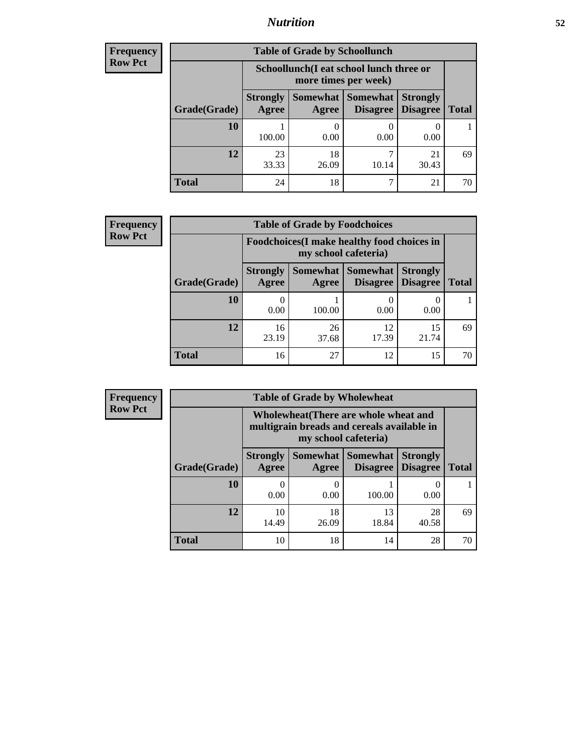| Frequency Row Pct | Table of Grade by Schoollunch | | | | |
|---|---|---|---|---|---|
| | Schoollunch(I eat school lunch three or more times per week) | | | | |
| Grade(Grade) | Strongly Agree | Somewhat Agree | Somewhat Disagree | Strongly Disagree | Total |
| 10 | 1<br>100.00 | 0<br>0.00 | 0<br>0.00 | 0<br>0.00 | 1 |
| 12 | 23<br>33.33 | 18<br>26.09 | 7<br>10.14 | 21<br>30.43 | 69 |
| Total | 24 | 18 | 7 | 21 | 70 |

| Frequency Row Pct | Table of Grade by Foodchoices | | | | |
|---|---|---|---|---|---|
| | Foodchoices(I make healthy food choices in my school cafeteria) | | | | |
| Grade(Grade) | Strongly Agree | Somewhat Agree | Somewhat Disagree | Strongly Disagree | Total |
| 10 | 0<br>0.00 | 1<br>100.00 | 0<br>0.00 | 0<br>0.00 | 1 |
| 12 | 16<br>23.19 | 26<br>37.68 | 12<br>17.39 | 15<br>21.74 | 69 |
| Total | 16 | 27 | 12 | 15 | 70 |

| Frequency Row Pct | Table of Grade by Wholewheat | | | | |
|---|---|---|---|---|---|
| | Wholewheat(There are whole wheat and multigrain breads and cereals available in my school cafeteria) | | | | |
| Grade(Grade) | Strongly Agree | Somewhat Agree | Somewhat Disagree | Strongly Disagree | Total |
| 10 | 0<br>0.00 | 0<br>0.00 | 1<br>100.00 | 0<br>0.00 | 1 |
| 12 | 10<br>14.49 | 18<br>26.09 | 13<br>18.84 | 28<br>40.58 | 69 |
| Total | 10 | 18 | 14 | 28 | 70 |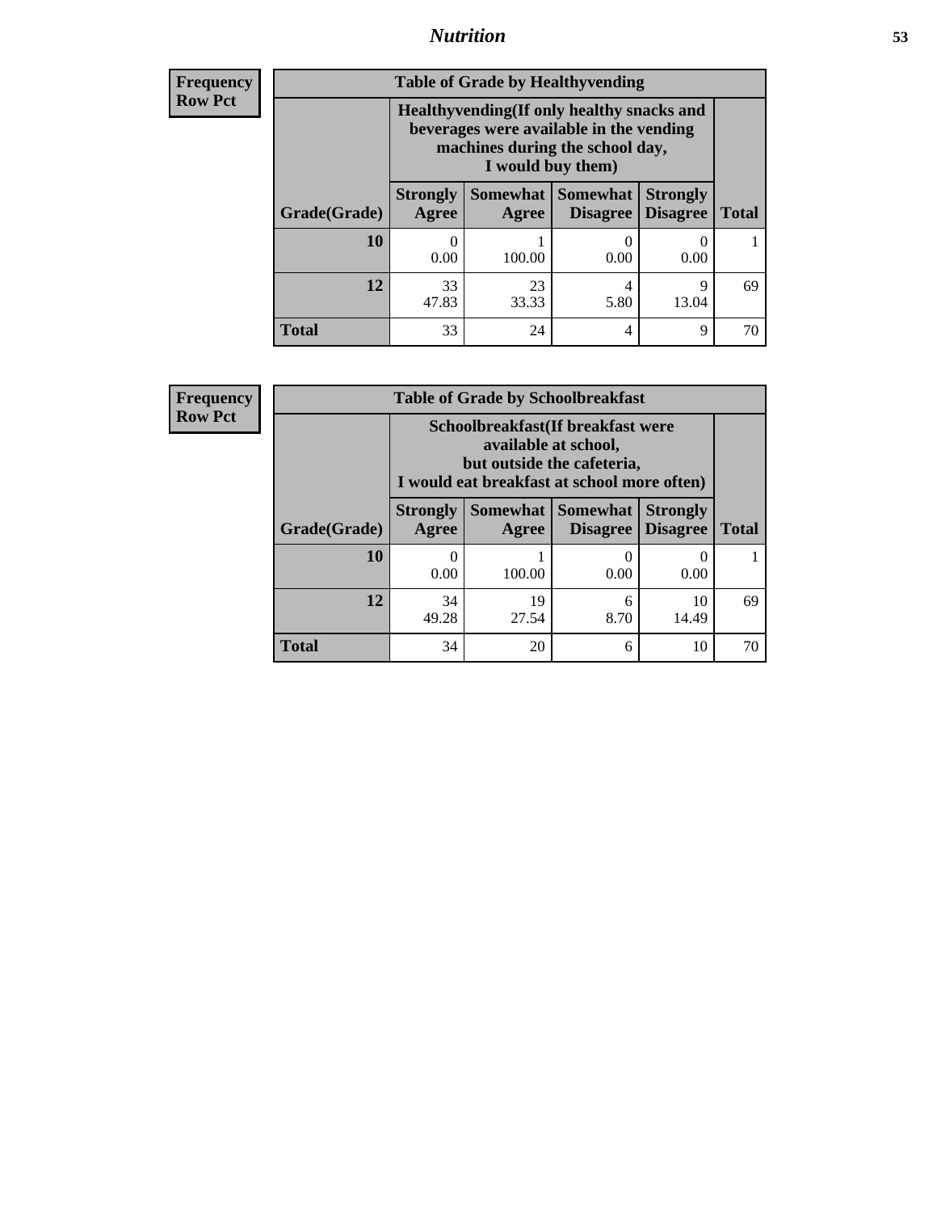| Frequency<br>Row Pct | Table of Grade by Healthyvending | | | | |
|---|---|---|---|---|---|
| | Healthyvending(If only healthy snacks and beverages were available in the vending machines during the school day, I would buy them) | | | | |
| Grade(Grade) | Strongly Agree | Somewhat Agree | Somewhat Disagree | Strongly Disagree | Total |
| 10 | 0<br>0.00 | 1<br>100.00 | 0<br>0.00 | 0<br>0.00 | 1 |
| 12 | 33<br>47.83 | 23<br>33.33 | 4<br>5.80 | 9<br>13.04 | 69 |
| Total | 33 | 24 | 4 | 9 | 70 |

| Frequency<br>Row Pct | Table of Grade by Schoolbreakfast | | | | |
|---|---|---|---|---|---|
| | Schoolbreakfast(If breakfast were available at school, but outside the cafeteria, I would eat breakfast at school more often) | | | | |
| Grade(Grade) | Strongly Agree | Somewhat Agree | Somewhat Disagree | Strongly Disagree | Total |
| 10 | 0<br>0.00 | 1<br>100.00 | 0<br>0.00 | 0<br>0.00 | 1 |
| 12 | 34<br>49.28 | 19<br>27.54 | 6<br>8.70 | 10<br>14.49 | 69 |
| Total | 34 | 20 | 6 | 10 | 70 |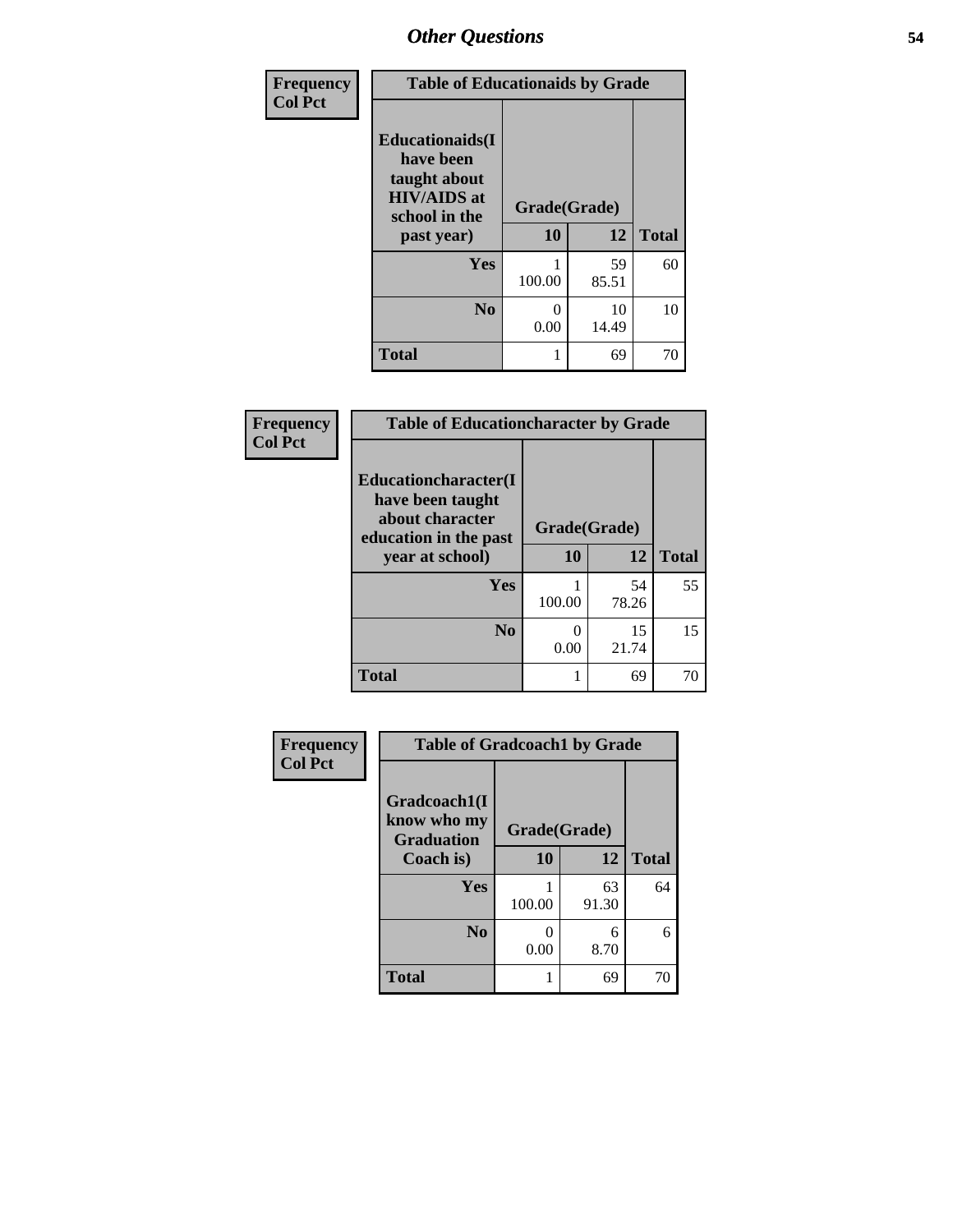# Other Questions

Frequency
Col Pct

| Table of Educationaids by Grade | | | |
|---|---|---|---|
| Educationaids(I have been taught about HIV/AIDS at school in the past year) | Grade(Grade) | | |
| | 10 | 12 | Total |
| Yes | 1<br>100.00 | 59<br>85.51 | 60 |
| No | 0<br>0.00 | 10<br>14.49 | 10 |
| Total | 1 | 69 | 70 |

Frequency
Col Pct

| Table of Educationcharacter by Grade | | | |
|---|---|---|---|
| Educationcharacter(I have been taught about character education in the past year at school) | Grade(Grade) | | |
| | 10 | 12 | Total |
| Yes | 1<br>100.00 | 54<br>78.26 | 55 |
| No | 0<br>0.00 | 15<br>21.74 | 15 |
| Total | 1 | 69 | 70 |

Frequency
Col Pct

| Table of Gradcoach1 by Grade | | | |
|---|---|---|---|
| Gradcoach1(I know who my Graduation Coach is) | Grade(Grade) | | |
| | 10 | 12 | Total |
| Yes | 1<br>100.00 | 63<br>91.30 | 64 |
| No | 0<br>0.00 | 6<br>8.70 | 6 |
| Total | 1 | 69 | 70 |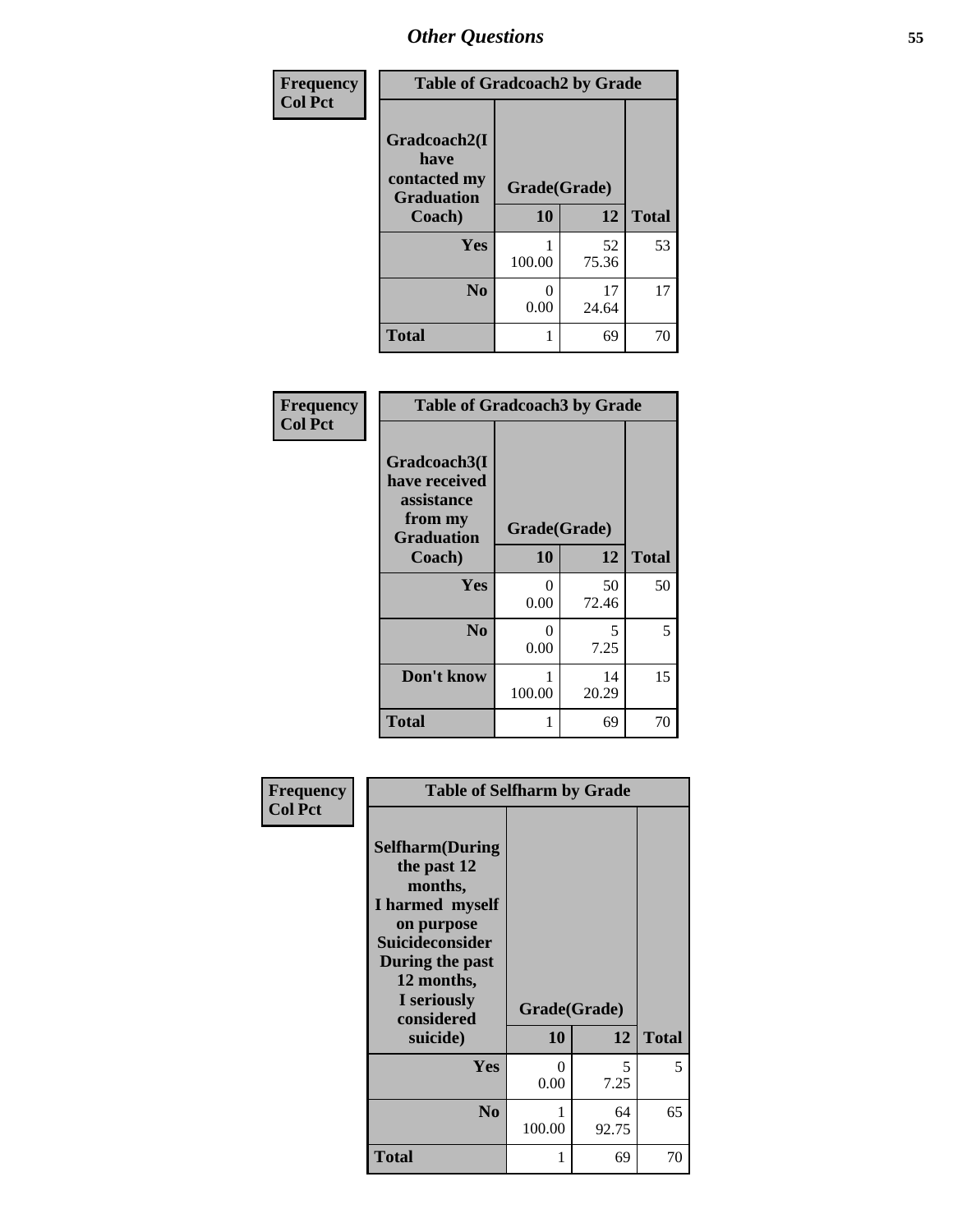## Other Questions

**Frequency**
**Col Pct**

| Table of Gradcoach2 by Grade | | | |
|---|---|---|---|
| **Gradcoach2(I have contacted my Graduation Coach)** | **Grade(Grade)** | | |
| | **10** | **12** | **Total** |
| **Yes** | 1<br>100.00 | 52<br>75.36 | 53 |
| **No** | 0<br>0.00 | 17<br>24.64 | 17 |
| **Total** | 1 | 69 | 70 |

**Frequency**
**Col Pct**

| Table of Gradcoach3 by Grade | | | |
|---|---|---|---|
| **Gradcoach3(I have received assistance from my Graduation Coach)** | **Grade(Grade)** | | |
| | **10** | **12** | **Total** |
| **Yes** | 0<br>0.00 | 50<br>72.46 | 50 |
| **No** | 0<br>0.00 | 5<br>7.25 | 5 |
| **Don't know** | 1<br>100.00 | 14<br>20.29 | 15 |
| **Total** | 1 | 69 | 70 |

**Frequency**
**Col Pct**

| Table of Selfharm by Grade | | | |
|---|---|---|---|
| **Selfharm(During the past 12 months, I harmed myself on purpose Suicideconsider During the past 12 months, I seriously considered suicide)** | **Grade(Grade)** | | |
| | **10** | **12** | **Total** |
| **Yes** | 0<br>0.00 | 5<br>7.25 | 5 |
| **No** | 1<br>100.00 | 64<br>92.75 | 65 |
| **Total** | 1 | 69 | 70 |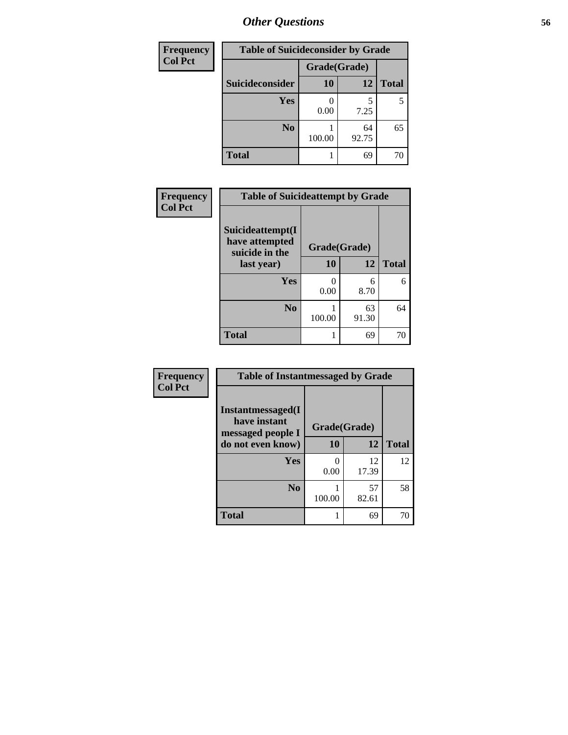| Frequency |
|---|
| Col Pct |

| Table of Suicideconsider by Grade | | | |
|---|---|---|---|
| | Grade(Grade) | | |
| Suicideconsider | 10 | 12 | Total |
| Yes | 0<br>0.00 | 5<br>7.25 | 5 |
| No | 1<br>100.00 | 64<br>92.75 | 65 |
| Total | 1 | 69 | 70 |

| Frequency |
|---|
| Col Pct |

| Table of Suicideattempt by Grade | | | |
|---|---|---|---|
| Suicideattempt(I have attempted suicide in the last year) | Grade(Grade) | | |
| | 10 | 12 | Total |
| Yes | 0<br>0.00 | 6<br>8.70 | 6 |
| No | 1<br>100.00 | 63<br>91.30 | 64 |
| Total | 1 | 69 | 70 |

| Frequency |
|---|
| Col Pct |

| Table of Instantmessaged by Grade | | | |
|---|---|---|---|
| Instantmessaged(I have instant messaged people I do not even know) | Grade(Grade) | | |
| | 10 | 12 | Total |
| Yes | 0<br>0.00 | 12<br>17.39 | 12 |
| No | 1<br>100.00 | 57<br>82.61 | 58 |
| Total | 1 | 69 | 70 |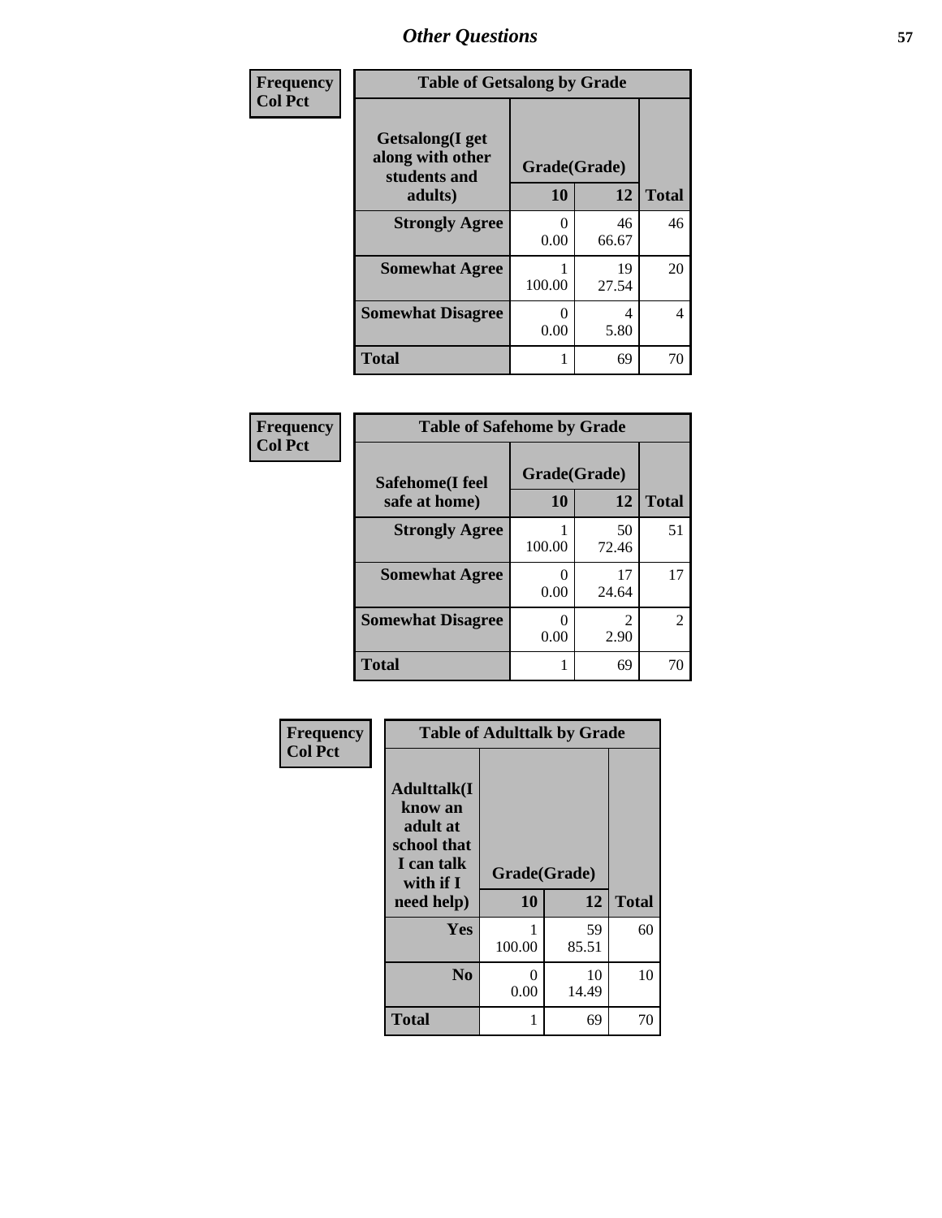# Other Questions

Frequency
Col Pct

**Table of Getsalong by Grade**

| Getsalong(I get along with other students and adults) | Grade(Grade) | | Total |
|---|---|---|---|
| | 10 | 12 | |
| Strongly Agree | 0<br>0.00 | 46<br>66.67 | 46 |
| Somewhat Agree | 1<br>100.00 | 19<br>27.54 | 20 |
| Somewhat Disagree | 0<br>0.00 | 4<br>5.80 | 4 |
| Total | 1 | 69 | 70 |

Frequency
Col Pct

**Table of Safehome by Grade**

| Safehome(I feel safe at home) | Grade(Grade) | | Total |
|---|---|---|---|
| | 10 | 12 | |
| Strongly Agree | 1<br>100.00 | 50<br>72.46 | 51 |
| Somewhat Agree | 0<br>0.00 | 17<br>24.64 | 17 |
| Somewhat Disagree | 0<br>0.00 | 2<br>2.90 | 2 |
| Total | 1 | 69 | 70 |

Frequency
Col Pct

**Table of Adulttalk by Grade**

| Adulttalk(I know an adult at school that I can talk with if I need help) | Grade(Grade) | | Total |
|---|---|---|---|
| | 10 | 12 | |
| Yes | 1<br>100.00 | 59<br>85.51 | 60 |
| No | 0<br>0.00 | 10<br>14.49 | 10 |
| Total | 1 | 69 | 70 |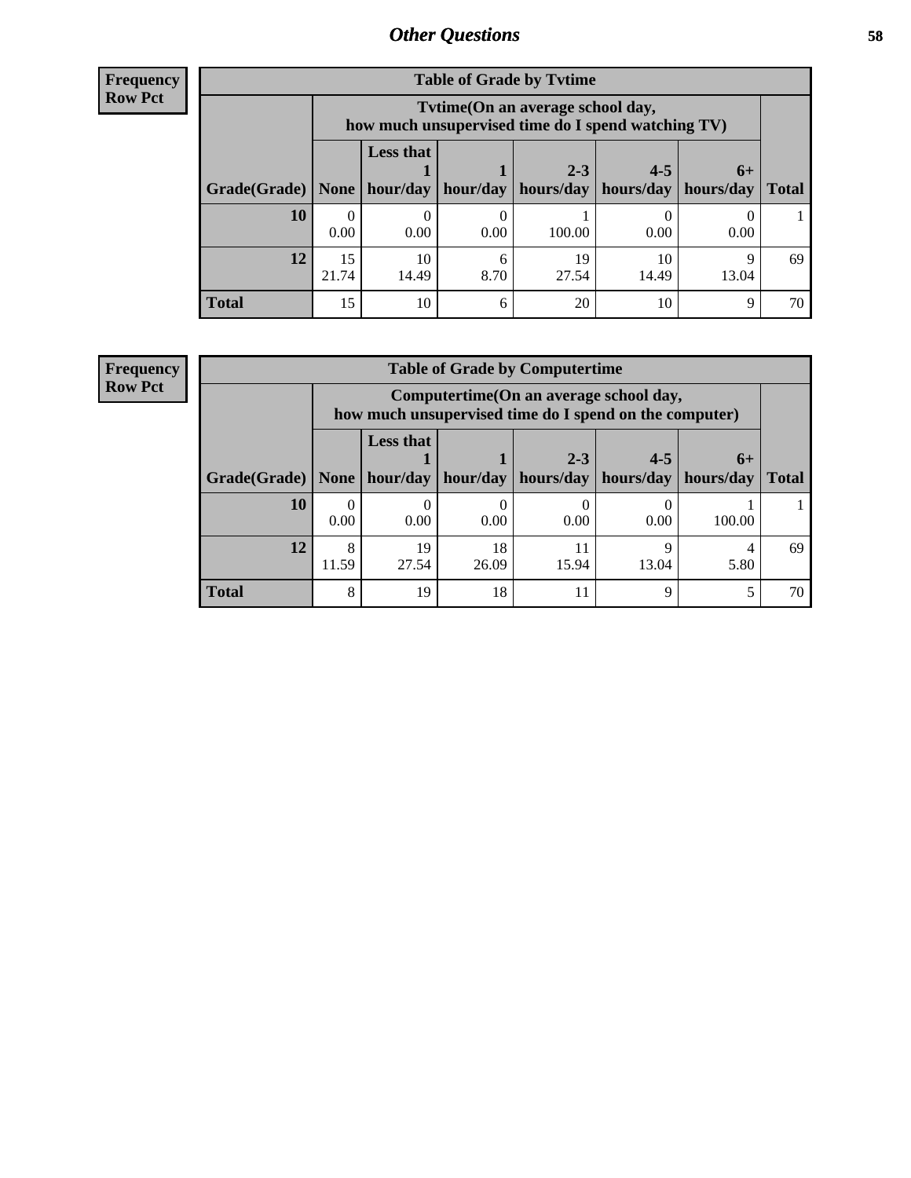## Other Questions

**Frequency**
**Row Pct**

| Table of Grade by Tvtime | | | | | | | |
|---|---|---|---|---|---|---|---|
| | Tvtime(On an average school day, how much unsupervised time do I spend watching TV) | | | | | | |
| Grade(Grade) | None | Less that 1 hour/day | 1 hour/day | 2-3 hours/day | 4-5 hours/day | 6+ hours/day | Total |
| **10** | 0<br>0.00 | 0<br>0.00 | 0<br>0.00 | 1<br>100.00 | 0<br>0.00 | 0<br>0.00 | 1 |
| **12** | 15<br>21.74 | 10<br>14.49 | 6<br>8.70 | 19<br>27.54 | 10<br>14.49 | 9<br>13.04 | 69 |
| **Total** | 15 | 10 | 6 | 20 | 10 | 9 | 70 |

**Frequency**
**Row Pct**

| Table of Grade by Computertime | | | | | | | |
|---|---|---|---|---|---|---|---|
| | Computertime(On an average school day, how much unsupervised time do I spend on the computer) | | | | | | |
| Grade(Grade) | None | Less that 1 hour/day | 1 hour/day | 2-3 hours/day | 4-5 hours/day | 6+ hours/day | Total |
| **10** | 0<br>0.00 | 0<br>0.00 | 0<br>0.00 | 0<br>0.00 | 0<br>0.00 | 1<br>100.00 | 1 |
| **12** | 8<br>11.59 | 19<br>27.54 | 18<br>26.09 | 11<br>15.94 | 9<br>13.04 | 4<br>5.80 | 69 |
| **Total** | 8 | 19 | 18 | 11 | 9 | 5 | 70 |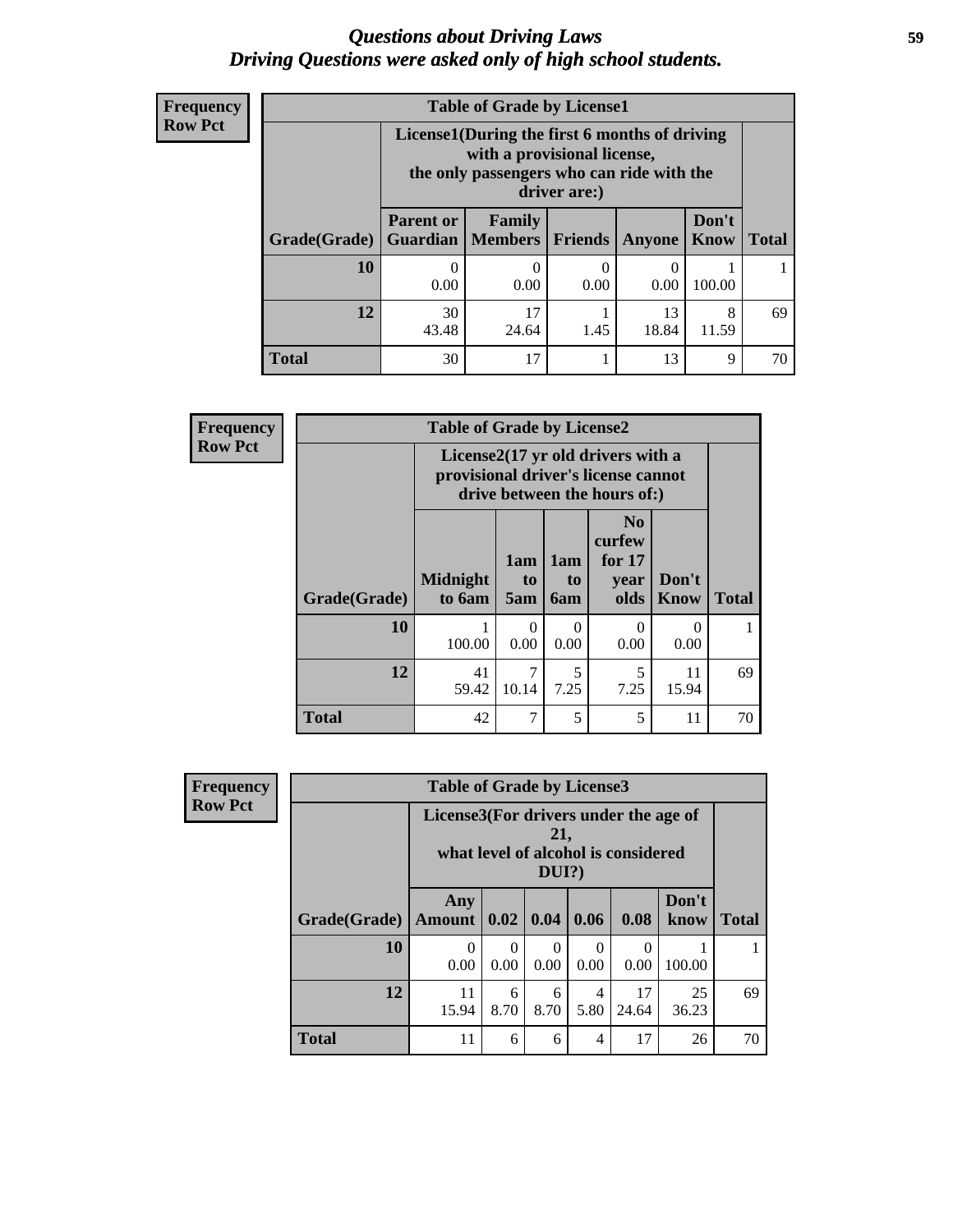# *Questions about Driving Laws*
# *Driving Questions were asked only of high school students.*

**Frequency**
**Row Pct**

**Table of Grade by License1**

| Grade(Grade) | License1(During the first 6 months of driving with a provisional license, the only passengers who can ride with the driver are:) | | | | | Total |
|---|---|---|---|---|---|---|
| | Parent or Guardian | Family Members | Friends | Anyone | Don't Know | |
| 10 | 0<br>0.00 | 0<br>0.00 | 0<br>0.00 | 0<br>0.00 | 1<br>100.00 | 1 |
| 12 | 30<br>43.48 | 17<br>24.64 | 1<br>1.45 | 13<br>18.84 | 8<br>11.59 | 69 |
| Total | 30 | 17 | 1 | 13 | 9 | 70 |

**Frequency**
**Row Pct**

**Table of Grade by License2**

| Grade(Grade) | License2(17 yr old drivers with a provisional driver's license cannot drive between the hours of:) | | | | | Total |
|---|---|---|---|---|---|---|
| | Midnight to 6am | 1am to 5am | 1am to 6am | No curfew for 17 year olds | Don't Know | |
| 10 | 1<br>100.00 | 0<br>0.00 | 0<br>0.00 | 0<br>0.00 | 0<br>0.00 | 1 |
| 12 | 41<br>59.42 | 7<br>10.14 | 5<br>7.25 | 5<br>7.25 | 11<br>15.94 | 69 |
| Total | 42 | 7 | 5 | 5 | 11 | 70 |

**Frequency**
**Row Pct**

**Table of Grade by License3**

| Grade(Grade) | License3(For drivers under the age of 21, what level of alcohol is considered DUI?) | | | | | | Total |
|---|---|---|---|---|---|---|---|
| | Any Amount | 0.02 | 0.04 | 0.06 | 0.08 | Don't know | |
| 10 | 0<br>0.00 | 0<br>0.00 | 0<br>0.00 | 0<br>0.00 | 0<br>0.00 | 1<br>100.00 | 1 |
| 12 | 11<br>15.94 | 6<br>8.70 | 6<br>8.70 | 4<br>5.80 | 17<br>24.64 | 25<br>36.23 | 69 |
| Total | 11 | 6 | 6 | 4 | 17 | 26 | 70 |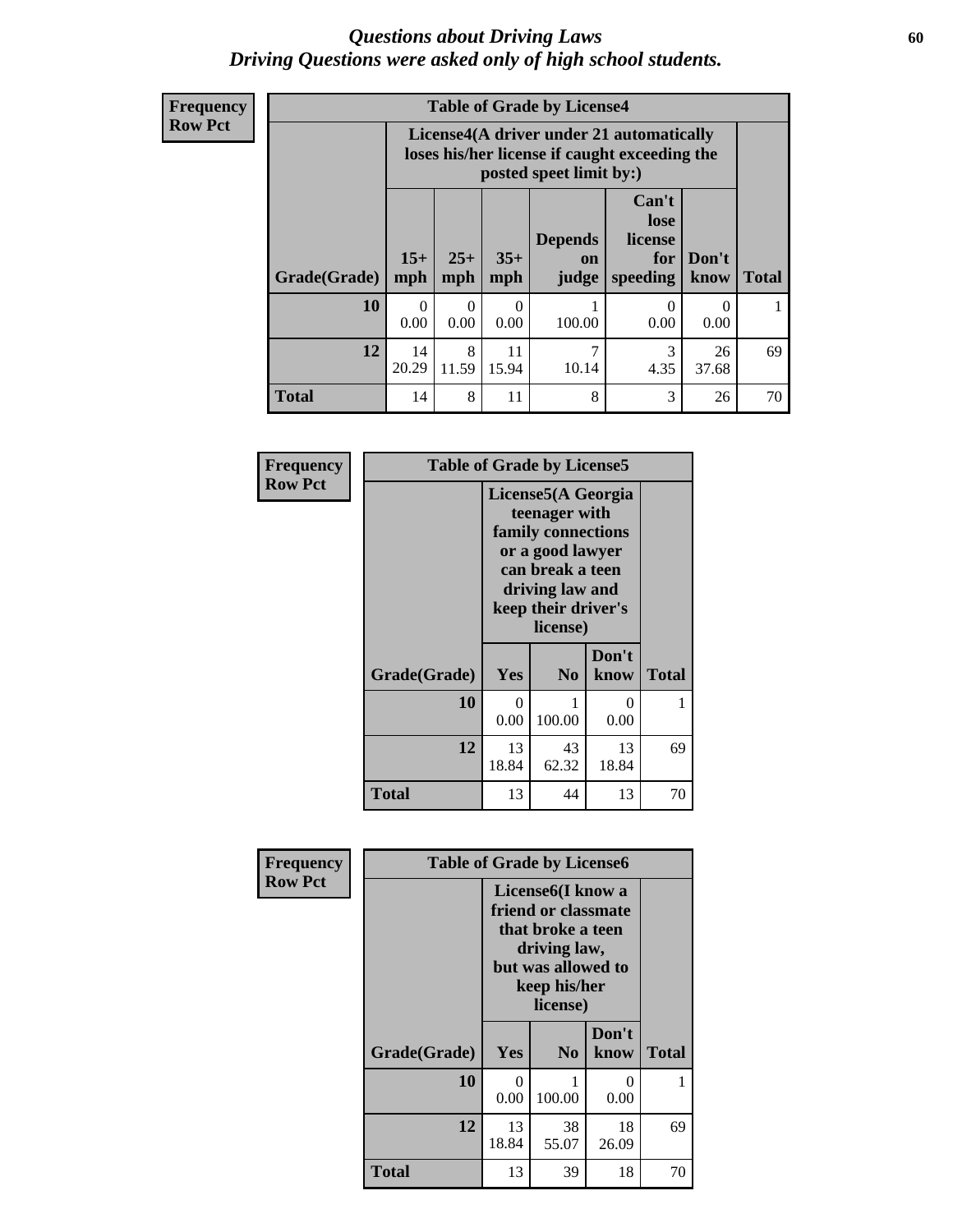# Questions about Driving Laws
## Driving Questions were asked only of high school students.

**Frequency**
**Row Pct**

**Table of Grade by License4**

| Grade(Grade) | License4(A driver under 21 automatically loses his/her license if caught exceeding the posted speet limit by:) | | | | | | Total |
|---|---|---|---|---|---|---|---|
| | 15+ mph | 25+ mph | 35+ mph | Depends on judge | Can't lose license for speeding | Don't know | |
| **10** | 0<br>0.00 | 0<br>0.00 | 0<br>0.00 | 1<br>100.00 | 0<br>0.00 | 0<br>0.00 | 1 |
| **12** | 14<br>20.29 | 8<br>11.59 | 11<br>15.94 | 7<br>10.14 | 3<br>4.35 | 26<br>37.68 | 69 |
| **Total** | 14 | 8 | 11 | 8 | 3 | 26 | 70 |

**Frequency**
**Row Pct**

**Table of Grade by License5**

| Grade(Grade) | License5(A Georgia teenager with family connections or a good lawyer can break a teen driving law and keep their driver's license) | | | Total |
|---|---|---|---|---|
| | Yes | No | Don't know | |
| **10** | 0<br>0.00 | 1<br>100.00 | 0<br>0.00 | 1 |
| **12** | 13<br>18.84 | 43<br>62.32 | 13<br>18.84 | 69 |
| **Total** | 13 | 44 | 13 | 70 |

**Frequency**
**Row Pct**

**Table of Grade by License6**

| Grade(Grade) | License6(I know a friend or classmate that broke a teen driving law, but was allowed to keep his/her license) | | | Total |
|---|---|---|---|---|
| | Yes | No | Don't know | |
| **10** | 0<br>0.00 | 1<br>100.00 | 0<br>0.00 | 1 |
| **12** | 13<br>18.84 | 38<br>55.07 | 18<br>26.09 | 69 |
| **Total** | 13 | 39 | 18 | 70 |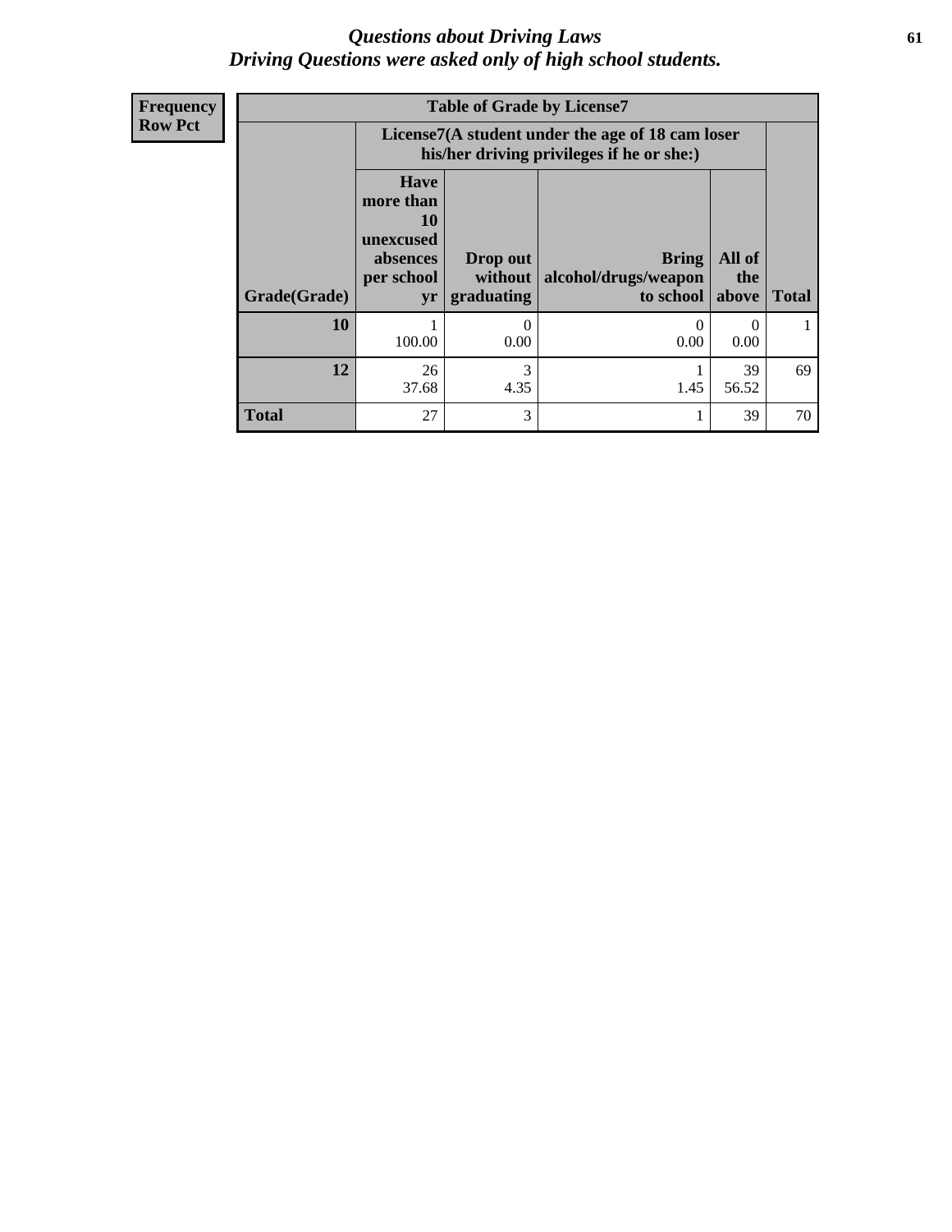# Questions about Driving Laws
## Driving Questions were asked only of high school students.

**Frequency**
**Row Pct**

**Table of Grade by License7**

| Grade(Grade) | License7(A student under the age of 18 cam loser his/her driving privileges if he or she:) | | | | Total |
|---|---|---|---|---|---|
| | Have more than 10 unexcused absences per school yr | Drop out without graduating | Bring alcohol/drugs/weapon to school | All of the above | |
| **10** | 1<br>100.00 | 0<br>0.00 | 0<br>0.00 | 0<br>0.00 | 1 |
| **12** | 26<br>37.68 | 3<br>4.35 | 1<br>1.45 | 39<br>56.52 | 69 |
| **Total** | 27 | 3 | 1 | 39 | 70 |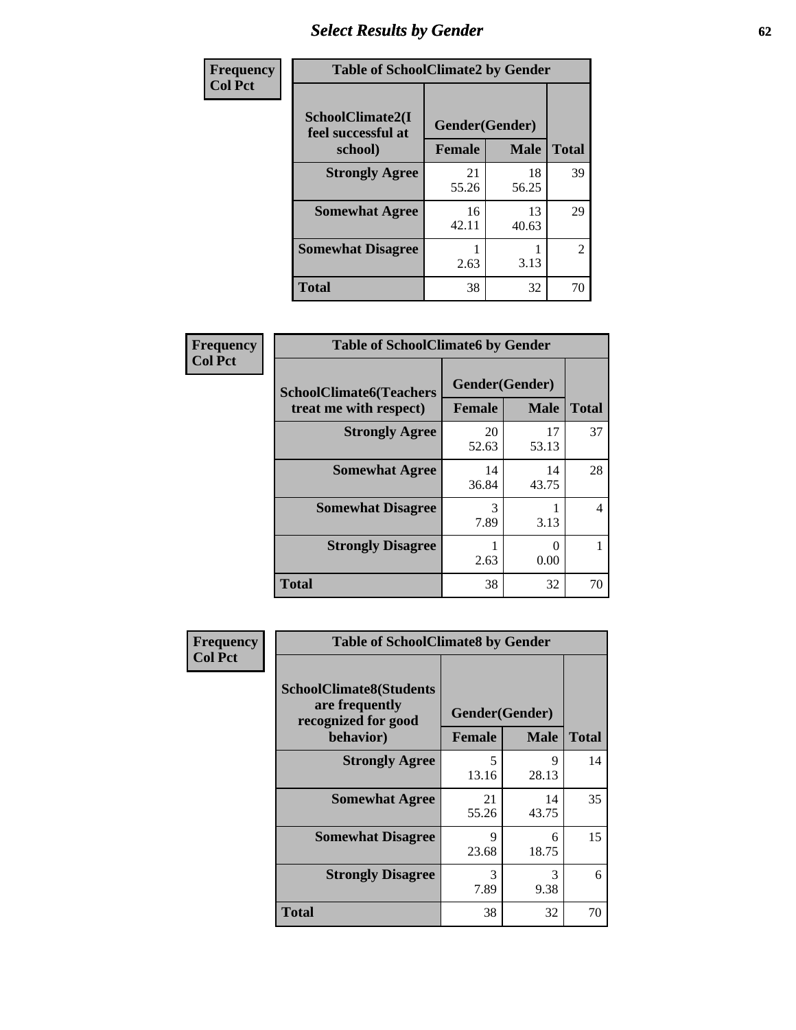# Select Results by Gender

**Frequency**
**Col Pct**

| Table of SchoolClimate2 by Gender | | | |
|---|---|---|---|
| SchoolClimate2(I feel successful at school) | Gender(Gender) | | |
| | Female | Male | Total |
| Strongly Agree | 21<br>55.26 | 18<br>56.25 | 39 |
| Somewhat Agree | 16<br>42.11 | 13<br>40.63 | 29 |
| Somewhat Disagree | 1<br>2.63 | 1<br>3.13 | 2 |
| Total | 38 | 32 | 70 |

**Frequency**
**Col Pct**

| Table of SchoolClimate6 by Gender | | | |
|---|---|---|---|
| SchoolClimate6(Teachers treat me with respect) | Gender(Gender) | | |
| | Female | Male | Total |
| Strongly Agree | 20<br>52.63 | 17<br>53.13 | 37 |
| Somewhat Agree | 14<br>36.84 | 14<br>43.75 | 28 |
| Somewhat Disagree | 3<br>7.89 | 1<br>3.13 | 4 |
| Strongly Disagree | 1<br>2.63 | 0<br>0.00 | 1 |
| Total | 38 | 32 | 70 |

**Frequency**
**Col Pct**

| Table of SchoolClimate8 by Gender | | | |
|---|---|---|---|
| SchoolClimate8(Students are frequently recognized for good behavior) | Gender(Gender) | | |
| | Female | Male | Total |
| Strongly Agree | 5<br>13.16 | 9<br>28.13 | 14 |
| Somewhat Agree | 21<br>55.26 | 14<br>43.75 | 35 |
| Somewhat Disagree | 9<br>23.68 | 6<br>18.75 | 15 |
| Strongly Disagree | 3<br>7.89 | 3<br>9.38 | 6 |
| Total | 38 | 32 | 70 |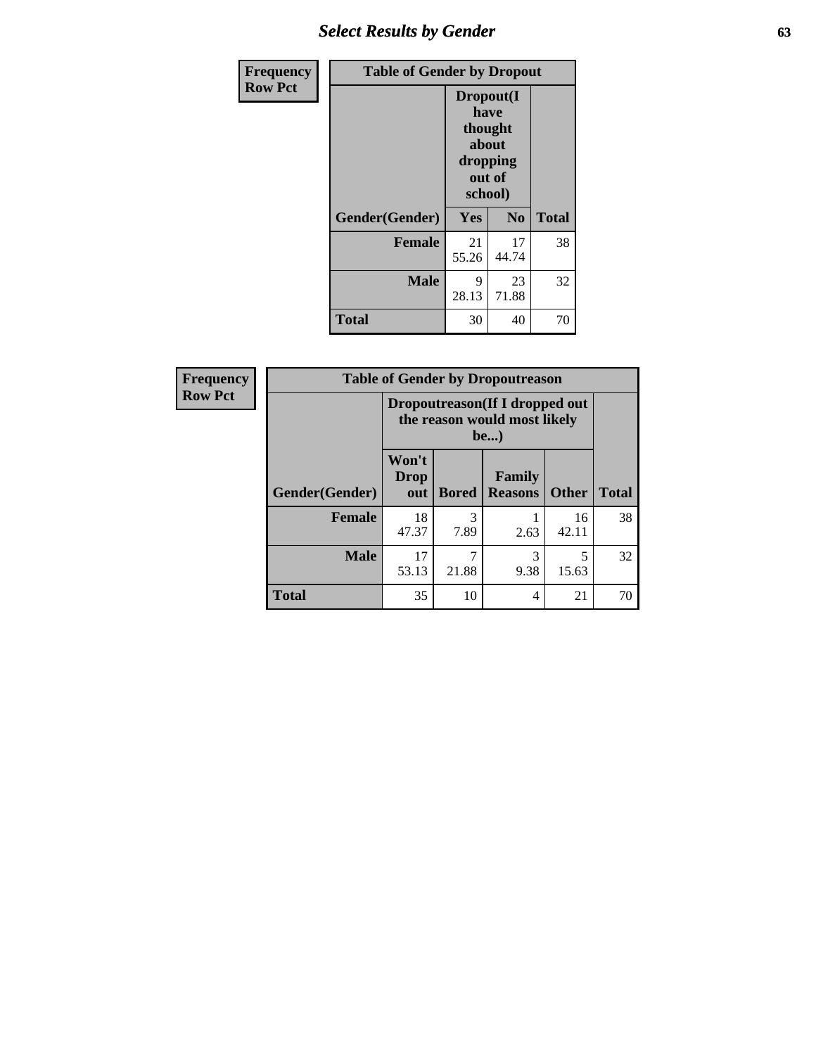# Select Results by Gender

| Frequency Row Pct | Table of Gender by Dropout | | |
|---|---|---|---|
| | Dropout(I have thought about dropping out of school) | | |
| Gender(Gender) | Yes | No | Total |
| Female | 21<br>55.26 | 17<br>44.74 | 38 |
| Male | 9<br>28.13 | 23<br>71.88 | 32 |
| Total | 30 | 40 | 70 |

| Frequency Row Pct | Table of Gender by Dropoutreason | | | | |
|---|---|---|---|---|---|
| | Dropoutreason(If I dropped out the reason would most likely be...) | | | | |
| Gender(Gender) | Won't Drop out | Bored | Family Reasons | Other | Total |
| Female | 18<br>47.37 | 3<br>7.89 | 1<br>2.63 | 16<br>42.11 | 38 |
| Male | 17<br>53.13 | 7<br>21.88 | 3<br>9.38 | 5<br>15.63 | 32 |
| Total | 35 | 10 | 4 | 21 | 70 |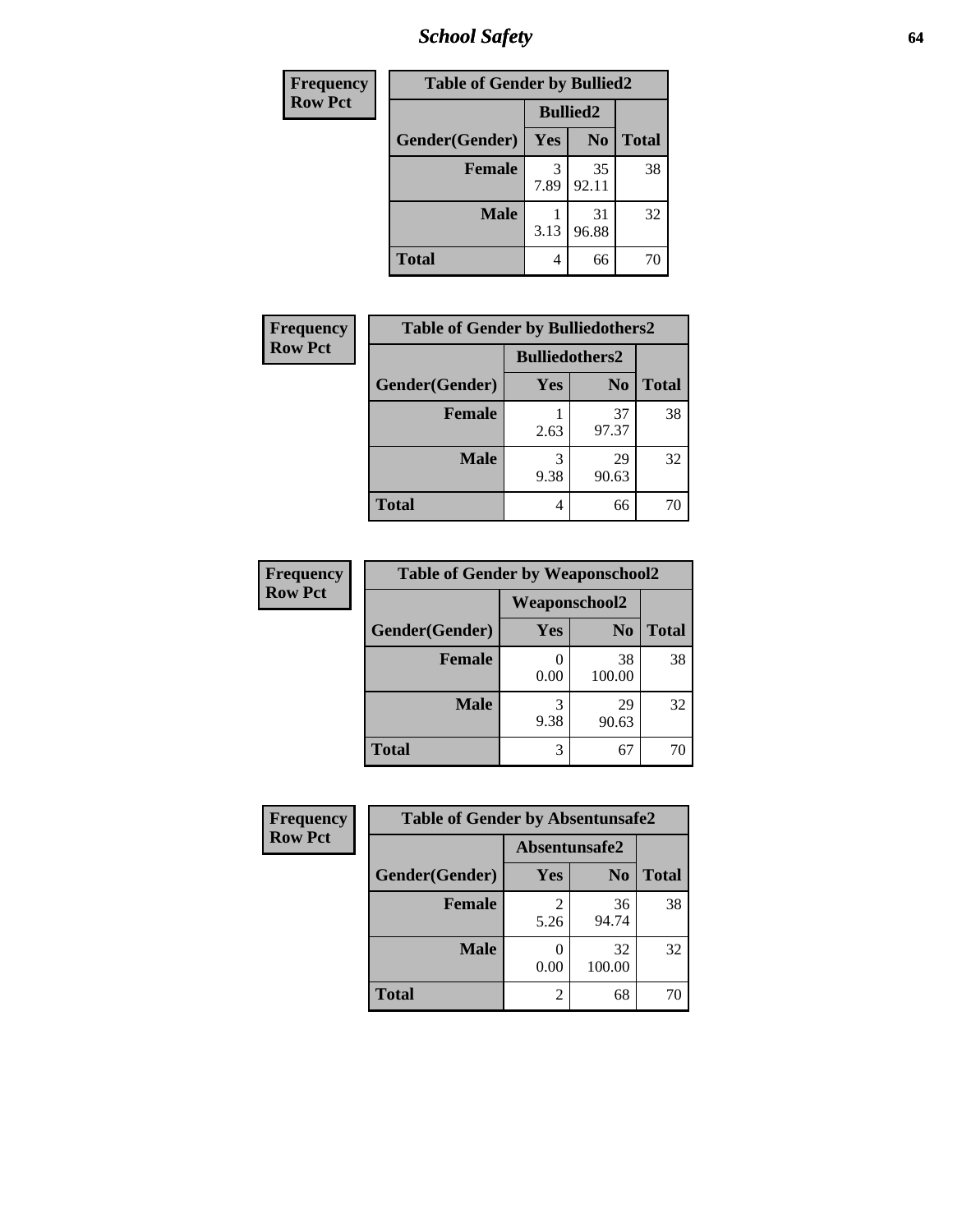| Frequency Row Pct | Table of Gender by Bullied2 | | |
|---|---|---|---|
| | Bullied2 | | |
| Gender(Gender) | Yes | No | Total |
| Female | 3<br>7.89 | 35<br>92.11 | 38 |
| Male | 1<br>3.13 | 31<br>96.88 | 32 |
| Total | 4 | 66 | 70 |

| Frequency Row Pct | Table of Gender by Bulliedothers2 | | |
|---|---|---|---|
| | Bulliedothers2 | | |
| Gender(Gender) | Yes | No | Total |
| Female | 1<br>2.63 | 37<br>97.37 | 38 |
| Male | 3<br>9.38 | 29<br>90.63 | 32 |
| Total | 4 | 66 | 70 |

| Frequency Row Pct | Table of Gender by Weaponschool2 | | |
|---|---|---|---|
| | Weaponschool2 | | |
| Gender(Gender) | Yes | No | Total |
| Female | 0<br>0.00 | 38<br>100.00 | 38 |
| Male | 3<br>9.38 | 29<br>90.63 | 32 |
| Total | 3 | 67 | 70 |

| Frequency Row Pct | Table of Gender by Absentunsafe2 | | |
|---|---|---|---|
| | Absentunsafe2 | | |
| Gender(Gender) | Yes | No | Total |
| Female | 2<br>5.26 | 36<br>94.74 | 38 |
| Male | 0<br>0.00 | 32<br>100.00 | 32 |
| Total | 2 | 68 | 70 |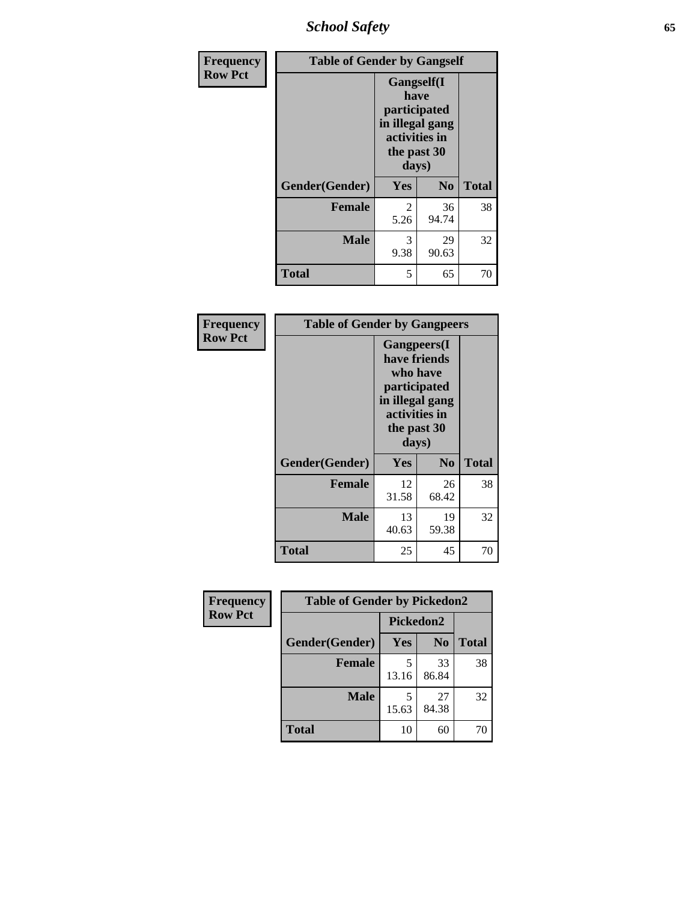| Frequency Row Pct | Table of Gender by Gangself | | |
|---|---|---|---|
| | Gangself(I have participated in illegal gang activities in the past 30 days) | | |
| Gender(Gender) | Yes | No | Total |
| Female | 2<br>5.26 | 36<br>94.74 | 38 |
| Male | 3<br>9.38 | 29<br>90.63 | 32 |
| Total | 5 | 65 | 70 |

| Frequency Row Pct | Table of Gender by Gangpeers | | |
|---|---|---|---|
| | Gangpeers(I have friends who have participated in illegal gang activities in the past 30 days) | | |
| Gender(Gender) | Yes | No | Total |
| Female | 12<br>31.58 | 26<br>68.42 | 38 |
| Male | 13<br>40.63 | 19<br>59.38 | 32 |
| Total | 25 | 45 | 70 |

| Frequency Row Pct | Table of Gender by Pickedon2 | | |
|---|---|---|---|
| | Pickedon2 | | |
| Gender(Gender) | Yes | No | Total |
| Female | 5<br>13.16 | 33<br>86.84 | 38 |
| Male | 5<br>15.63 | 27<br>84.38 | 32 |
| Total | 10 | 60 | 70 |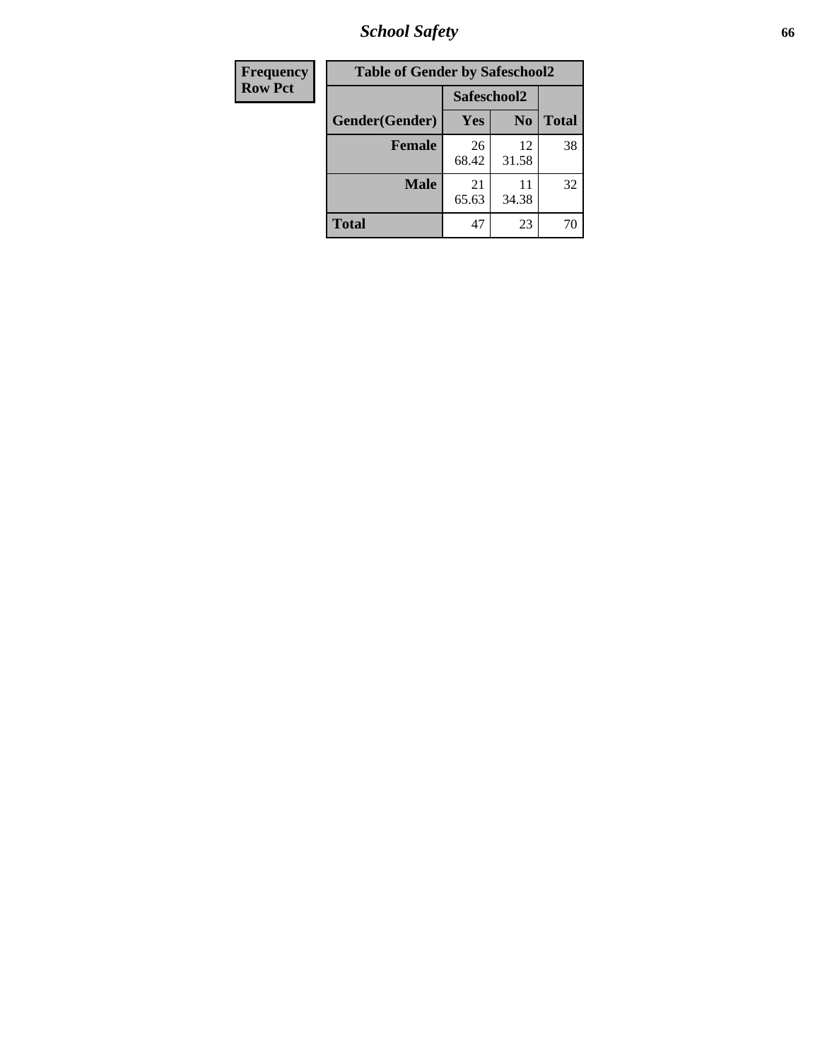| Frequency Row Pct |
|---|

| Table of Gender by Safeschool2 | | | |
|---|---|---|---|
| | Safeschool2 | | |
| Gender(Gender) | Yes | No | Total |
| Female | 26<br>68.42 | 12<br>31.58 | 38 |
| Male | 21<br>65.63 | 11<br>34.38 | 32 |
| Total | 47 | 23 | 70 |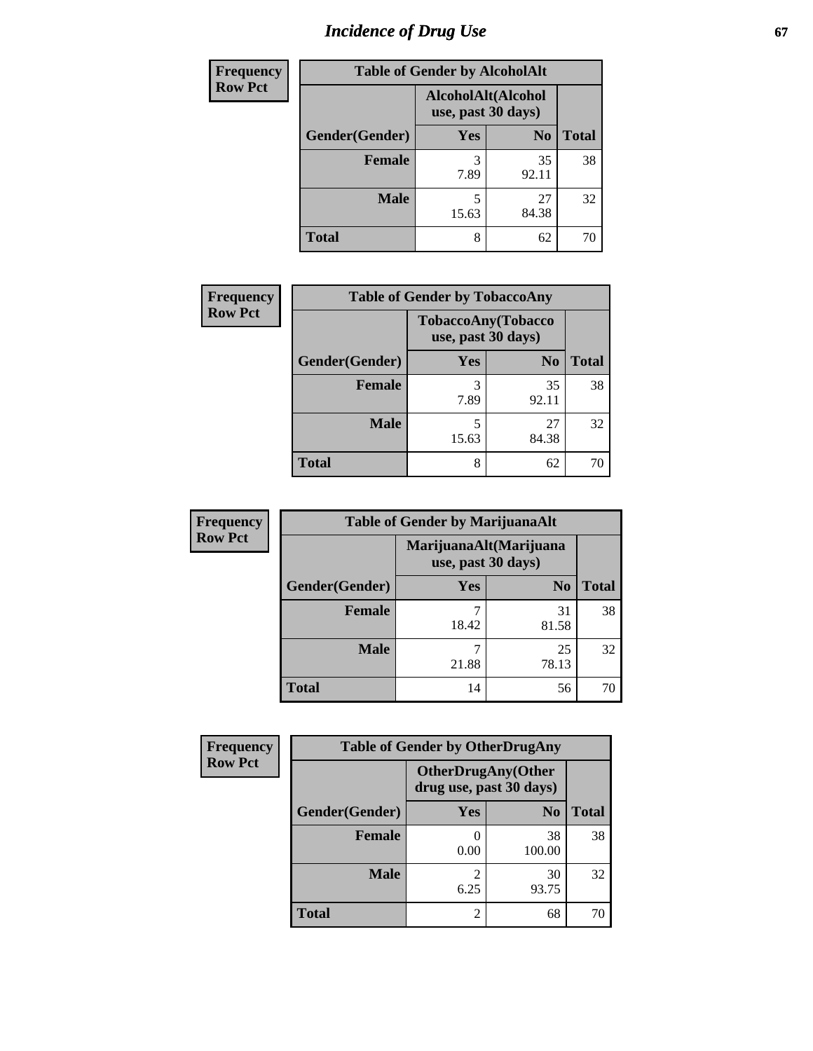# Incidence of Drug Use

Frequency
Row Pct

**Table of Gender by AlcoholAlt**

| Gender(Gender) | AlcoholAlt(Alcohol use, past 30 days) Yes | No | Total |
|---|---|---|---|
| **Female** | 3<br>7.89 | 35<br>92.11 | 38 |
| **Male** | 5<br>15.63 | 27<br>84.38 | 32 |
| **Total** | 8 | 62 | 70 |

Frequency
Row Pct

**Table of Gender by TobaccoAny**

| Gender(Gender) | TobaccoAny(Tobacco use, past 30 days) Yes | No | Total |
|---|---|---|---|
| **Female** | 3<br>7.89 | 35<br>92.11 | 38 |
| **Male** | 5<br>15.63 | 27<br>84.38 | 32 |
| **Total** | 8 | 62 | 70 |

Frequency
Row Pct

**Table of Gender by MarijuanaAlt**

| Gender(Gender) | MarijuanaAlt(Marijuana use, past 30 days) Yes | No | Total |
|---|---|---|---|
| **Female** | 7<br>18.42 | 31<br>81.58 | 38 |
| **Male** | 7<br>21.88 | 25<br>78.13 | 32 |
| **Total** | 14 | 56 | 70 |

Frequency
Row Pct

**Table of Gender by OtherDrugAny**

| Gender(Gender) | OtherDrugAny(Other drug use, past 30 days) Yes | No | Total |
|---|---|---|---|
| **Female** | 0<br>0.00 | 38<br>100.00 | 38 |
| **Male** | 2<br>6.25 | 30<br>93.75 | 32 |
| **Total** | 2 | 68 | 70 |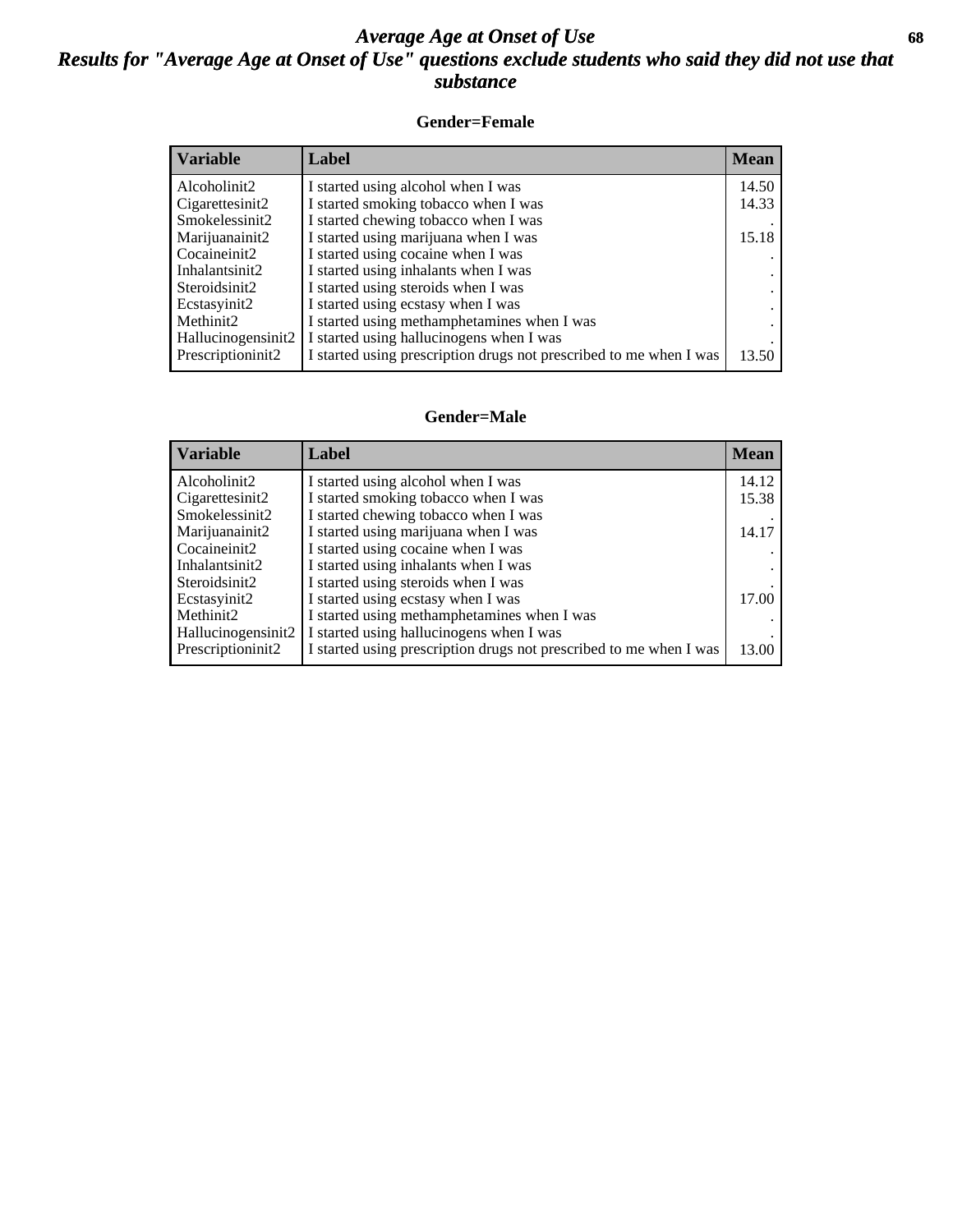# *Average Age at Onset of Use*
## *Results for "Average Age at Onset of Use" questions exclude students who said they did not use that substance*

### Gender=Female

| Variable | Label | Mean |
|---|---|---|
| Alcoholinit2 | I started using alcohol when I was | 14.50 |
| Cigarettesinit2 | I started smoking tobacco when I was | 14.33 |
| Smokelessinit2 | I started chewing tobacco when I was | . |
| Marijuanainit2 | I started using marijuana when I was | 15.18 |
| Cocaineinit2 | I started using cocaine when I was | . |
| Inhalantsinit2 | I started using inhalants when I was | . |
| Steroidsinit2 | I started using steroids when I was | . |
| Ecstasyinit2 | I started using ecstasy when I was | . |
| Methinit2 | I started using methamphetamines when I was | . |
| Hallucinogensinit2 | I started using hallucinogens when I was | . |
| Prescriptioninit2 | I started using prescription drugs not prescribed to me when I was | 13.50 |

### Gender=Male

| Variable | Label | Mean |
|---|---|---|
| Alcoholinit2 | I started using alcohol when I was | 14.12 |
| Cigarettesinit2 | I started smoking tobacco when I was | 15.38 |
| Smokelessinit2 | I started chewing tobacco when I was | . |
| Marijuanainit2 | I started using marijuana when I was | 14.17 |
| Cocaineinit2 | I started using cocaine when I was | . |
| Inhalantsinit2 | I started using inhalants when I was | . |
| Steroidsinit2 | I started using steroids when I was | . |
| Ecstasyinit2 | I started using ecstasy when I was | 17.00 |
| Methinit2 | I started using methamphetamines when I was | . |
| Hallucinogensinit2 | I started using hallucinogens when I was | . |
| Prescriptioninit2 | I started using prescription drugs not prescribed to me when I was | 13.00 |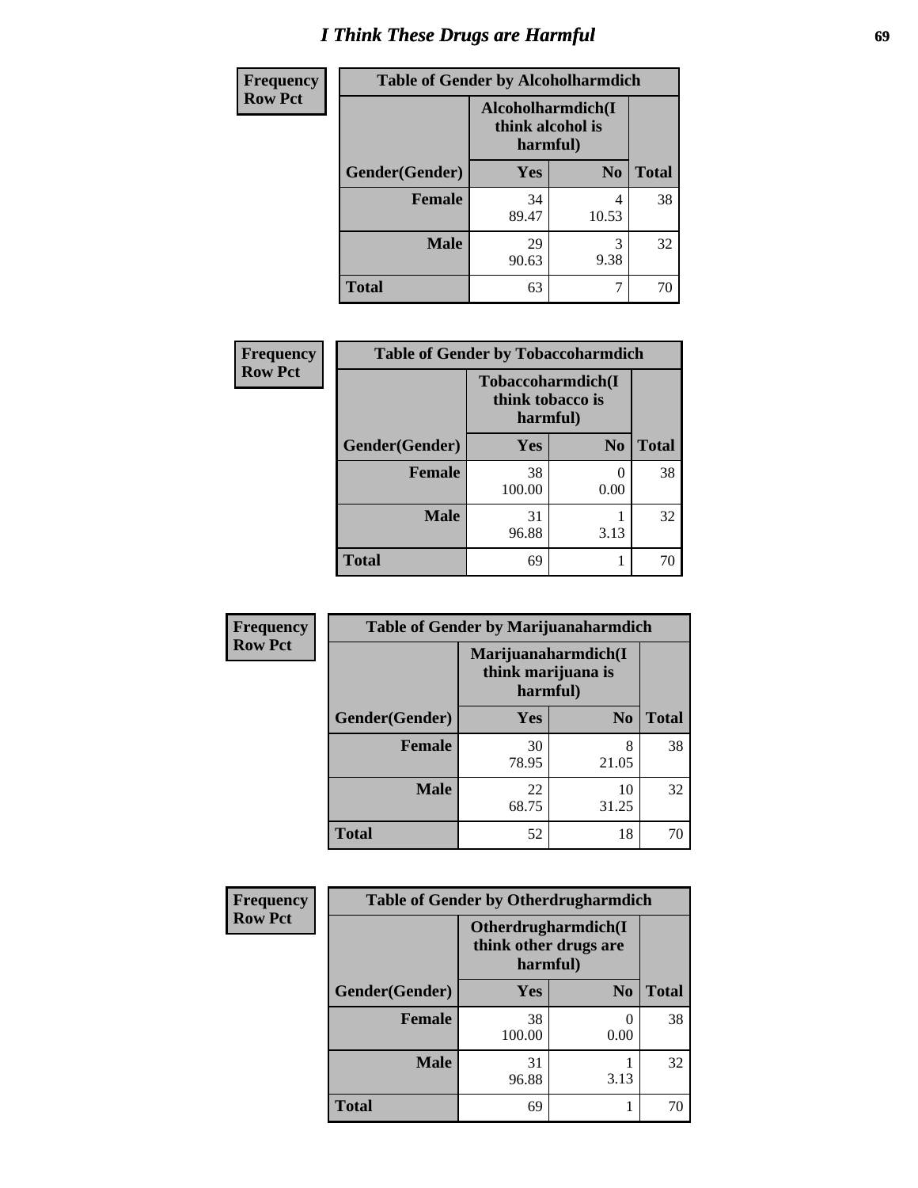# I Think These Drugs are Harmful

**Frequency**
**Row Pct**

| Table of Gender by Alcoholharmdich | | | |
|---|---|---|---|
| | Alcoholharmdich(I think alcohol is harmful) | | |
| Gender(Gender) | Yes | No | Total |
| Female | 34<br>89.47 | 4<br>10.53 | 38 |
| Male | 29<br>90.63 | 3<br>9.38 | 32 |
| Total | 63 | 7 | 70 |

**Frequency**
**Row Pct**

| Table of Gender by Tobaccoharmdich | | | |
|---|---|---|---|
| | Tobaccoharmdich(I think tobacco is harmful) | | |
| Gender(Gender) | Yes | No | Total |
| Female | 38<br>100.00 | 0<br>0.00 | 38 |
| Male | 31<br>96.88 | 1<br>3.13 | 32 |
| Total | 69 | 1 | 70 |

**Frequency**
**Row Pct**

| Table of Gender by Marijuanaharmdich | | | |
|---|---|---|---|
| | Marijuanaharmdich(I think marijuana is harmful) | | |
| Gender(Gender) | Yes | No | Total |
| Female | 30<br>78.95 | 8<br>21.05 | 38 |
| Male | 22<br>68.75 | 10<br>31.25 | 32 |
| Total | 52 | 18 | 70 |

**Frequency**
**Row Pct**

| Table of Gender by Otherdrugharmdich | | | |
|---|---|---|---|
| | Otherdrugharmdich(I think other drugs are harmful) | | |
| Gender(Gender) | Yes | No | Total |
| Female | 38<br>100.00 | 0<br>0.00 | 38 |
| Male | 31<br>96.88 | 1<br>3.13 | 32 |
| Total | 69 | 1 | 70 |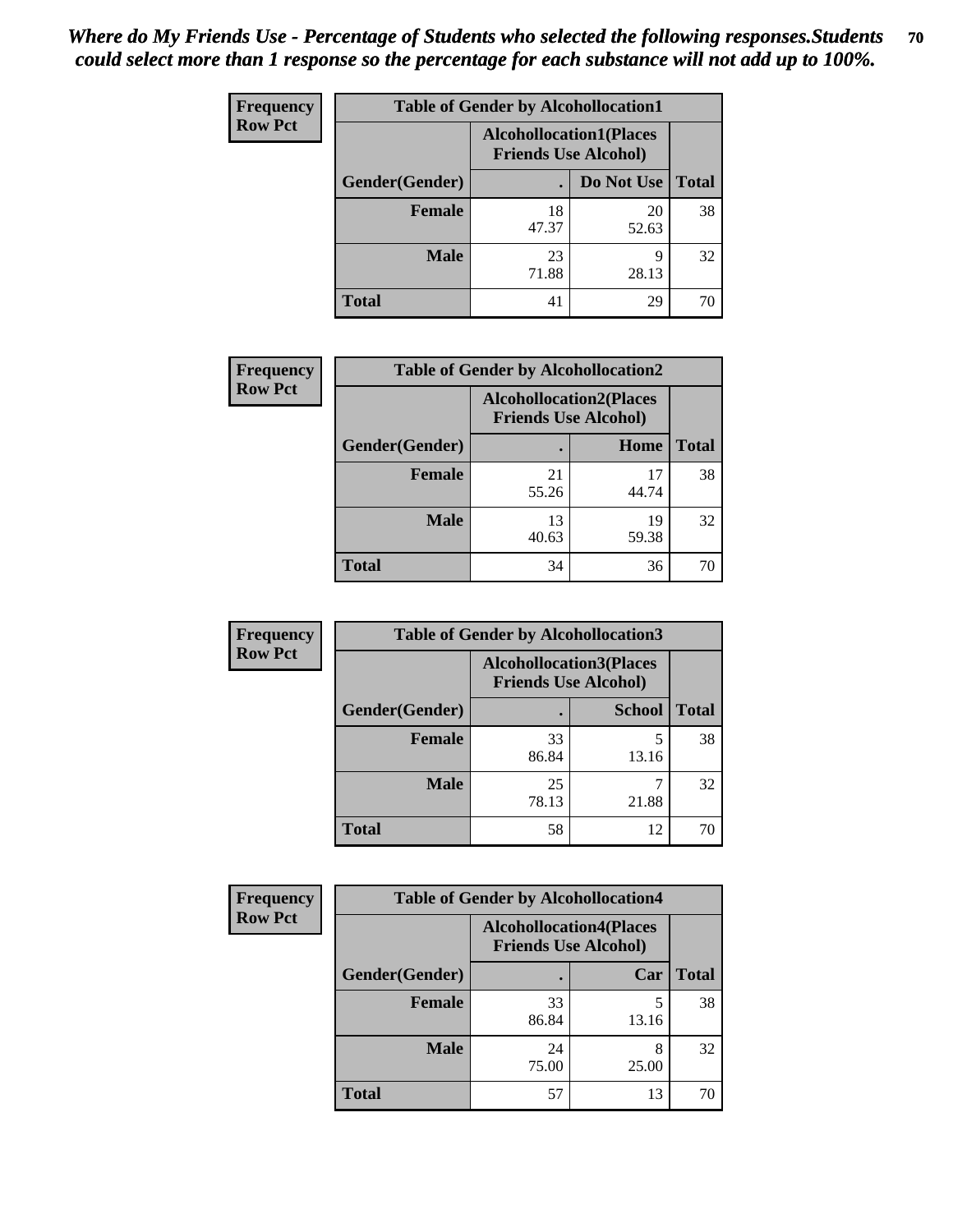*Where do My Friends Use - Percentage of Students who selected the following responses.Students could select more than 1 response so the percentage for each substance will not add up to 100%.*

**Frequency**
**Row Pct**

| Table of Gender by Alcohollocation1 | | | |
|---|---|---|---|
| | Alcohollocation1(Places Friends Use Alcohol) | | |
| Gender(Gender) | . | Do Not Use | Total |
| Female | 18<br>47.37 | 20<br>52.63 | 38 |
| Male | 23<br>71.88 | 9<br>28.13 | 32 |
| Total | 41 | 29 | 70 |

**Frequency**
**Row Pct**

| Table of Gender by Alcohollocation2 | | | |
|---|---|---|---|
| | Alcohollocation2(Places Friends Use Alcohol) | | |
| Gender(Gender) | . | Home | Total |
| Female | 21<br>55.26 | 17<br>44.74 | 38 |
| Male | 13<br>40.63 | 19<br>59.38 | 32 |
| Total | 34 | 36 | 70 |

**Frequency**
**Row Pct**

| Table of Gender by Alcohollocation3 | | | |
|---|---|---|---|
| | Alcohollocation3(Places Friends Use Alcohol) | | |
| Gender(Gender) | . | School | Total |
| Female | 33<br>86.84 | 5<br>13.16 | 38 |
| Male | 25<br>78.13 | 7<br>21.88 | 32 |
| Total | 58 | 12 | 70 |

**Frequency**
**Row Pct**

| Table of Gender by Alcohollocation4 | | | |
|---|---|---|---|
| | Alcohollocation4(Places Friends Use Alcohol) | | |
| Gender(Gender) | . | Car | Total |
| Female | 33<br>86.84 | 5<br>13.16 | 38 |
| Male | 24<br>75.00 | 8<br>25.00 | 32 |
| Total | 57 | 13 | 70 |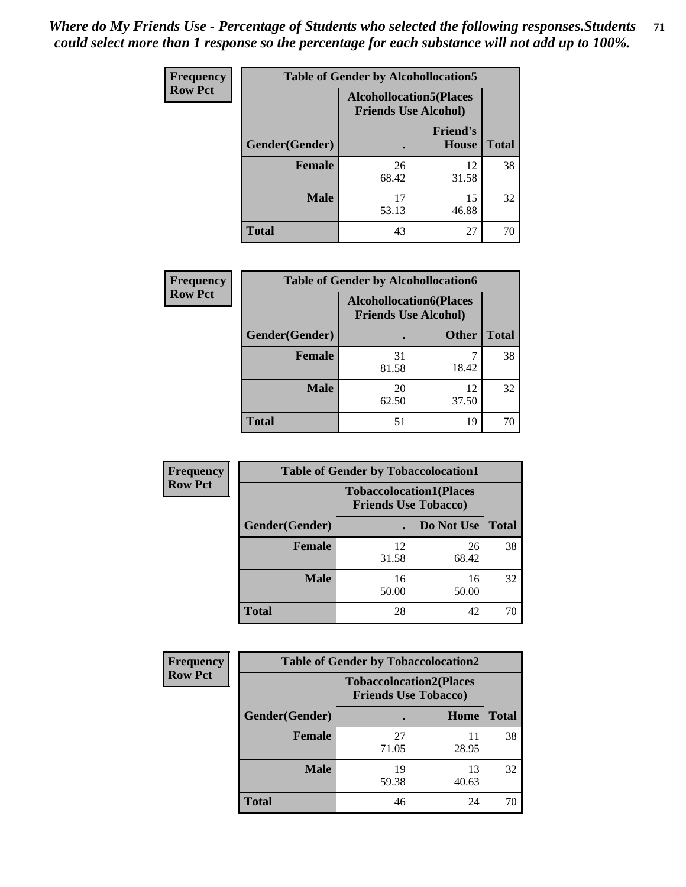*Where do My Friends Use - Percentage of Students who selected the following responses.Students could select more than 1 response so the percentage for each substance will not add up to 100%.*

**Frequency**
**Row Pct**

| Table of Gender by Alcohollocation5 | | | |
|---|---|---|---|
| | Alcohollocation5(Places Friends Use Alcohol) | | |
| Gender(Gender) | . | Friend's House | Total |
| **Female** | 26<br>68.42 | 12<br>31.58 | 38 |
| **Male** | 17<br>53.13 | 15<br>46.88 | 32 |
| **Total** | 43 | 27 | 70 |

**Frequency**
**Row Pct**

| Table of Gender by Alcohollocation6 | | | |
|---|---|---|---|
| | Alcohollocation6(Places Friends Use Alcohol) | | |
| Gender(Gender) | . | Other | Total |
| **Female** | 31<br>81.58 | 7<br>18.42 | 38 |
| **Male** | 20<br>62.50 | 12<br>37.50 | 32 |
| **Total** | 51 | 19 | 70 |

**Frequency**
**Row Pct**

| Table of Gender by Tobaccolocation1 | | | |
|---|---|---|---|
| | Tobaccolocation1(Places Friends Use Tobacco) | | |
| Gender(Gender) | . | Do Not Use | Total |
| **Female** | 12<br>31.58 | 26<br>68.42 | 38 |
| **Male** | 16<br>50.00 | 16<br>50.00 | 32 |
| **Total** | 28 | 42 | 70 |

**Frequency**
**Row Pct**

| Table of Gender by Tobaccolocation2 | | | |
|---|---|---|---|
| | Tobaccolocation2(Places Friends Use Tobacco) | | |
| Gender(Gender) | . | Home | Total |
| **Female** | 27<br>71.05 | 11<br>28.95 | 38 |
| **Male** | 19<br>59.38 | 13<br>40.63 | 32 |
| **Total** | 46 | 24 | 70 |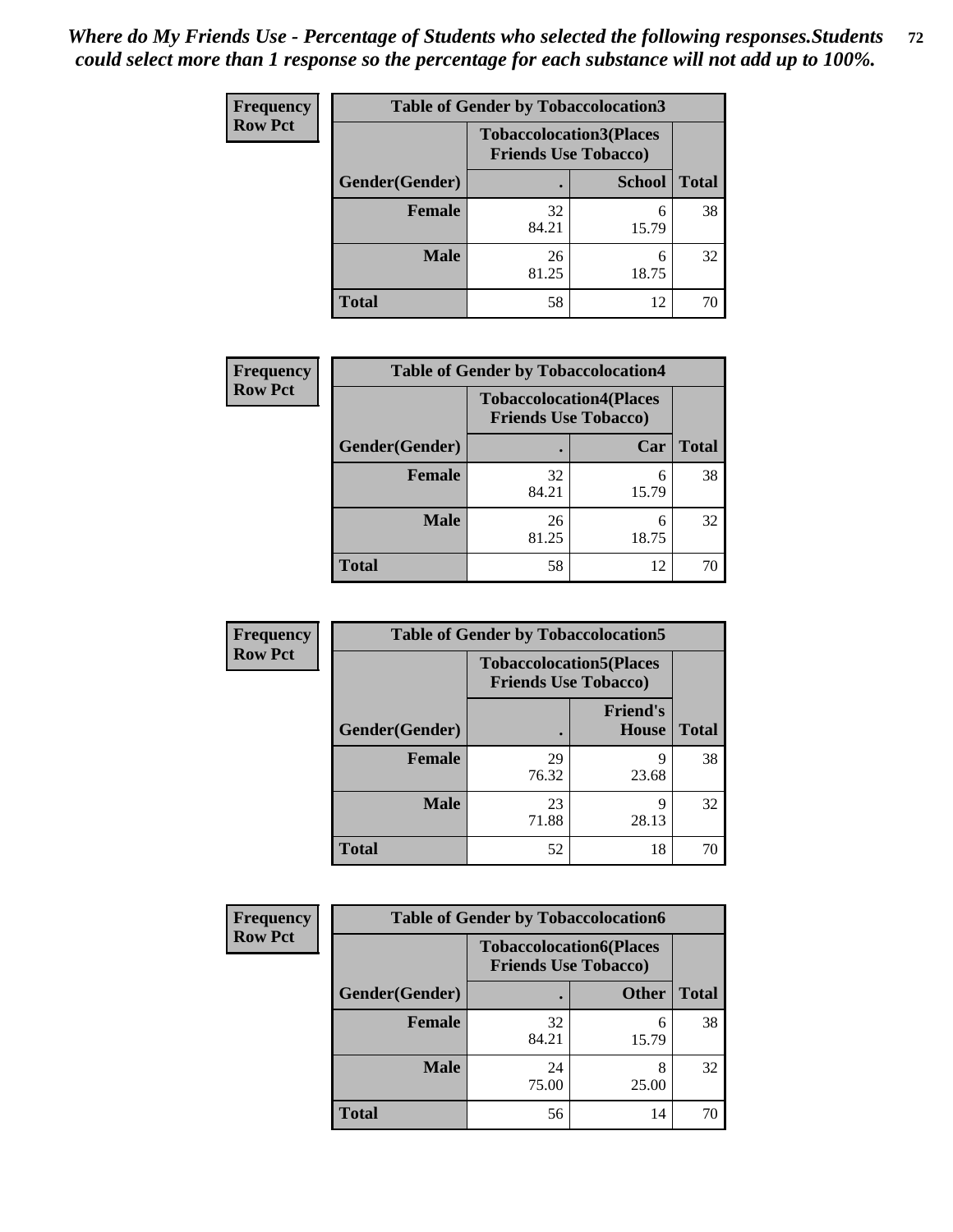*Where do My Friends Use - Percentage of Students who selected the following responses.Students could select more than 1 response so the percentage for each substance will not add up to 100%.*

**Frequency / Row Pct**

**Table of Gender by Tobaccolocation3**

| | Tobaccolocation3(Places Friends Use Tobacco) | | |
|---|---|---|---|
| Gender(Gender) | . | School | Total |
| Female | 32<br>84.21 | 6<br>15.79 | 38 |
| Male | 26<br>81.25 | 6<br>18.75 | 32 |
| Total | 58 | 12 | 70 |

**Frequency / Row Pct**

**Table of Gender by Tobaccolocation4**

| | Tobaccolocation4(Places Friends Use Tobacco) | | |
|---|---|---|---|
| Gender(Gender) | . | Car | Total |
| Female | 32<br>84.21 | 6<br>15.79 | 38 |
| Male | 26<br>81.25 | 6<br>18.75 | 32 |
| Total | 58 | 12 | 70 |

**Frequency / Row Pct**

**Table of Gender by Tobaccolocation5**

| | Tobaccolocation5(Places Friends Use Tobacco) | | |
|---|---|---|---|
| Gender(Gender) | . | Friend's House | Total |
| Female | 29<br>76.32 | 9<br>23.68 | 38 |
| Male | 23<br>71.88 | 9<br>28.13 | 32 |
| Total | 52 | 18 | 70 |

**Frequency / Row Pct**

**Table of Gender by Tobaccolocation6**

| | Tobaccolocation6(Places Friends Use Tobacco) | | |
|---|---|---|---|
| Gender(Gender) | . | Other | Total |
| Female | 32<br>84.21 | 6<br>15.79 | 38 |
| Male | 24<br>75.00 | 8<br>25.00 | 32 |
| Total | 56 | 14 | 70 |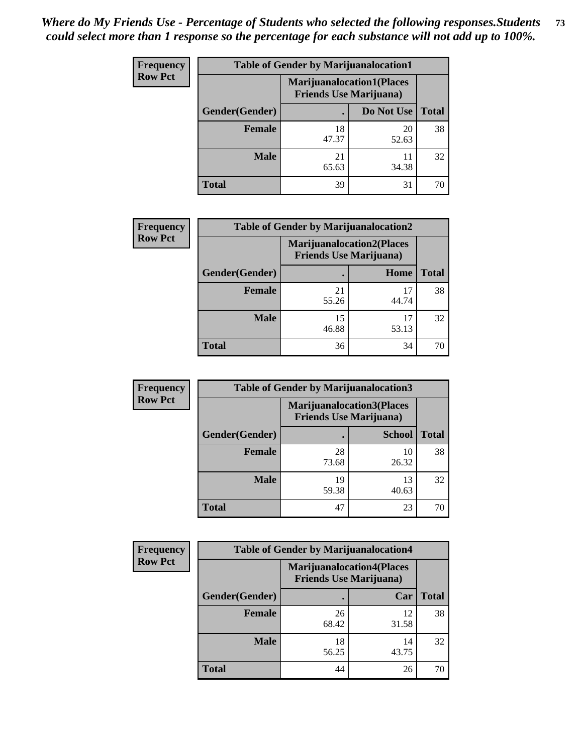*Where do My Friends Use - Percentage of Students who selected the following responses.Students could select more than 1 response so the percentage for each substance will not add up to 100%.*

**Frequency**
**Row Pct**

| Table of Gender by Marijuanalocation1 | | | |
|---|---|---|---|
| | Marijuanalocation1(Places Friends Use Marijuana) | | |
| Gender(Gender) | . | Do Not Use | Total |
| **Female** | 18<br>47.37 | 20<br>52.63 | 38 |
| **Male** | 21<br>65.63 | 11<br>34.38 | 32 |
| **Total** | 39 | 31 | 70 |

**Frequency**
**Row Pct**

| Table of Gender by Marijuanalocation2 | | | |
|---|---|---|---|
| | Marijuanalocation2(Places Friends Use Marijuana) | | |
| Gender(Gender) | . | Home | Total |
| **Female** | 21<br>55.26 | 17<br>44.74 | 38 |
| **Male** | 15<br>46.88 | 17<br>53.13 | 32 |
| **Total** | 36 | 34 | 70 |

**Frequency**
**Row Pct**

| Table of Gender by Marijuanalocation3 | | | |
|---|---|---|---|
| | Marijuanalocation3(Places Friends Use Marijuana) | | |
| Gender(Gender) | . | School | Total |
| **Female** | 28<br>73.68 | 10<br>26.32 | 38 |
| **Male** | 19<br>59.38 | 13<br>40.63 | 32 |
| **Total** | 47 | 23 | 70 |

**Frequency**
**Row Pct**

| Table of Gender by Marijuanalocation4 | | | |
|---|---|---|---|
| | Marijuanalocation4(Places Friends Use Marijuana) | | |
| Gender(Gender) | . | Car | Total |
| **Female** | 26<br>68.42 | 12<br>31.58 | 38 |
| **Male** | 18<br>56.25 | 14<br>43.75 | 32 |
| **Total** | 44 | 26 | 70 |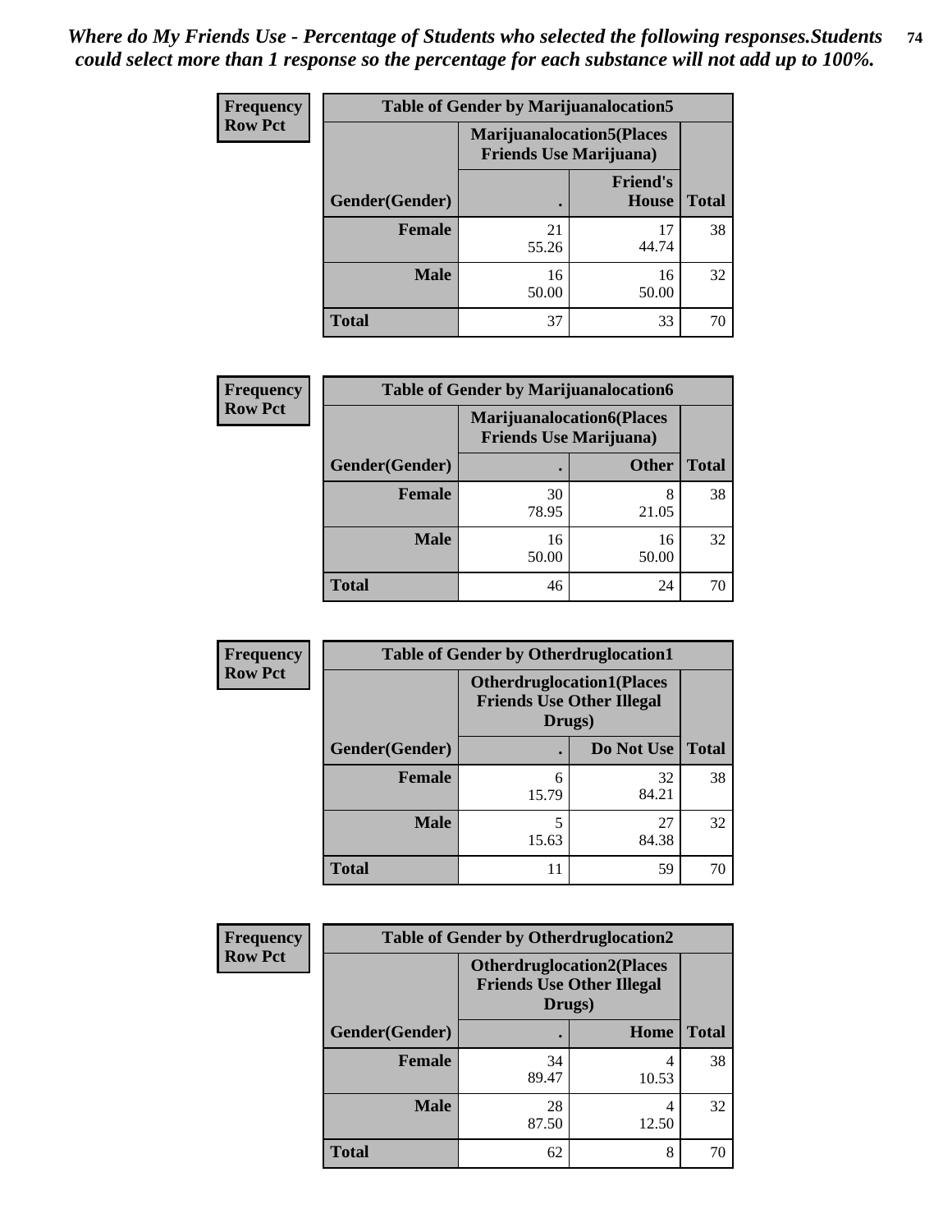*Where do My Friends Use - Percentage of Students who selected the following responses.Students could select more than 1 response so the percentage for each substance will not add up to 100%.*

**Frequency Row Pct**

| Table of Gender by Marijuanalocation5 | | | |
|---|---|---|---|
| | Marijuanalocation5(Places Friends Use Marijuana) | | |
| Gender(Gender) | . | Friend's House | Total |
| Female | 21<br>55.26 | 17<br>44.74 | 38 |
| Male | 16<br>50.00 | 16<br>50.00 | 32 |
| Total | 37 | 33 | 70 |

**Frequency Row Pct**

| Table of Gender by Marijuanalocation6 | | | |
|---|---|---|---|
| | Marijuanalocation6(Places Friends Use Marijuana) | | |
| Gender(Gender) | . | Other | Total |
| Female | 30<br>78.95 | 8<br>21.05 | 38 |
| Male | 16<br>50.00 | 16<br>50.00 | 32 |
| Total | 46 | 24 | 70 |

**Frequency Row Pct**

| Table of Gender by Otherdruglocation1 | | | |
|---|---|---|---|
| | Otherdruglocation1(Places Friends Use Other Illegal Drugs) | | |
| Gender(Gender) | . | Do Not Use | Total |
| Female | 6<br>15.79 | 32<br>84.21 | 38 |
| Male | 5<br>15.63 | 27<br>84.38 | 32 |
| Total | 11 | 59 | 70 |

**Frequency Row Pct**

| Table of Gender by Otherdruglocation2 | | | |
|---|---|---|---|
| | Otherdruglocation2(Places Friends Use Other Illegal Drugs) | | |
| Gender(Gender) | . | Home | Total |
| Female | 34<br>89.47 | 4<br>10.53 | 38 |
| Male | 28<br>87.50 | 4<br>12.50 | 32 |
| Total | 62 | 8 | 70 |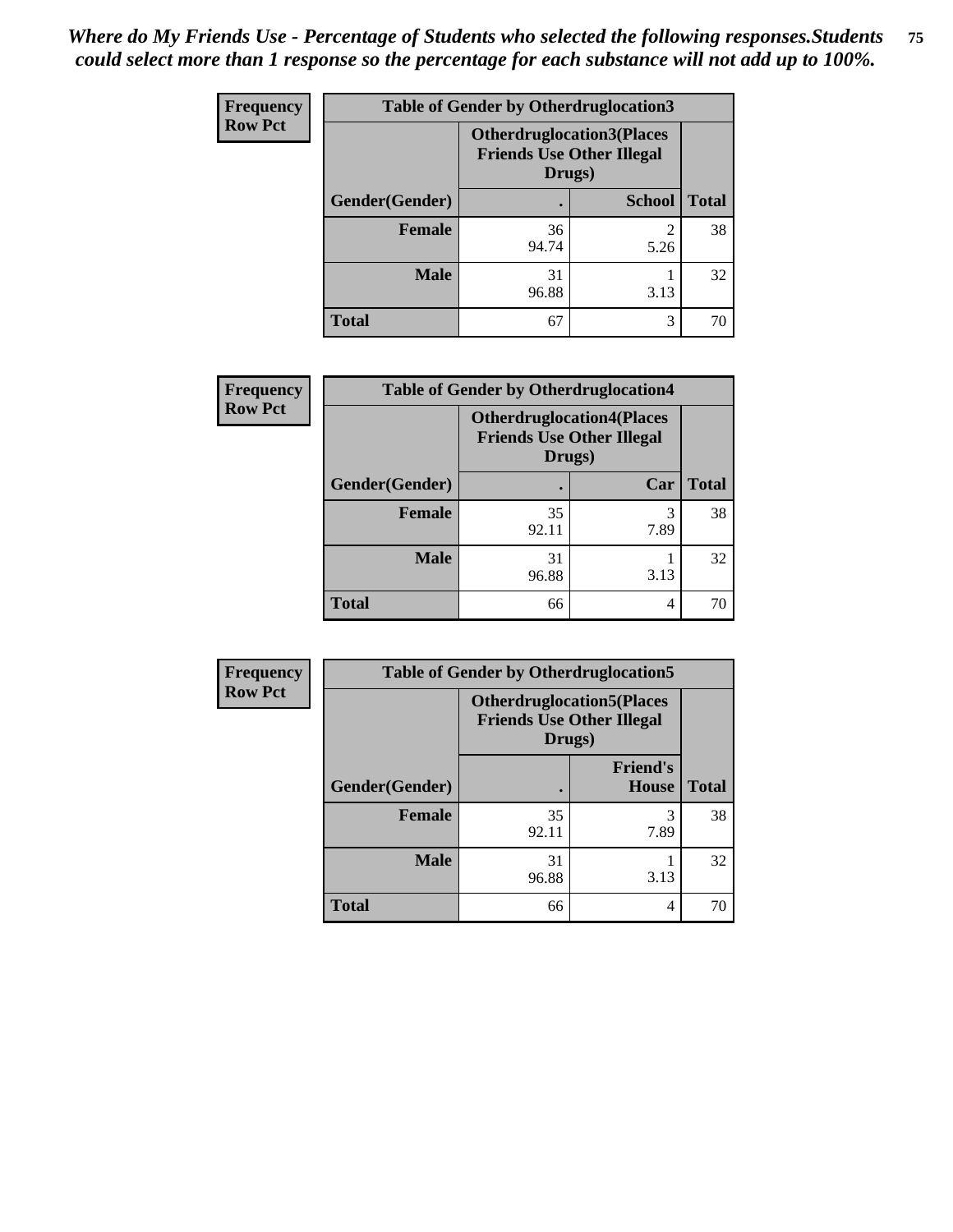*Where do My Friends Use - Percentage of Students who selected the following responses.Students could select more than 1 response so the percentage for each substance will not add up to 100%.*

| Frequency<br>Row Pct | Table of Gender by Otherdruglocation3 | | |
|---|---|---|---|
| | Otherdruglocation3(Places Friends Use Other Illegal Drugs) | | |
| Gender(Gender) | . | School | Total |
| Female | 36<br>94.74 | 2<br>5.26 | 38 |
| Male | 31<br>96.88 | 1<br>3.13 | 32 |
| Total | 67 | 3 | 70 |

| Frequency<br>Row Pct | Table of Gender by Otherdruglocation4 | | |
|---|---|---|---|
| | Otherdruglocation4(Places Friends Use Other Illegal Drugs) | | |
| Gender(Gender) | . | Car | Total |
| Female | 35<br>92.11 | 3<br>7.89 | 38 |
| Male | 31<br>96.88 | 1<br>3.13 | 32 |
| Total | 66 | 4 | 70 |

| Frequency<br>Row Pct | Table of Gender by Otherdruglocation5 | | |
|---|---|---|---|
| | Otherdruglocation5(Places Friends Use Other Illegal Drugs) | | |
| Gender(Gender) | . | Friend's House | Total |
| Female | 35<br>92.11 | 3<br>7.89 | 38 |
| Male | 31<br>96.88 | 1<br>3.13 | 32 |
| Total | 66 | 4 | 70 |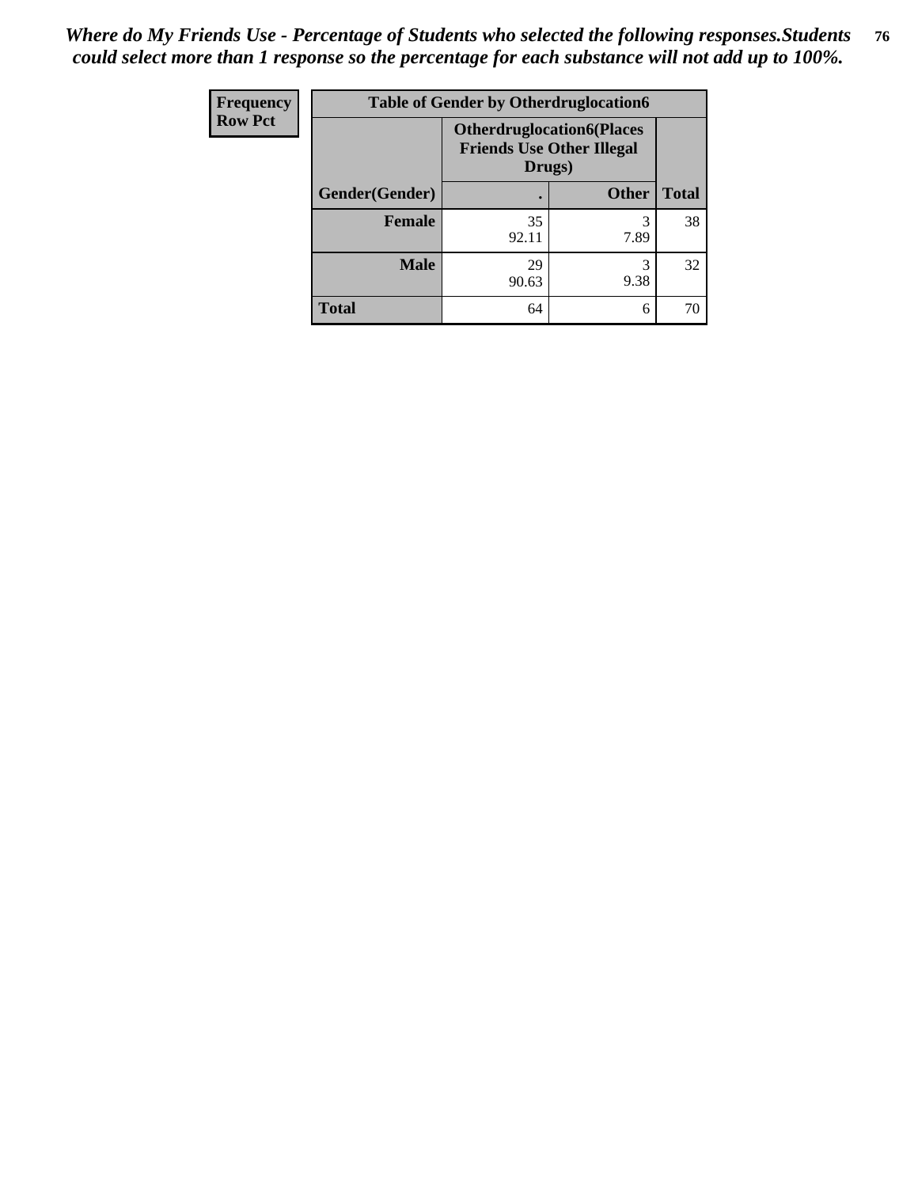*Where do My Friends Use - Percentage of Students who selected the following responses.Students could select more than 1 response so the percentage for each substance will not add up to 100%.*

| Frequency Row Pct | Table of Gender by Otherdruglocation6 | | |
|---|---|---|---|
| | Otherdruglocation6(Places Friends Use Other Illegal Drugs) | | |
| Gender(Gender) | . | Other | Total |
| Female | 35<br>92.11 | 3<br>7.89 | 38 |
| Male | 29<br>90.63 | 3<br>9.38 | 32 |
| Total | 64 | 6 | 70 |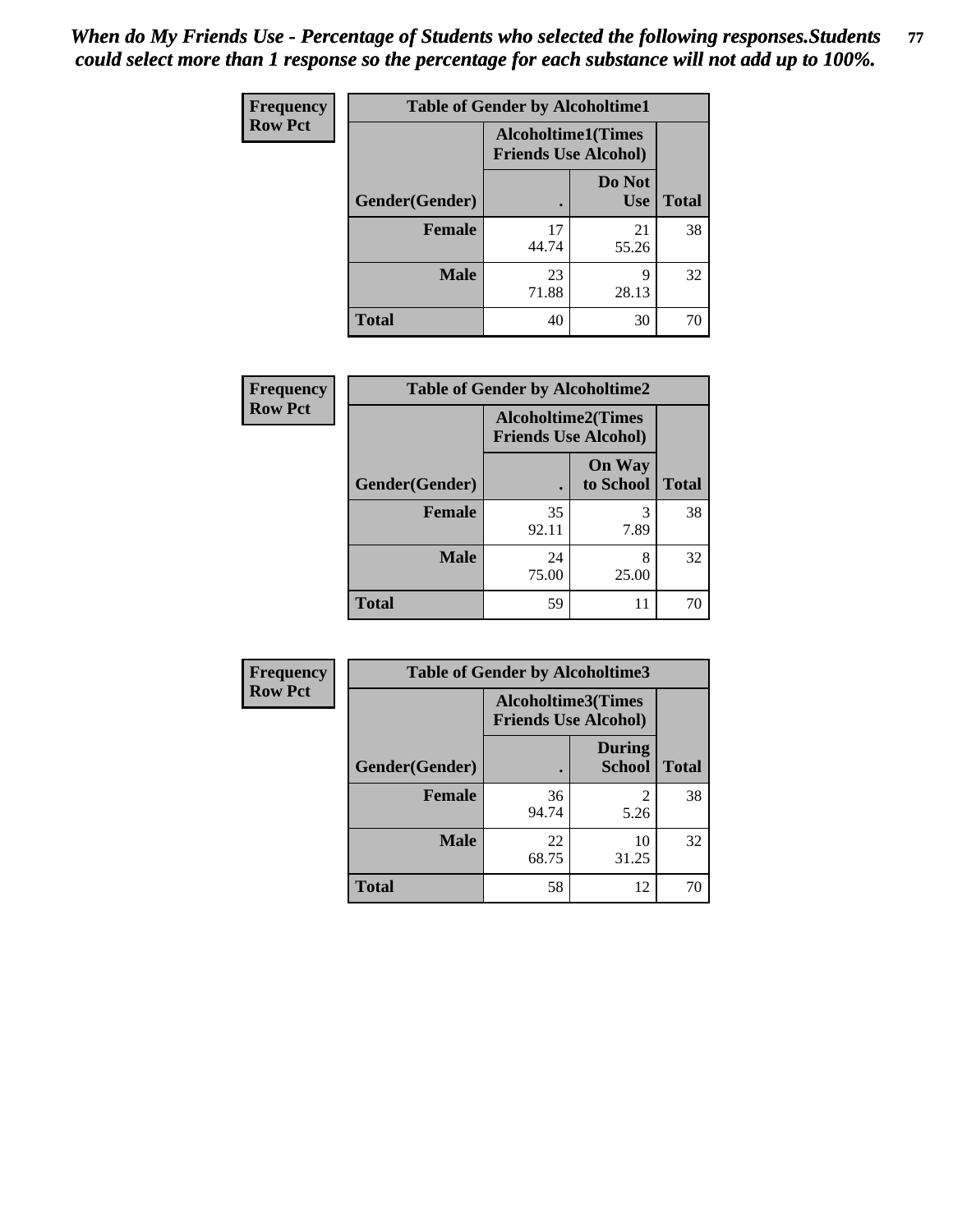*When do My Friends Use - Percentage of Students who selected the following responses.Students could select more than 1 response so the percentage for each substance will not add up to 100%.*

**Frequency**
**Row Pct**

**Table of Gender by Alcoholtime1**

| Gender(Gender) | Alcoholtime1(Times Friends Use Alcohol) . | Do Not Use | Total |
|---|---|---|---|
| **Female** | 17<br>44.74 | 21<br>55.26 | 38 |
| **Male** | 23<br>71.88 | 9<br>28.13 | 32 |
| **Total** | 40 | 30 | 70 |

**Frequency**
**Row Pct**

**Table of Gender by Alcoholtime2**

| Gender(Gender) | Alcoholtime2(Times Friends Use Alcohol) . | On Way to School | Total |
|---|---|---|---|
| **Female** | 35<br>92.11 | 3<br>7.89 | 38 |
| **Male** | 24<br>75.00 | 8<br>25.00 | 32 |
| **Total** | 59 | 11 | 70 |

**Frequency**
**Row Pct**

**Table of Gender by Alcoholtime3**

| Gender(Gender) | Alcoholtime3(Times Friends Use Alcohol) . | During School | Total |
|---|---|---|---|
| **Female** | 36<br>94.74 | 2<br>5.26 | 38 |
| **Male** | 22<br>68.75 | 10<br>31.25 | 32 |
| **Total** | 58 | 12 | 70 |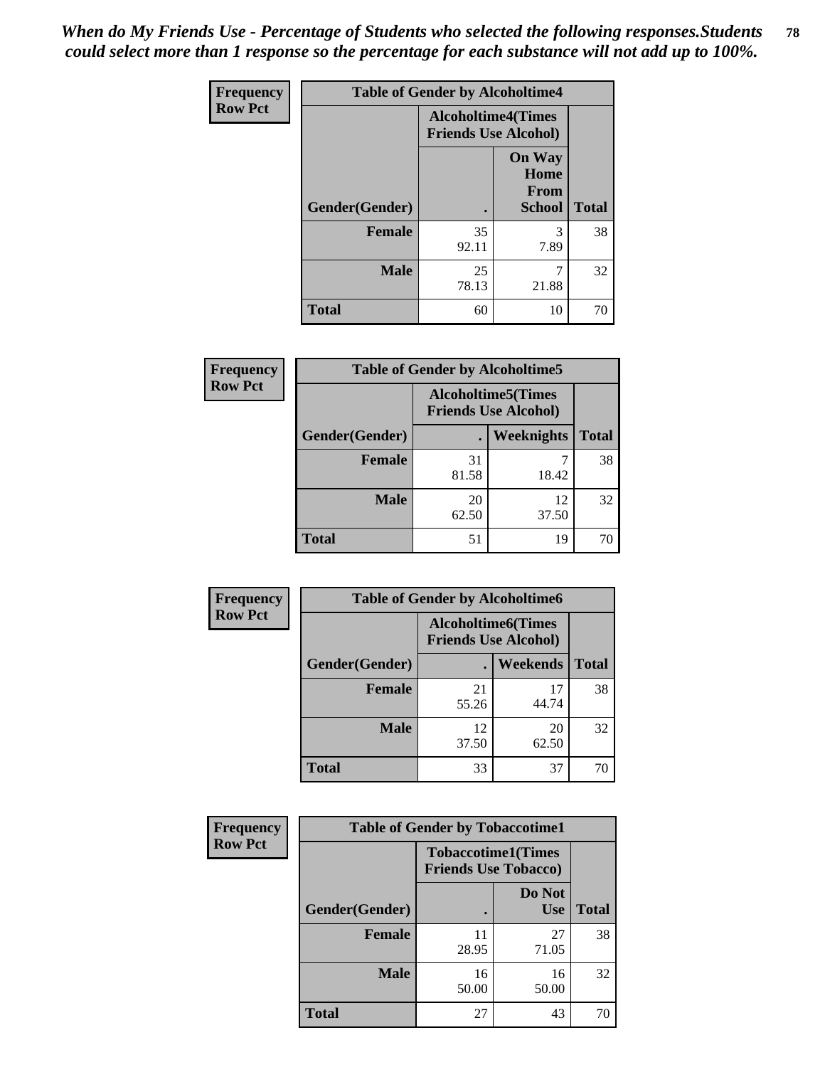*When do My Friends Use - Percentage of Students who selected the following responses.Students could select more than 1 response so the percentage for each substance will not add up to 100%.*

**Frequency**
**Row Pct**

| Table of Gender by Alcoholtime4 | | | |
|---|---|---|---|
| | Alcoholtime4(Times Friends Use Alcohol) | | |
| Gender(Gender) | . | On Way Home From School | Total |
| **Female** | 35<br>92.11 | 3<br>7.89 | 38 |
| **Male** | 25<br>78.13 | 7<br>21.88 | 32 |
| **Total** | 60 | 10 | 70 |

**Frequency**
**Row Pct**

| Table of Gender by Alcoholtime5 | | | |
|---|---|---|---|
| | Alcoholtime5(Times Friends Use Alcohol) | | |
| Gender(Gender) | . | Weeknights | Total |
| **Female** | 31<br>81.58 | 7<br>18.42 | 38 |
| **Male** | 20<br>62.50 | 12<br>37.50 | 32 |
| **Total** | 51 | 19 | 70 |

**Frequency**
**Row Pct**

| Table of Gender by Alcoholtime6 | | | |
|---|---|---|---|
| | Alcoholtime6(Times Friends Use Alcohol) | | |
| Gender(Gender) | . | Weekends | Total |
| **Female** | 21<br>55.26 | 17<br>44.74 | 38 |
| **Male** | 12<br>37.50 | 20<br>62.50 | 32 |
| **Total** | 33 | 37 | 70 |

**Frequency**
**Row Pct**

| Table of Gender by Tobaccotime1 | | | |
|---|---|---|---|
| | Tobaccotime1(Times Friends Use Tobacco) | | |
| Gender(Gender) | . | Do Not Use | Total |
| **Female** | 11<br>28.95 | 27<br>71.05 | 38 |
| **Male** | 16<br>50.00 | 16<br>50.00 | 32 |
| **Total** | 27 | 43 | 70 |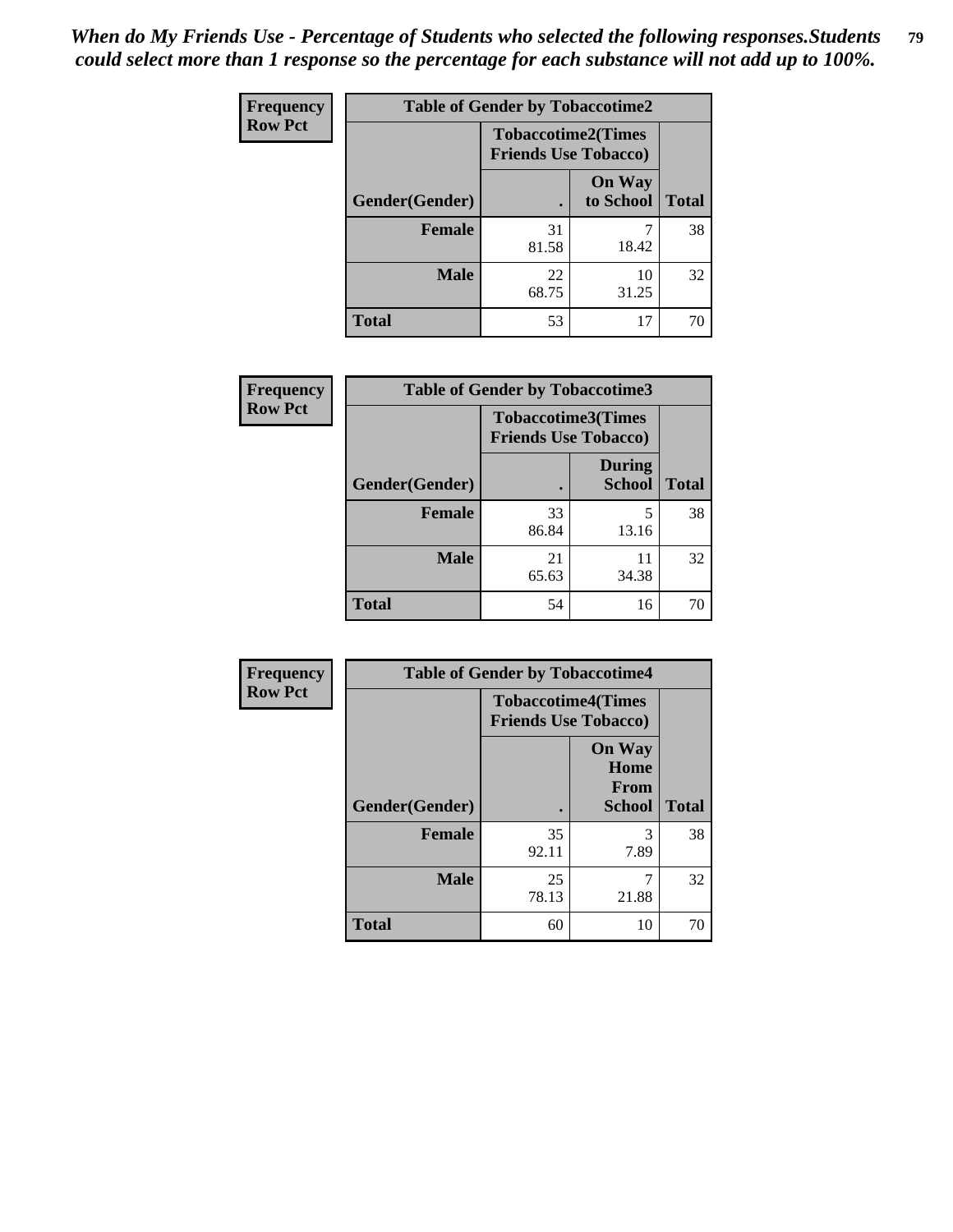*When do My Friends Use - Percentage of Students who selected the following responses.Students could select more than 1 response so the percentage for each substance will not add up to 100%.*

**Frequency**
**Row Pct**

| Table of Gender by Tobaccotime2 | | | |
|---|---|---|---|
| | Tobaccotime2(Times Friends Use Tobacco) | | |
| Gender(Gender) | . | On Way to School | Total |
| **Female** | 31<br>81.58 | 7<br>18.42 | 38 |
| **Male** | 22<br>68.75 | 10<br>31.25 | 32 |
| **Total** | 53 | 17 | 70 |

**Frequency**
**Row Pct**

| Table of Gender by Tobaccotime3 | | | |
|---|---|---|---|
| | Tobaccotime3(Times Friends Use Tobacco) | | |
| Gender(Gender) | . | During School | Total |
| **Female** | 33<br>86.84 | 5<br>13.16 | 38 |
| **Male** | 21<br>65.63 | 11<br>34.38 | 32 |
| **Total** | 54 | 16 | 70 |

**Frequency**
**Row Pct**

| Table of Gender by Tobaccotime4 | | | |
|---|---|---|---|
| | Tobaccotime4(Times Friends Use Tobacco) | | |
| Gender(Gender) | . | On Way Home From School | Total |
| **Female** | 35<br>92.11 | 3<br>7.89 | 38 |
| **Male** | 25<br>78.13 | 7<br>21.88 | 32 |
| **Total** | 60 | 10 | 70 |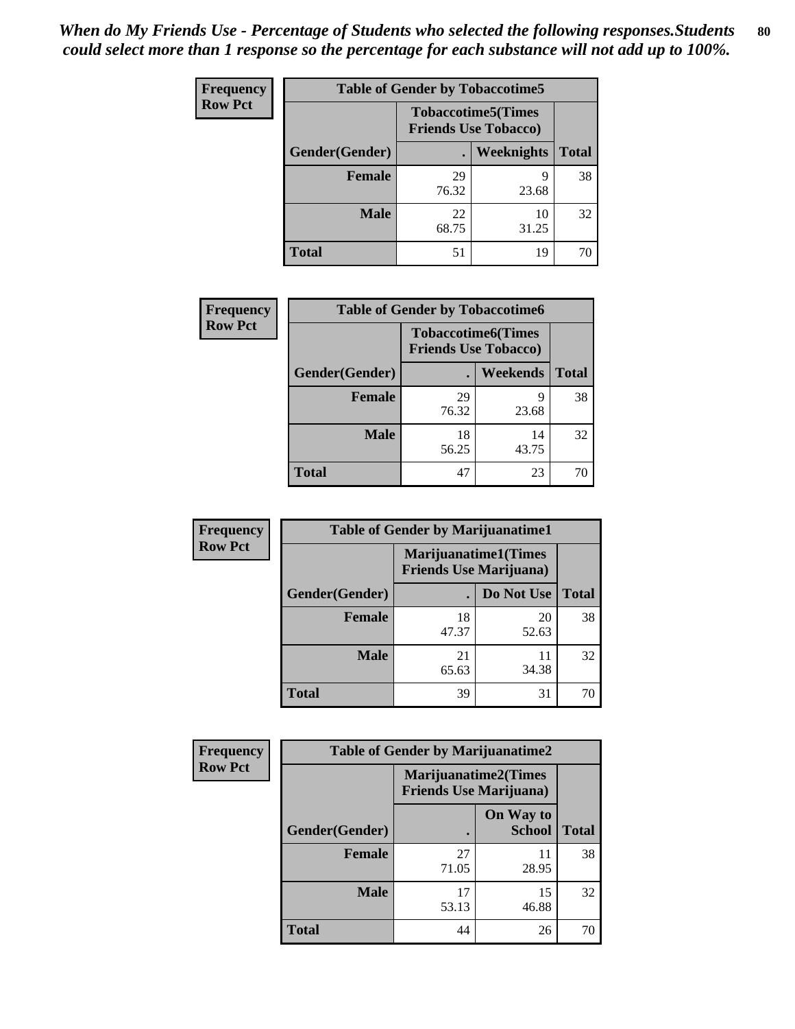*When do My Friends Use - Percentage of Students who selected the following responses.Students could select more than 1 response so the percentage for each substance will not add up to 100%.*

**Frequency**
**Row Pct**

| Table of Gender by Tobaccotime5 | | | |
|---|---|---|---|
| | Tobaccotime5(Times Friends Use Tobacco) | | |
| Gender(Gender) | . | Weeknights | Total |
| **Female** | 29<br>76.32 | 9<br>23.68 | 38 |
| **Male** | 22<br>68.75 | 10<br>31.25 | 32 |
| **Total** | 51 | 19 | 70 |

**Frequency**
**Row Pct**

| Table of Gender by Tobaccotime6 | | | |
|---|---|---|---|
| | Tobaccotime6(Times Friends Use Tobacco) | | |
| Gender(Gender) | . | Weekends | Total |
| **Female** | 29<br>76.32 | 9<br>23.68 | 38 |
| **Male** | 18<br>56.25 | 14<br>43.75 | 32 |
| **Total** | 47 | 23 | 70 |

**Frequency**
**Row Pct**

| Table of Gender by Marijuanatime1 | | | |
|---|---|---|---|
| | Marijuanatime1(Times Friends Use Marijuana) | | |
| Gender(Gender) | . | Do Not Use | Total |
| **Female** | 18<br>47.37 | 20<br>52.63 | 38 |
| **Male** | 21<br>65.63 | 11<br>34.38 | 32 |
| **Total** | 39 | 31 | 70 |

**Frequency**
**Row Pct**

| Table of Gender by Marijuanatime2 | | | |
|---|---|---|---|
| | Marijuanatime2(Times Friends Use Marijuana) | | |
| Gender(Gender) | . | On Way to School | Total |
| **Female** | 27<br>71.05 | 11<br>28.95 | 38 |
| **Male** | 17<br>53.13 | 15<br>46.88 | 32 |
| **Total** | 44 | 26 | 70 |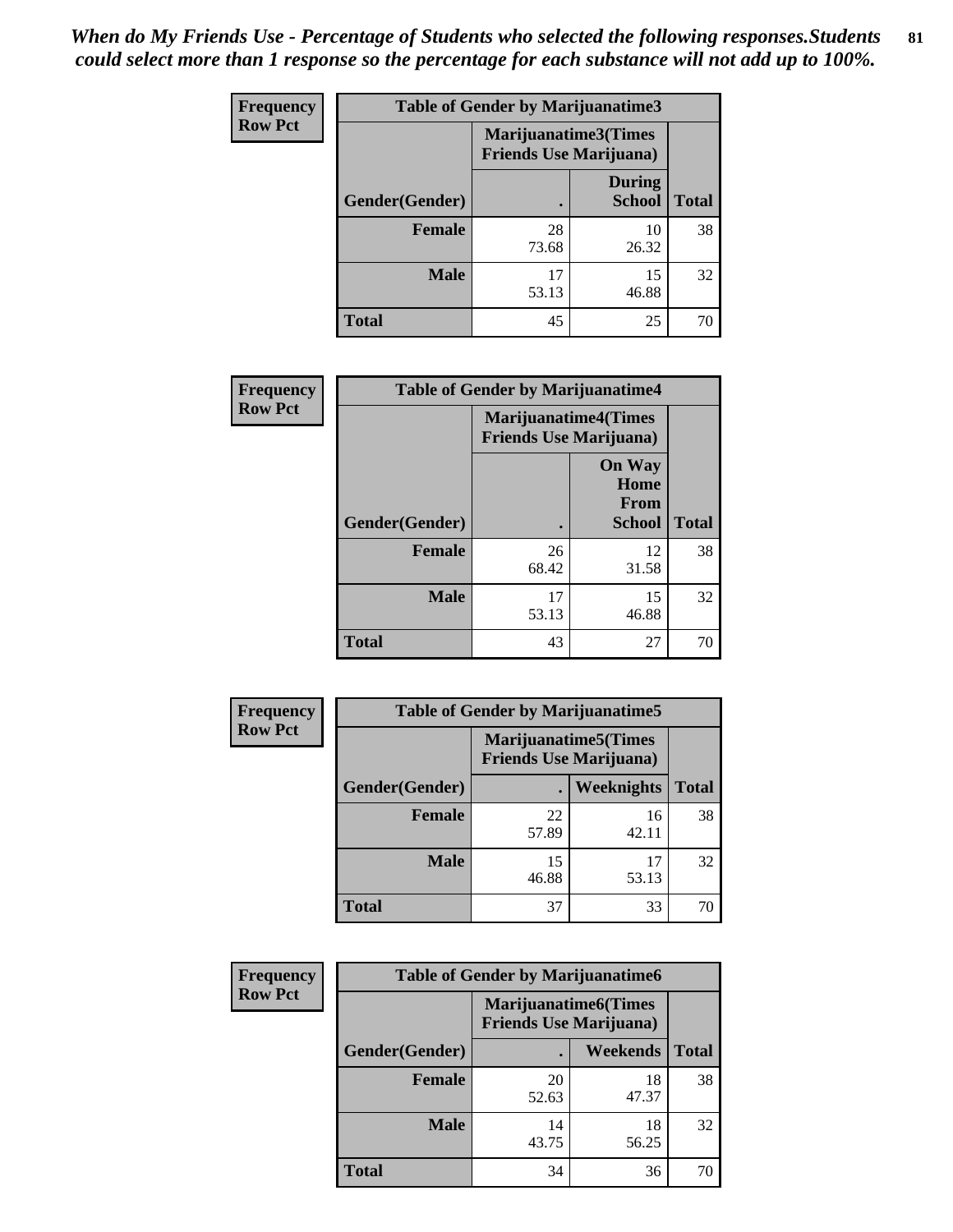*When do My Friends Use - Percentage of Students who selected the following responses.Students could select more than 1 response so the percentage for each substance will not add up to 100%.*

**Frequency**
**Row Pct**

| Table of Gender by Marijuanatime3 | | | |
|---|---|---|---|
| | Marijuanatime3(Times Friends Use Marijuana) | | |
| Gender(Gender) | . | During School | Total |
| **Female** | 28<br>73.68 | 10<br>26.32 | 38 |
| **Male** | 17<br>53.13 | 15<br>46.88 | 32 |
| **Total** | 45 | 25 | 70 |

**Frequency**
**Row Pct**

| Table of Gender by Marijuanatime4 | | | |
|---|---|---|---|
| | Marijuanatime4(Times Friends Use Marijuana) | | |
| Gender(Gender) | . | On Way Home From School | Total |
| **Female** | 26<br>68.42 | 12<br>31.58 | 38 |
| **Male** | 17<br>53.13 | 15<br>46.88 | 32 |
| **Total** | 43 | 27 | 70 |

**Frequency**
**Row Pct**

| Table of Gender by Marijuanatime5 | | | |
|---|---|---|---|
| | Marijuanatime5(Times Friends Use Marijuana) | | |
| Gender(Gender) | . | Weeknights | Total |
| **Female** | 22<br>57.89 | 16<br>42.11 | 38 |
| **Male** | 15<br>46.88 | 17<br>53.13 | 32 |
| **Total** | 37 | 33 | 70 |

**Frequency**
**Row Pct**

| Table of Gender by Marijuanatime6 | | | |
|---|---|---|---|
| | Marijuanatime6(Times Friends Use Marijuana) | | |
| Gender(Gender) | . | Weekends | Total |
| **Female** | 20<br>52.63 | 18<br>47.37 | 38 |
| **Male** | 14<br>43.75 | 18<br>56.25 | 32 |
| **Total** | 34 | 36 | 70 |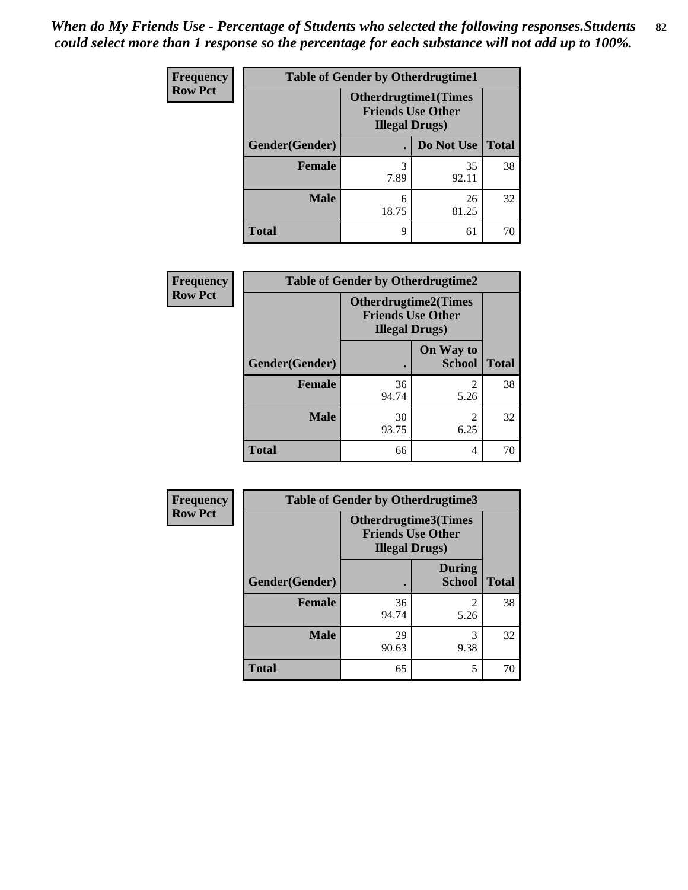*When do My Friends Use - Percentage of Students who selected the following responses.Students could select more than 1 response so the percentage for each substance will not add up to 100%.*

**Frequency**
**Row Pct**

| Table of Gender by Otherdrugtime1 | | | |
|---|---|---|---|
| | Otherdrugtime1(Times Friends Use Other Illegal Drugs) | | |
| Gender(Gender) | . | Do Not Use | Total |
| **Female** | 3<br>7.89 | 35<br>92.11 | 38 |
| **Male** | 6<br>18.75 | 26<br>81.25 | 32 |
| **Total** | 9 | 61 | 70 |

**Frequency**
**Row Pct**

| Table of Gender by Otherdrugtime2 | | | |
|---|---|---|---|
| | Otherdrugtime2(Times Friends Use Other Illegal Drugs) | | |
| Gender(Gender) | . | On Way to School | Total |
| **Female** | 36<br>94.74 | 2<br>5.26 | 38 |
| **Male** | 30<br>93.75 | 2<br>6.25 | 32 |
| **Total** | 66 | 4 | 70 |

**Frequency**
**Row Pct**

| Table of Gender by Otherdrugtime3 | | | |
|---|---|---|---|
| | Otherdrugtime3(Times Friends Use Other Illegal Drugs) | | |
| Gender(Gender) | . | During School | Total |
| **Female** | 36<br>94.74 | 2<br>5.26 | 38 |
| **Male** | 29<br>90.63 | 3<br>9.38 | 32 |
| **Total** | 65 | 5 | 70 |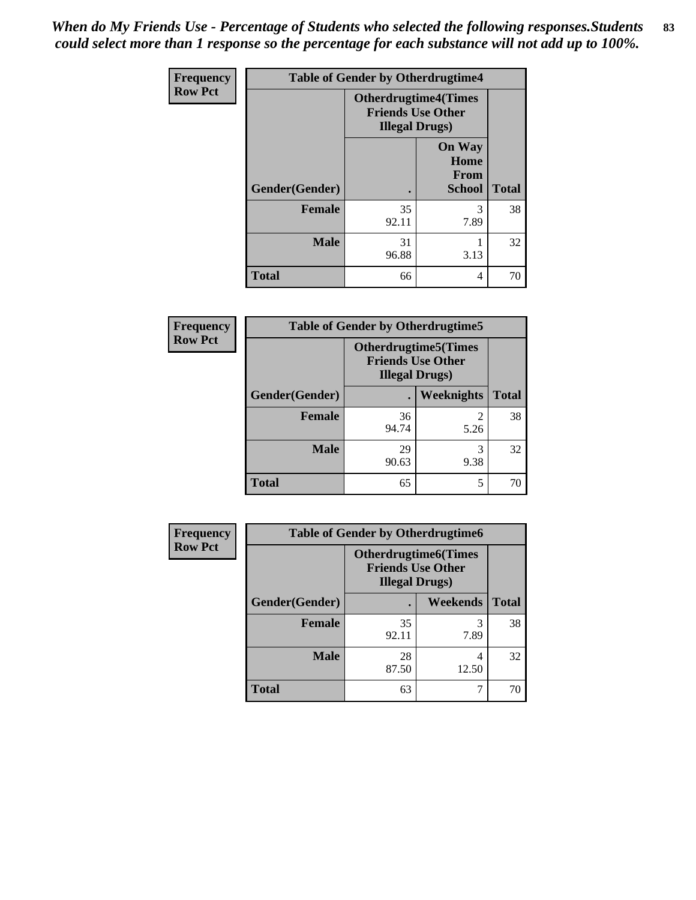*When do My Friends Use - Percentage of Students who selected the following responses.Students could select more than 1 response so the percentage for each substance will not add up to 100%.*

**Frequency**
**Row Pct**

| Table of Gender by Otherdrugtime4 | | | |
|---|---|---|---|
| | Otherdrugtime4(Times Friends Use Other Illegal Drugs) | | |
| Gender(Gender) | . | On Way Home From School | Total |
| **Female** | 35<br>92.11 | 3<br>7.89 | 38 |
| **Male** | 31<br>96.88 | 1<br>3.13 | 32 |
| **Total** | 66 | 4 | 70 |

**Frequency**
**Row Pct**

| Table of Gender by Otherdrugtime5 | | | |
|---|---|---|---|
| | Otherdrugtime5(Times Friends Use Other Illegal Drugs) | | |
| Gender(Gender) | . | Weeknights | Total |
| **Female** | 36<br>94.74 | 2<br>5.26 | 38 |
| **Male** | 29<br>90.63 | 3<br>9.38 | 32 |
| **Total** | 65 | 5 | 70 |

**Frequency**
**Row Pct**

| Table of Gender by Otherdrugtime6 | | | |
|---|---|---|---|
| | Otherdrugtime6(Times Friends Use Other Illegal Drugs) | | |
| Gender(Gender) | . | Weekends | Total |
| **Female** | 35<br>92.11 | 3<br>7.89 | 38 |
| **Male** | 28<br>87.50 | 4<br>12.50 | 32 |
| **Total** | 63 | 7 | 70 |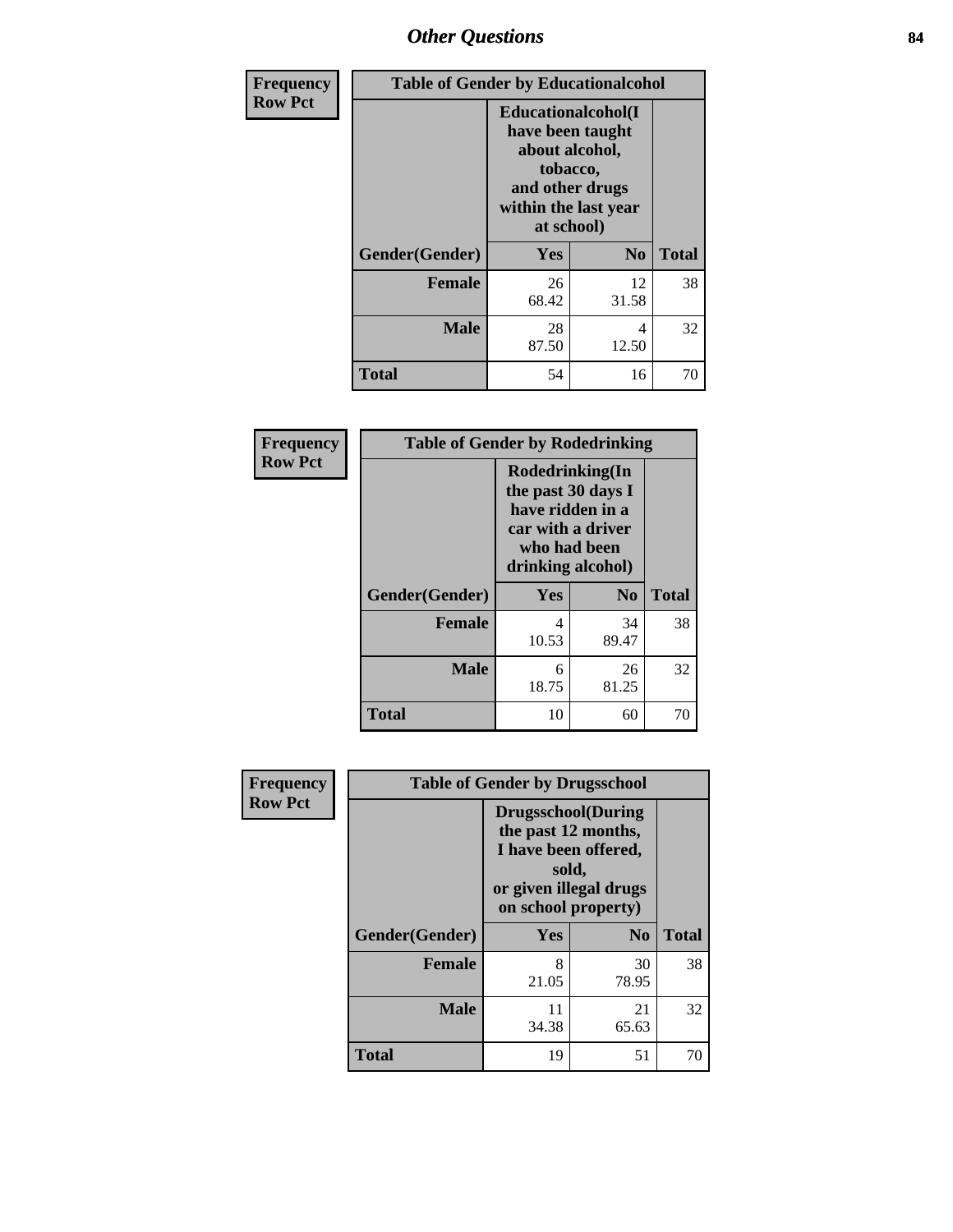# Other Questions

**Frequency**
**Row Pct**

| Table of Gender by Educationalcohol | | | |
|---|---|---|---|
| | Educationalcohol(I have been taught about alcohol, tobacco, and other drugs within the last year at school) | | |
| Gender(Gender) | Yes | No | Total |
| **Female** | 26<br>68.42 | 12<br>31.58 | 38 |
| **Male** | 28<br>87.50 | 4<br>12.50 | 32 |
| **Total** | 54 | 16 | 70 |

**Frequency**
**Row Pct**

| Table of Gender by Rodedrinking | | | |
|---|---|---|---|
| | Rodedrinking(In the past 30 days I have ridden in a car with a driver who had been drinking alcohol) | | |
| Gender(Gender) | Yes | No | Total |
| **Female** | 4<br>10.53 | 34<br>89.47 | 38 |
| **Male** | 6<br>18.75 | 26<br>81.25 | 32 |
| **Total** | 10 | 60 | 70 |

**Frequency**
**Row Pct**

| Table of Gender by Drugsschool | | | |
|---|---|---|---|
| | Drugsschool(During the past 12 months, I have been offered, sold, or given illegal drugs on school property) | | |
| Gender(Gender) | Yes | No | Total |
| **Female** | 8<br>21.05 | 30<br>78.95 | 38 |
| **Male** | 11<br>34.38 | 21<br>65.63 | 32 |
| **Total** | 19 | 51 | 70 |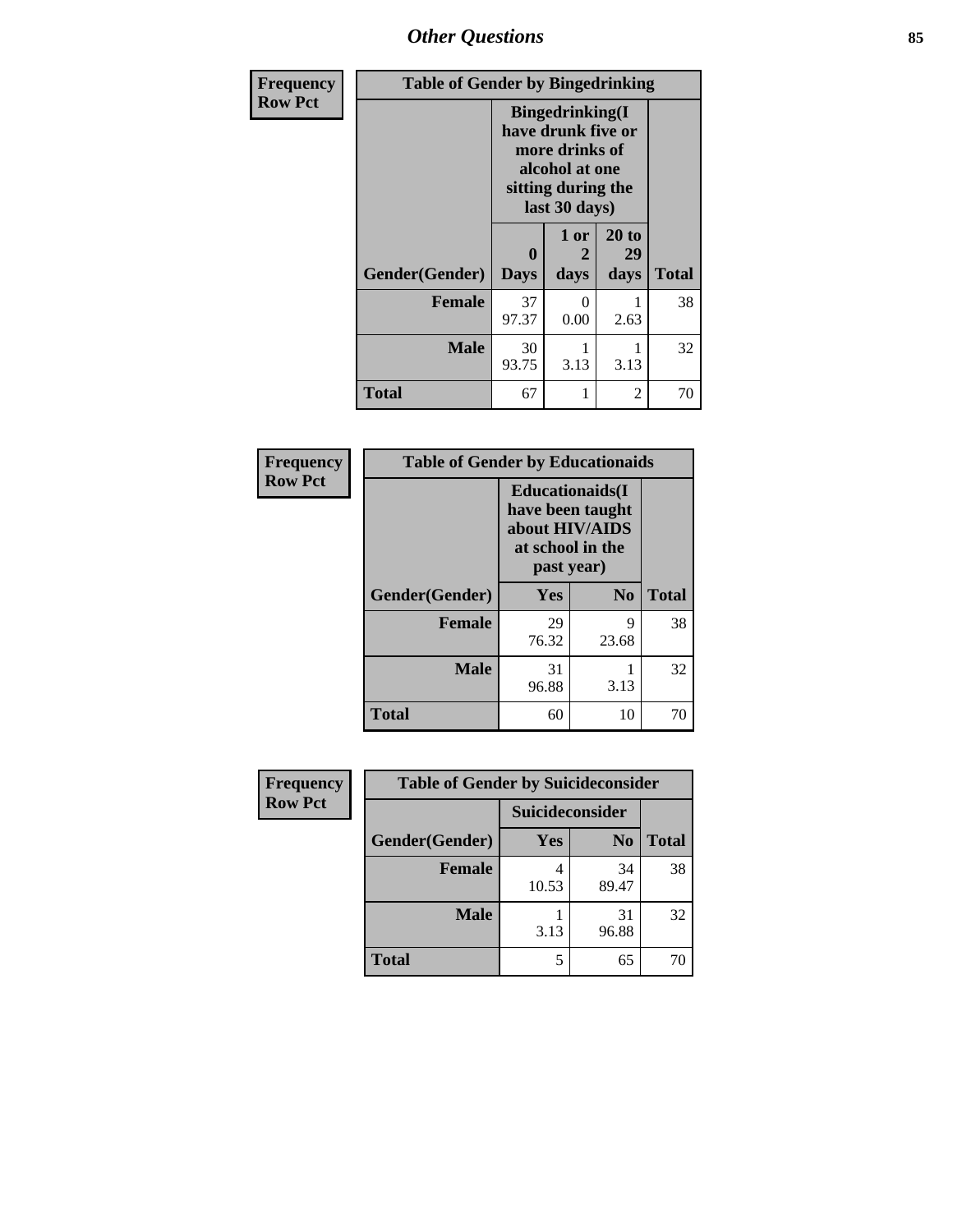| Frequency<br>Row Pct | Table of Gender by Bingedrinking | | | |
|---|---|---|---|---|
| | Bingedrinking(I have drunk five or more drinks of alcohol at one sitting during the last 30 days) | | | |
| Gender(Gender) | 0 Days | 1 or 2 days | 20 to 29 days | Total |
| Female | 37<br>97.37 | 0<br>0.00 | 1<br>2.63 | 38 |
| Male | 30<br>93.75 | 1<br>3.13 | 1<br>3.13 | 32 |
| Total | 67 | 1 | 2 | 70 |

| Frequency<br>Row Pct | Table of Gender by Educationaids | | |
|---|---|---|---|
| | Educationaids(I have been taught about HIV/AIDS at school in the past year) | | |
| Gender(Gender) | Yes | No | Total |
| Female | 29<br>76.32 | 9<br>23.68 | 38 |
| Male | 31<br>96.88 | 1<br>3.13 | 32 |
| Total | 60 | 10 | 70 |

| Frequency<br>Row Pct | Table of Gender by Suicideconsider | | |
|---|---|---|---|
| | Suicideconsider | | |
| Gender(Gender) | Yes | No | Total |
| Female | 4<br>10.53 | 34<br>89.47 | 38 |
| Male | 1<br>3.13 | 31<br>96.88 | 32 |
| Total | 5 | 65 | 70 |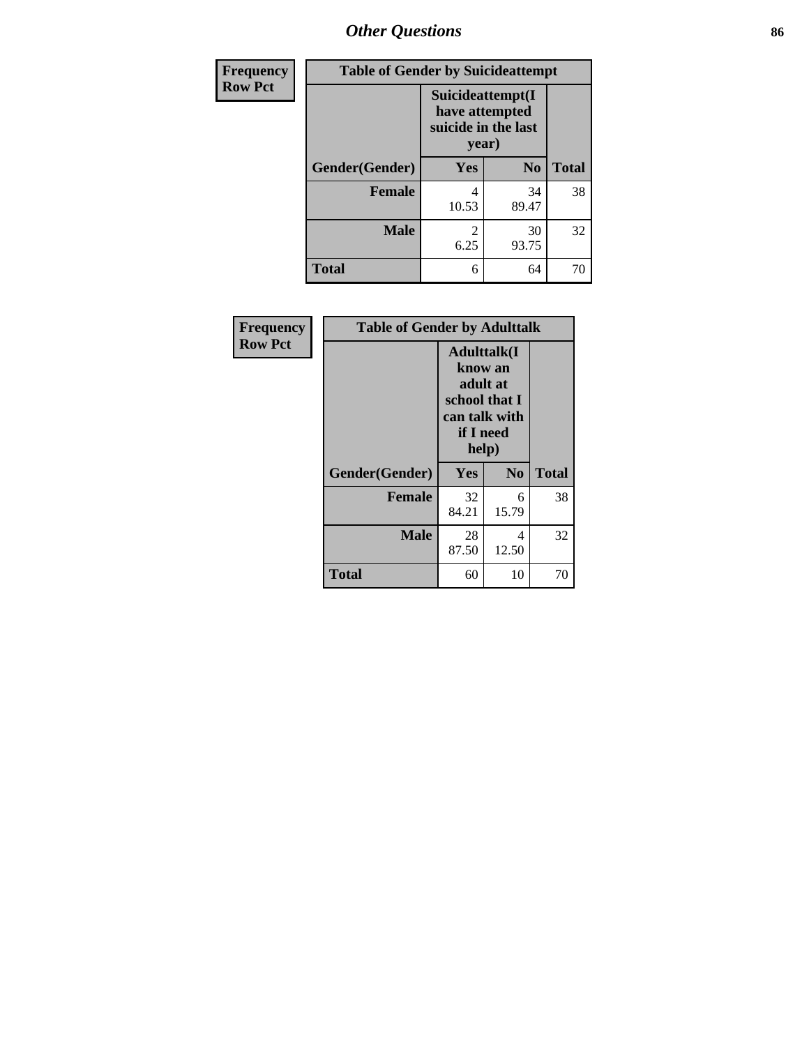## Other Questions

| Frequency Row Pct | Table of Gender by Suicideattempt | | |
|---|---|---|---|
| | Suicideattempt(I have attempted suicide in the last year) | | |
| Gender(Gender) | Yes | No | Total |
| Female | 4<br>10.53 | 34<br>89.47 | 38 |
| Male | 2<br>6.25 | 30<br>93.75 | 32 |
| Total | 6 | 64 | 70 |

| Frequency Row Pct | Table of Gender by Adulttalk | | |
|---|---|---|---|
| | Adulttalk(I know an adult at school that I can talk with if I need help) | | |
| Gender(Gender) | Yes | No | Total |
| Female | 32<br>84.21 | 6<br>15.79 | 38 |
| Male | 28<br>87.50 | 4<br>12.50 | 32 |
| Total | 60 | 10 | 70 |